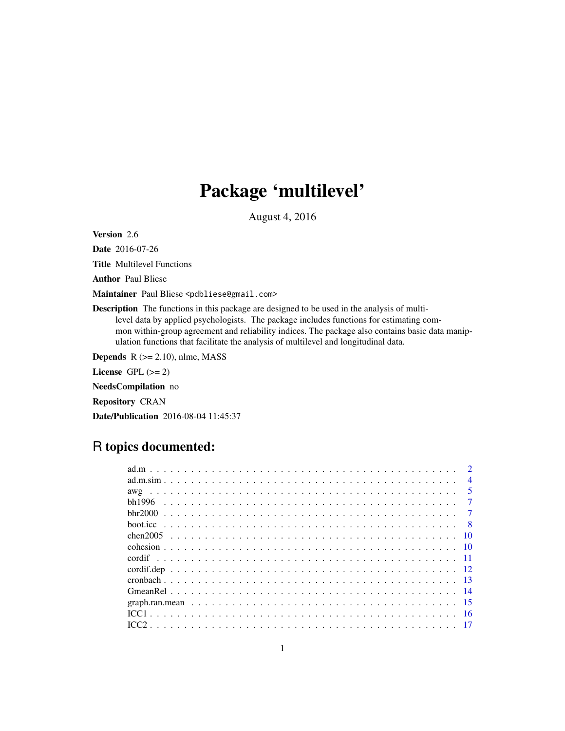# Package 'multilevel'

August 4, 2016

**Version** 2.6

**Date** 2016-07-26

**Title** Multilevel Functions

**Author** Paul Bliese

**Maintainer** Paul Bliese <pdbliese@gmail.com>

**Description** The functions in this package are designed to be used in the analysis of multilevel data by applied psychologists. The package includes functions for estimating common within-group agreement and reliability indices. The package also contains basic data manipulation functions that facilitate the analysis of multilevel and longitudinal data.

**Depends** R (>= 2.10), nlme, MASS

**License** GPL (>= 2)

**NeedsCompilation** no

**Repository** CRAN

**Date/Publication** 2016-08-04 11:45:37

## R topics documented:

| | |
|---|---|
| ad.m | 2 |
| ad.m.sim | 4 |
| awg | 5 |
| bh1996 | 7 |
| bhr2000 | 7 |
| boot.icc | 8 |
| chen2005 | 10 |
| cohesion | 10 |
| cordif | 11 |
| cordif.dep | 12 |
| cronbach | 13 |
| GmeanRel | 14 |
| graph.ran.mean | 15 |
| ICC1 | 16 |
| ICC2 | 17 |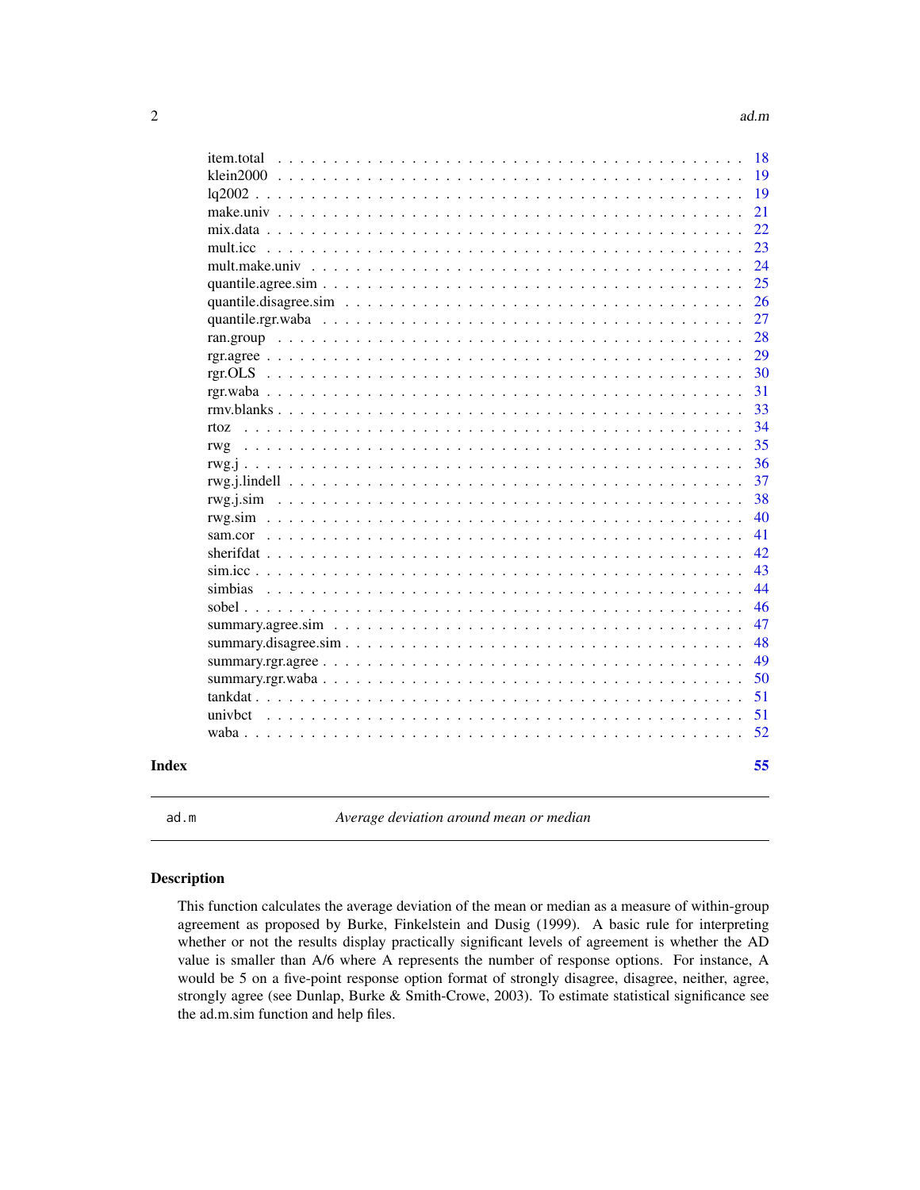| | |
|---|---|
| item.total | 18 |
| klein2000 | 19 |
| lq2002 | 19 |
| make.univ | 21 |
| mix.data | 22 |
| mult.icc | 23 |
| mult.make.univ | 24 |
| quantile.agree.sim | 25 |
| quantile.disagree.sim | 26 |
| quantile.rgr.waba | 27 |
| ran.group | 28 |
| rgr.agree | 29 |
| rgr.OLS | 30 |
| rgr.waba | 31 |
| rmv.blanks | 33 |
| rtoz | 34 |
| rwg | 35 |
| rwg.j | 36 |
| rwg.j.lindell | 37 |
| rwg.j.sim | 38 |
| rwg.sim | 40 |
| sam.cor | 41 |
| sherifdat | 42 |
| sim.icc | 43 |
| simbias | 44 |
| sobel | 46 |
| summary.agree.sim | 47 |
| summary.disagree.sim | 48 |
| summary.rgr.agree | 49 |
| summary.rgr.waba | 50 |
| tankdat | 51 |
| univbct | 51 |
| waba | 52 |

**Index** 55

---

`ad.m` *Average deviation around mean or median*

---

### Description

This function calculates the average deviation of the mean or median as a measure of within-group agreement as proposed by Burke, Finkelstein and Dusig (1999). A basic rule for interpreting whether or not the results display practically significant levels of agreement is whether the AD value is smaller than A/6 where A represents the number of response options. For instance, A would be 5 on a five-point response option format of strongly disagree, disagree, neither, agree, strongly agree (see Dunlap, Burke & Smith-Crowe, 2003). To estimate statistical significance see the ad.m.sim function and help files.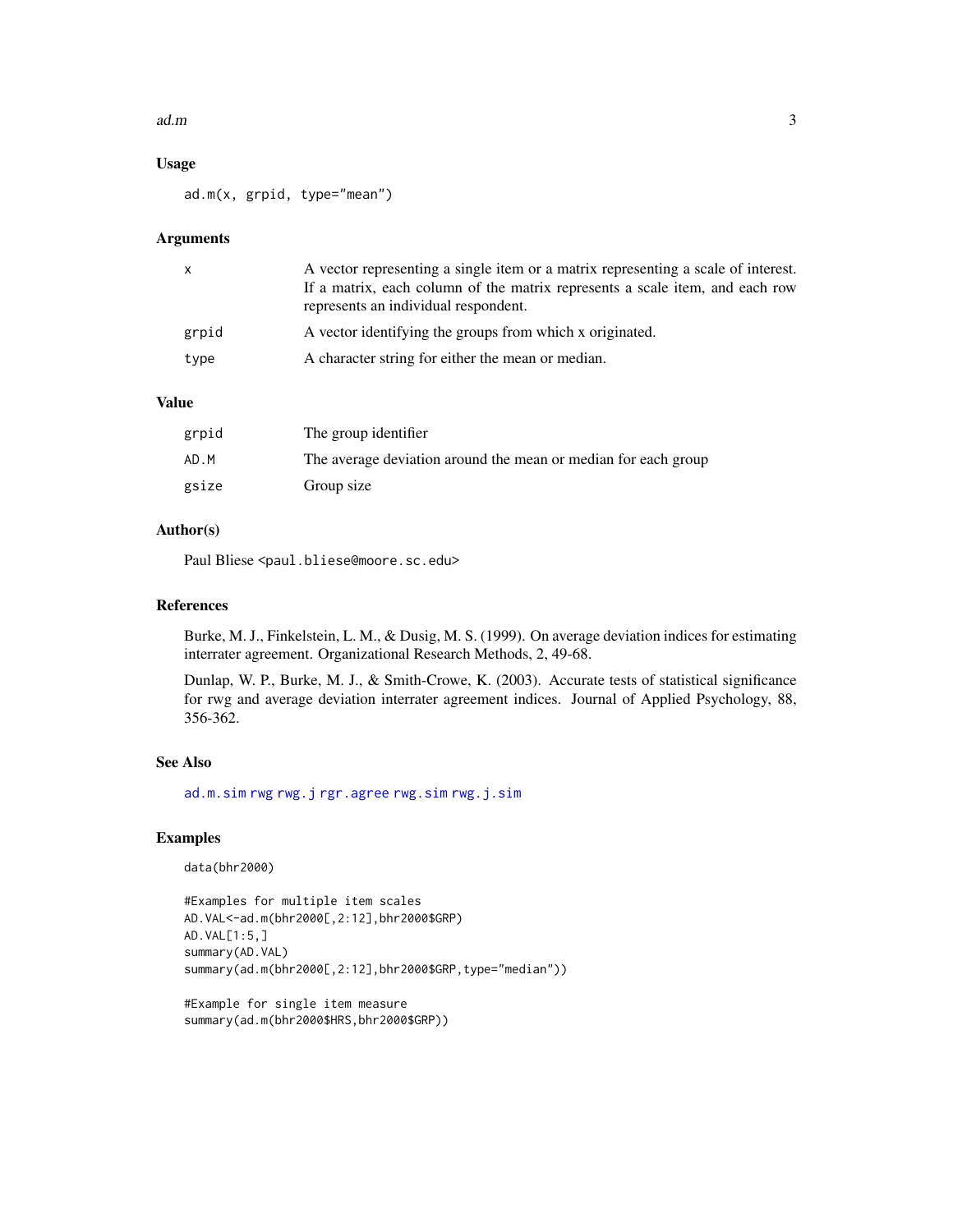## Usage

```
ad.m(x, grpid, type="mean")
```

## Arguments

| | |
|---|---|
| x | A vector representing a single item or a matrix representing a scale of interest. If a matrix, each column of the matrix represents a scale item, and each row represents an individual respondent. |
| grpid | A vector identifying the groups from which x originated. |
| type | A character string for either the mean or median. |

## Value

| | |
|---|---|
| grpid | The group identifier |
| AD.M | The average deviation around the mean or median for each group |
| gsize | Group size |

## Author(s)

Paul Bliese <paul.bliese@moore.sc.edu>

## References

Burke, M. J., Finkelstein, L. M., & Dusig, M. S. (1999). On average deviation indices for estimating interrater agreement. Organizational Research Methods, 2, 49-68.

Dunlap, W. P., Burke, M. J., & Smith-Crowe, K. (2003). Accurate tests of statistical significance for rwg and average deviation interrater agreement indices. Journal of Applied Psychology, 88, 356-362.

## See Also

ad.m.sim rwg rwg.j rgr.agree rwg.sim rwg.j.sim

## Examples

```
data(bhr2000)

#Examples for multiple item scales
AD.VAL<-ad.m(bhr2000[,2:12],bhr2000$GRP)
AD.VAL[1:5,]
summary(AD.VAL)
summary(ad.m(bhr2000[,2:12],bhr2000$GRP,type="median"))

#Example for single item measure
summary(ad.m(bhr2000$HRS,bhr2000$GRP))
```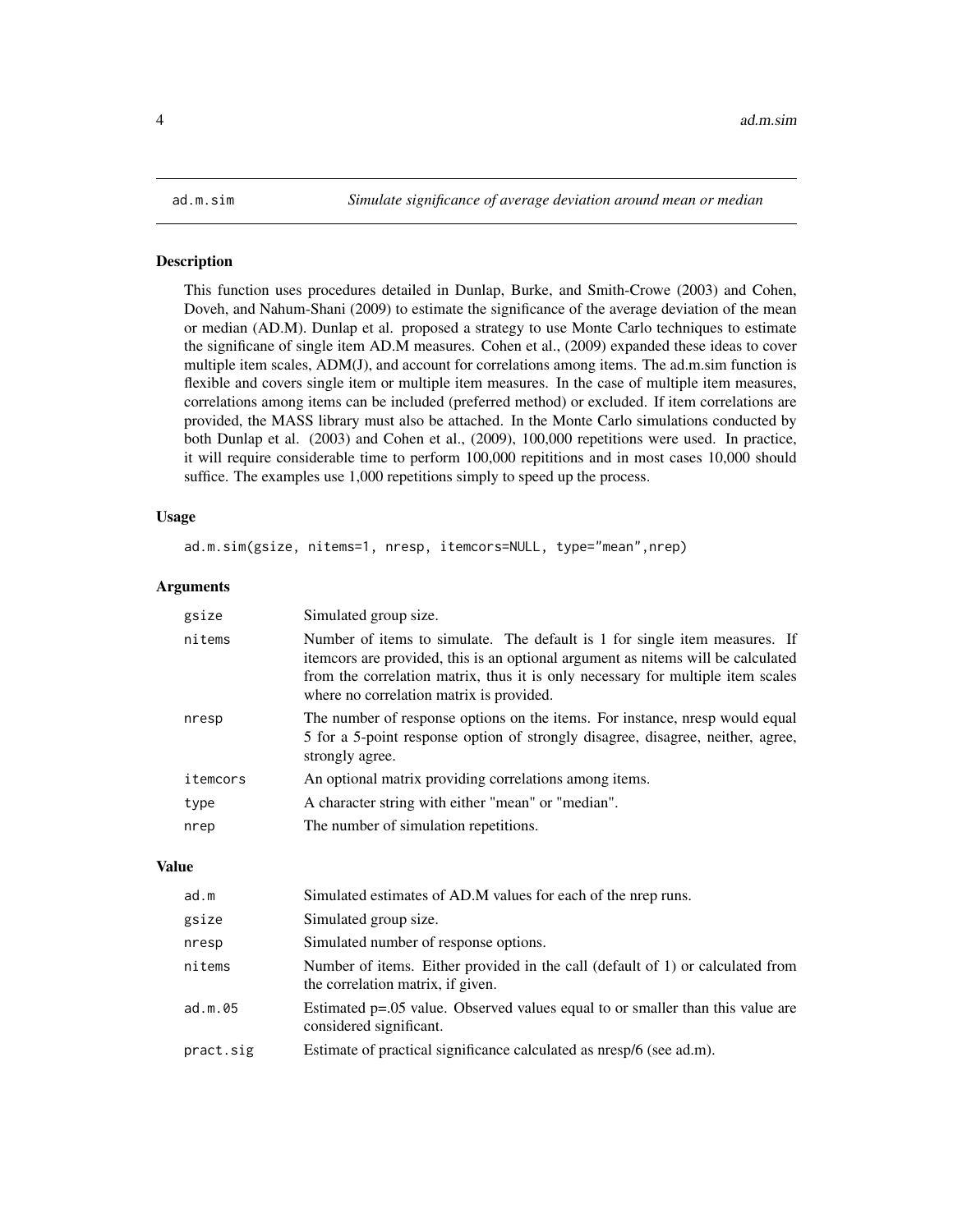ad.m.sim *Simulate significance of average deviation around mean or median*

## Description

This function uses procedures detailed in Dunlap, Burke, and Smith-Crowe (2003) and Cohen, Doveh, and Nahum-Shani (2009) to estimate the significance of the average deviation of the mean or median (AD.M). Dunlap et al. proposed a strategy to use Monte Carlo techniques to estimate the significane of single item AD.M measures. Cohen et al., (2009) expanded these ideas to cover multiple item scales, ADM(J), and account for correlations among items. The ad.m.sim function is flexible and covers single item or multiple item measures. In the case of multiple item measures, correlations among items can be included (preferred method) or excluded. If item correlations are provided, the MASS library must also be attached. In the Monte Carlo simulations conducted by both Dunlap et al. (2003) and Cohen et al., (2009), 100,000 repetitions were used. In practice, it will require considerable time to perform 100,000 repititions and in most cases 10,000 should suffice. The examples use 1,000 repetitions simply to speed up the process.

## Usage

```
ad.m.sim(gsize, nitems=1, nresp, itemcors=NULL, type="mean",nrep)
```

## Arguments

| | |
|---|---|
| gsize | Simulated group size. |
| nitems | Number of items to simulate. The default is 1 for single item measures. If itemcors are provided, this is an optional argument as nitems will be calculated from the correlation matrix, thus it is only necessary for multiple item scales where no correlation matrix is provided. |
| nresp | The number of response options on the items. For instance, nresp would equal 5 for a 5-point response option of strongly disagree, disagree, neither, agree, strongly agree. |
| itemcors | An optional matrix providing correlations among items. |
| type | A character string with either "mean" or "median". |
| nrep | The number of simulation repetitions. |

## Value

| | |
|---|---|
| ad.m | Simulated estimates of AD.M values for each of the nrep runs. |
| gsize | Simulated group size. |
| nresp | Simulated number of response options. |
| nitems | Number of items. Either provided in the call (default of 1) or calculated from the correlation matrix, if given. |
| ad.m.05 | Estimated p=.05 value. Observed values equal to or smaller than this value are considered significant. |
| pract.sig | Estimate of practical significance calculated as nresp/6 (see ad.m). |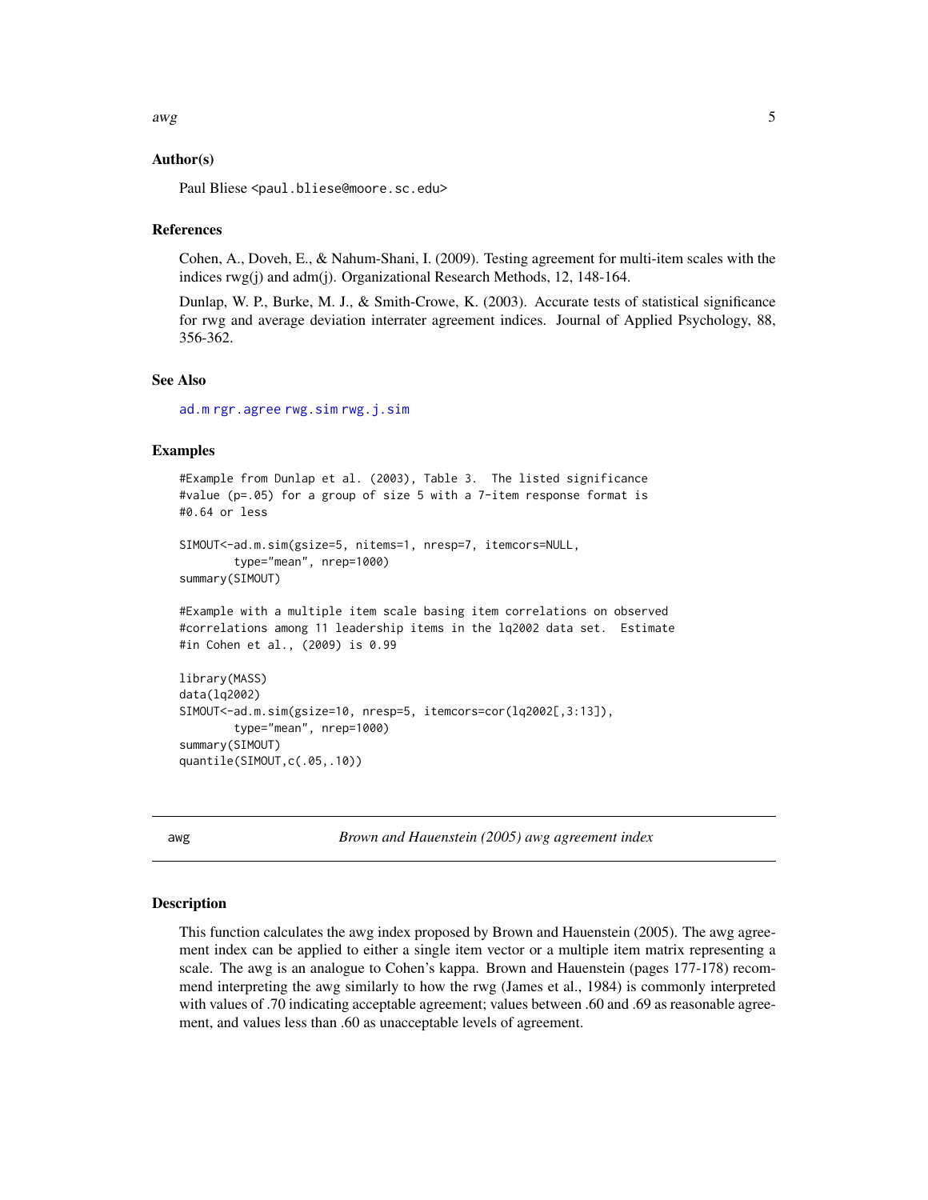### Author(s)

Paul Bliese <paul.bliese@moore.sc.edu>

### References

Cohen, A., Doveh, E., & Nahum-Shani, I. (2009). Testing agreement for multi-item scales with the indices rwg(j) and adm(j). Organizational Research Methods, 12, 148-164.

Dunlap, W. P., Burke, M. J., & Smith-Crowe, K. (2003). Accurate tests of statistical significance for rwg and average deviation interrater agreement indices. Journal of Applied Psychology, 88, 356-362.

### See Also

ad.m rgr.agree rwg.sim rwg.j.sim

### Examples

```
#Example from Dunlap et al. (2003), Table 3.  The listed significance
#value (p=.05) for a group of size 5 with a 7-item response format is
#0.64 or less

SIMOUT<-ad.m.sim(gsize=5, nitems=1, nresp=7, itemcors=NULL,
        type="mean", nrep=1000)
summary(SIMOUT)

#Example with a multiple item scale basing item correlations on observed
#correlations among 11 leadership items in the lq2002 data set.  Estimate
#in Cohen et al., (2009) is 0.99

library(MASS)
data(lq2002)
SIMOUT<-ad.m.sim(gsize=10, nresp=5, itemcors=cor(lq2002[,3:13]),
        type="mean", nrep=1000)
summary(SIMOUT)
quantile(SIMOUT,c(.05,.10))
```

## awg — *Brown and Hauenstein (2005) awg agreement index*

### Description

This function calculates the awg index proposed by Brown and Hauenstein (2005). The awg agreement index can be applied to either a single item vector or a multiple item matrix representing a scale. The awg is an analogue to Cohen's kappa. Brown and Hauenstein (pages 177-178) recommend interpreting the awg similarly to how the rwg (James et al., 1984) is commonly interpreted with values of .70 indicating acceptable agreement; values between .60 and .69 as reasonable agreement, and values less than .60 as unacceptable levels of agreement.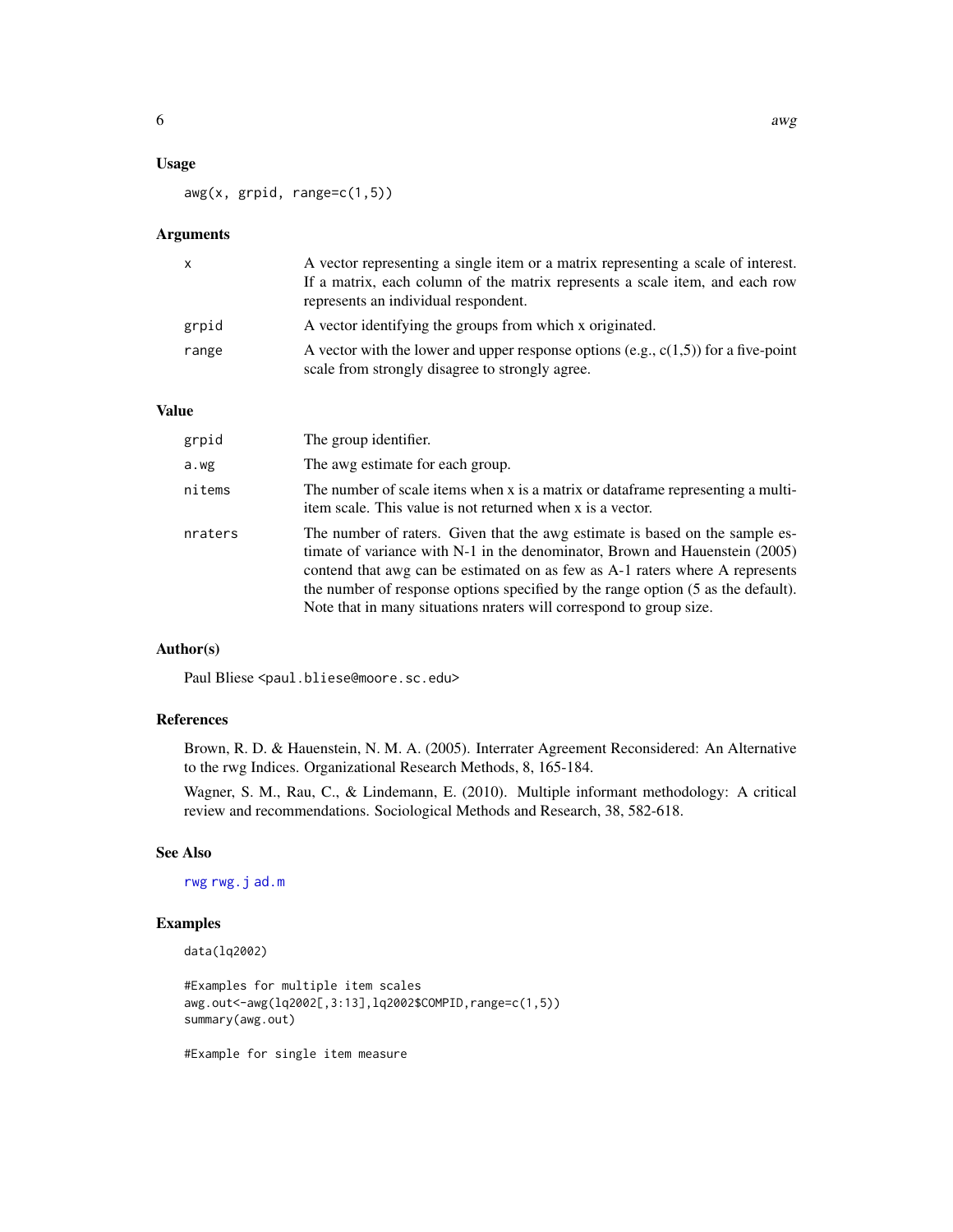## Usage

```
awg(x, grpid, range=c(1,5))
```

## Arguments

| | |
|---|---|
| x | A vector representing a single item or a matrix representing a scale of interest. If a matrix, each column of the matrix represents a scale item, and each row represents an individual respondent. |
| grpid | A vector identifying the groups from which x originated. |
| range | A vector with the lower and upper response options (e.g., c(1,5)) for a five-point scale from strongly disagree to strongly agree. |

## Value

| | |
|---|---|
| grpid | The group identifier. |
| a.wg | The awg estimate for each group. |
| nitems | The number of scale items when x is a matrix or dataframe representing a multi-item scale. This value is not returned when x is a vector. |
| nraters | The number of raters. Given that the awg estimate is based on the sample estimate of variance with N-1 in the denominator, Brown and Hauenstein (2005) contend that awg can be estimated on as few as A-1 raters where A represents the number of response options specified by the range option (5 as the default). Note that in many situations nraters will correspond to group size. |

## Author(s)

Paul Bliese <paul.bliese@moore.sc.edu>

## References

Brown, R. D. & Hauenstein, N. M. A. (2005). Interrater Agreement Reconsidered: An Alternative to the rwg Indices. Organizational Research Methods, 8, 165-184.

Wagner, S. M., Rau, C., & Lindemann, E. (2010). Multiple informant methodology: A critical review and recommendations. Sociological Methods and Research, 38, 582-618.

## See Also

rwg rwg.j ad.m

## Examples

```
data(lq2002)

#Examples for multiple item scales
awg.out<-awg(lq2002[,3:13],lq2002$COMPID,range=c(1,5))
summary(awg.out)

#Example for single item measure
```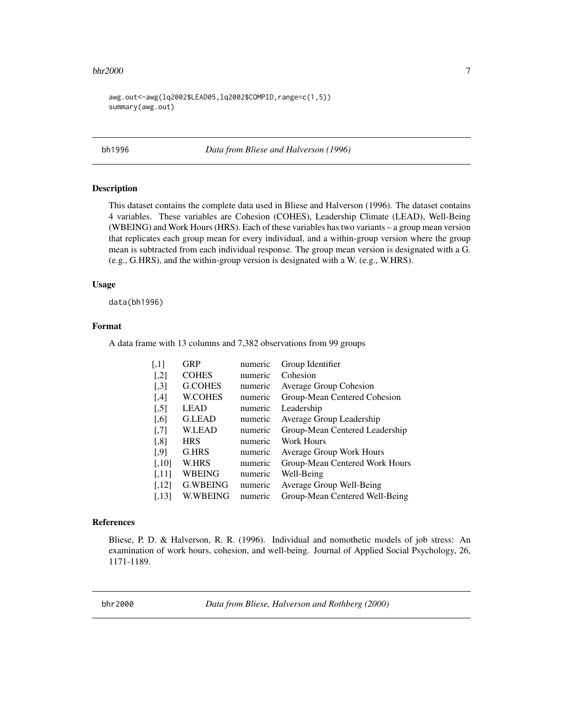```
awg.out<-awg(lq2002$LEAD05,lq2002$COMPID,range=c(1,5))
summary(awg.out)
```

## bh1996 — *Data from Bliese and Halverson (1996)*

### Description

This dataset contains the complete data used in Bliese and Halverson (1996). The dataset contains 4 variables. These variables are Cohesion (COHES), Leadership Climate (LEAD), Well-Being (WBEING) and Work Hours (HRS). Each of these variables has two variants – a group mean version that replicates each group mean for every individual, and a within-group version where the group mean is subtracted from each individual response. The group mean version is designated with a G. (e.g., G.HRS), and the within-group version is designated with a W. (e.g., W.HRS).

### Usage

```
data(bh1996)
```

### Format

A data frame with 13 columns and 7,382 observations from 99 groups

| | | | |
|---|---|---|---|
| [,1] | GRP | numeric | Group Identifier |
| [,2] | COHES | numeric | Cohesion |
| [,3] | G.COHES | numeric | Average Group Cohesion |
| [,4] | W.COHES | numeric | Group-Mean Centered Cohesion |
| [,5] | LEAD | numeric | Leadership |
| [,6] | G.LEAD | numeric | Average Group Leadership |
| [,7] | W.LEAD | numeric | Group-Mean Centered Leadership |
| [,8] | HRS | numeric | Work Hours |
| [,9] | G.HRS | numeric | Average Group Work Hours |
| [,10] | W.HRS | numeric | Group-Mean Centered Work Hours |
| [,11] | WBEING | numeric | Well-Being |
| [,12] | G.WBEING | numeric | Average Group Well-Being |
| [,13] | W.WBEING | numeric | Group-Mean Centered Well-Being |

### References

Bliese, P. D. & Halverson, R. R. (1996). Individual and nomothetic models of job stress: An examination of work hours, cohesion, and well-being. Journal of Applied Social Psychology, 26, 1171-1189.

## bhr2000 — *Data from Bliese, Halverson and Rothberg (2000)*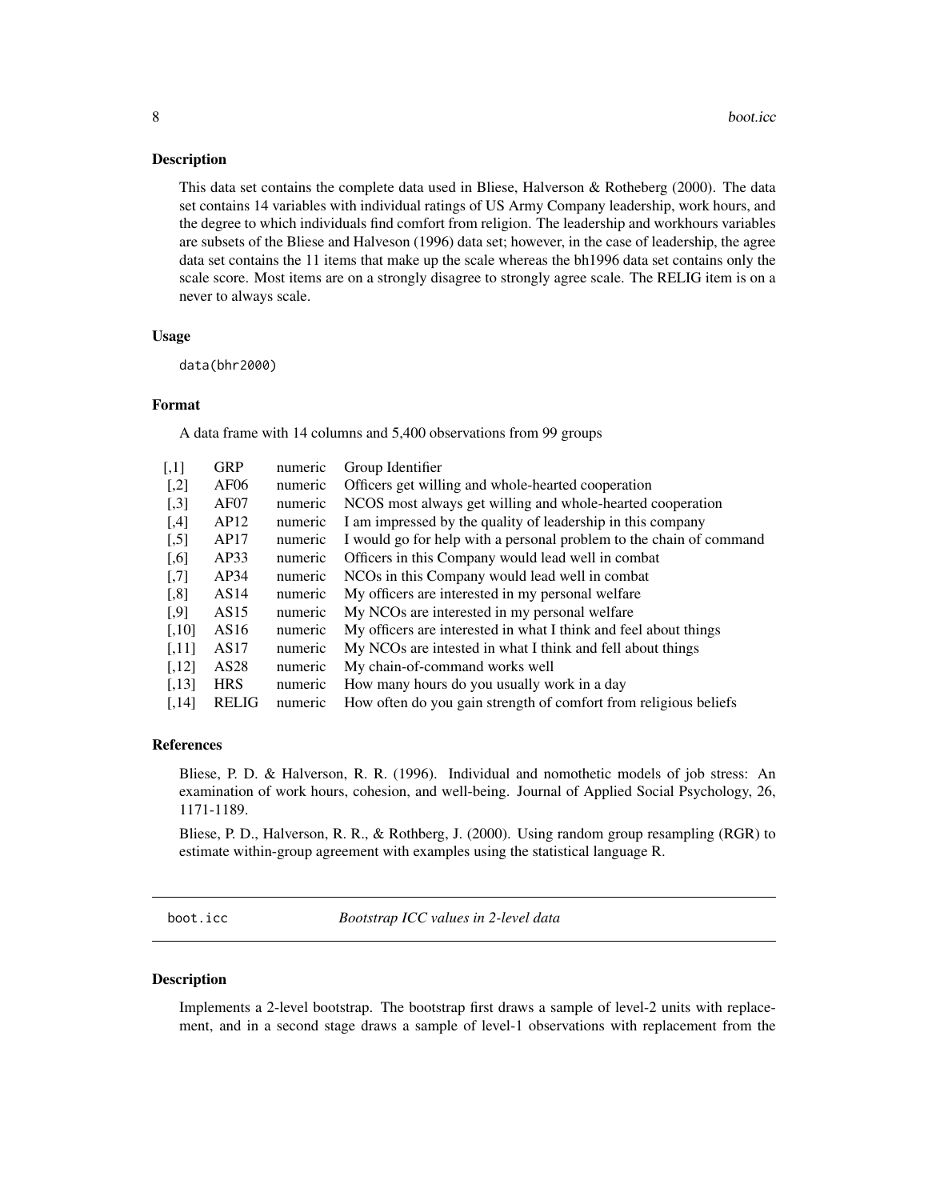### Description

This data set contains the complete data used in Bliese, Halverson & Rotheberg (2000). The data set contains 14 variables with individual ratings of US Army Company leadership, work hours, and the degree to which individuals find comfort from religion. The leadership and workhours variables are subsets of the Bliese and Halveson (1996) data set; however, in the case of leadership, the agree data set contains the 11 items that make up the scale whereas the bh1996 data set contains only the scale score. Most items are on a strongly disagree to strongly agree scale. The RELIG item is on a never to always scale.

### Usage

```
data(bhr2000)
```

### Format

A data frame with 14 columns and 5,400 observations from 99 groups

| | | | |
|---|---|---|---|
| [,1] | GRP | numeric | Group Identifier |
| [,2] | AF06 | numeric | Officers get willing and whole-hearted cooperation |
| [,3] | AF07 | numeric | NCOS most always get willing and whole-hearted cooperation |
| [,4] | AP12 | numeric | I am impressed by the quality of leadership in this company |
| [,5] | AP17 | numeric | I would go for help with a personal problem to the chain of command |
| [,6] | AP33 | numeric | Officers in this Company would lead well in combat |
| [,7] | AP34 | numeric | NCOs in this Company would lead well in combat |
| [,8] | AS14 | numeric | My officers are interested in my personal welfare |
| [,9] | AS15 | numeric | My NCOs are interested in my personal welfare |
| [,10] | AS16 | numeric | My officers are interested in what I think and feel about things |
| [,11] | AS17 | numeric | My NCOs are intested in what I think and fell about things |
| [,12] | AS28 | numeric | My chain-of-command works well |
| [,13] | HRS | numeric | How many hours do you usually work in a day |
| [,14] | RELIG | numeric | How often do you gain strength of comfort from religious beliefs |

### References

Bliese, P. D. & Halverson, R. R. (1996). Individual and nomothetic models of job stress: An examination of work hours, cohesion, and well-being. Journal of Applied Social Psychology, 26, 1171-1189.

Bliese, P. D., Halverson, R. R., & Rothberg, J. (2000). Using random group resampling (RGR) to estimate within-group agreement with examples using the statistical language R.

---

## boot.icc — *Bootstrap ICC values in 2-level data*

### Description

Implements a 2-level bootstrap. The bootstrap first draws a sample of level-2 units with replacement, and in a second stage draws a sample of level-1 observations with replacement from the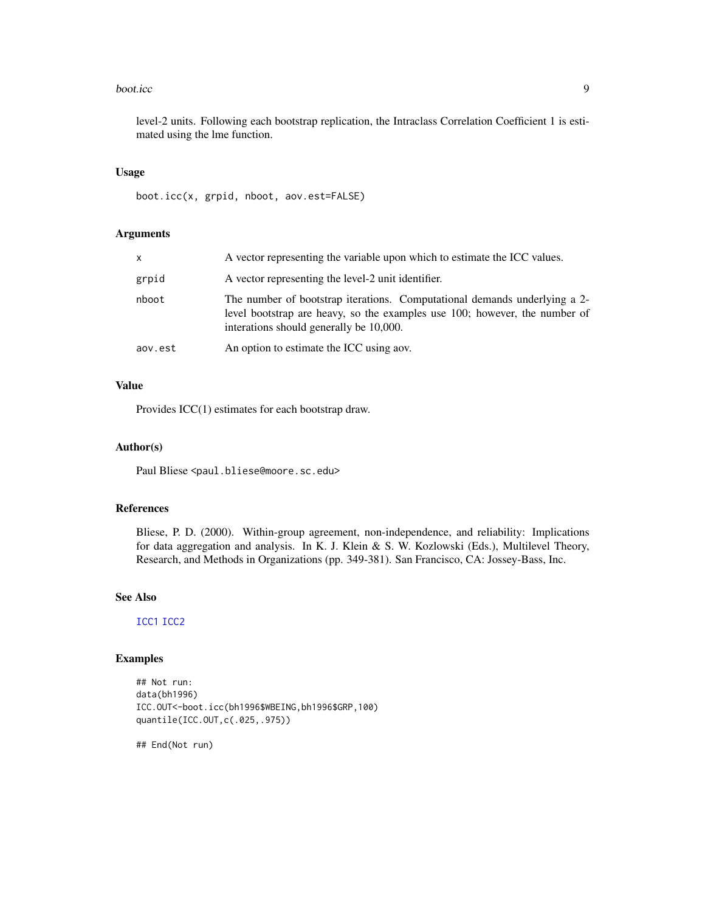level-2 units. Following each bootstrap replication, the Intraclass Correlation Coefficient 1 is estimated using the lme function.

## Usage

```
boot.icc(x, grpid, nboot, aov.est=FALSE)
```

## Arguments

| | |
|---|---|
| x | A vector representing the variable upon which to estimate the ICC values. |
| grpid | A vector representing the level-2 unit identifier. |
| nboot | The number of bootstrap iterations. Computational demands underlying a 2-level bootstrap are heavy, so the examples use 100; however, the number of interations should generally be 10,000. |
| aov.est | An option to estimate the ICC using aov. |

## Value

Provides ICC(1) estimates for each bootstrap draw.

## Author(s)

Paul Bliese <paul.bliese@moore.sc.edu>

## References

Bliese, P. D. (2000). Within-group agreement, non-independence, and reliability: Implications for data aggregation and analysis. In K. J. Klein & S. W. Kozlowski (Eds.), Multilevel Theory, Research, and Methods in Organizations (pp. 349-381). San Francisco, CA: Jossey-Bass, Inc.

## See Also

ICC1 ICC2

## Examples

```
## Not run:
data(bh1996)
ICC.OUT<-boot.icc(bh1996$WBEING,bh1996$GRP,100)
quantile(ICC.OUT,c(.025,.975))

## End(Not run)
```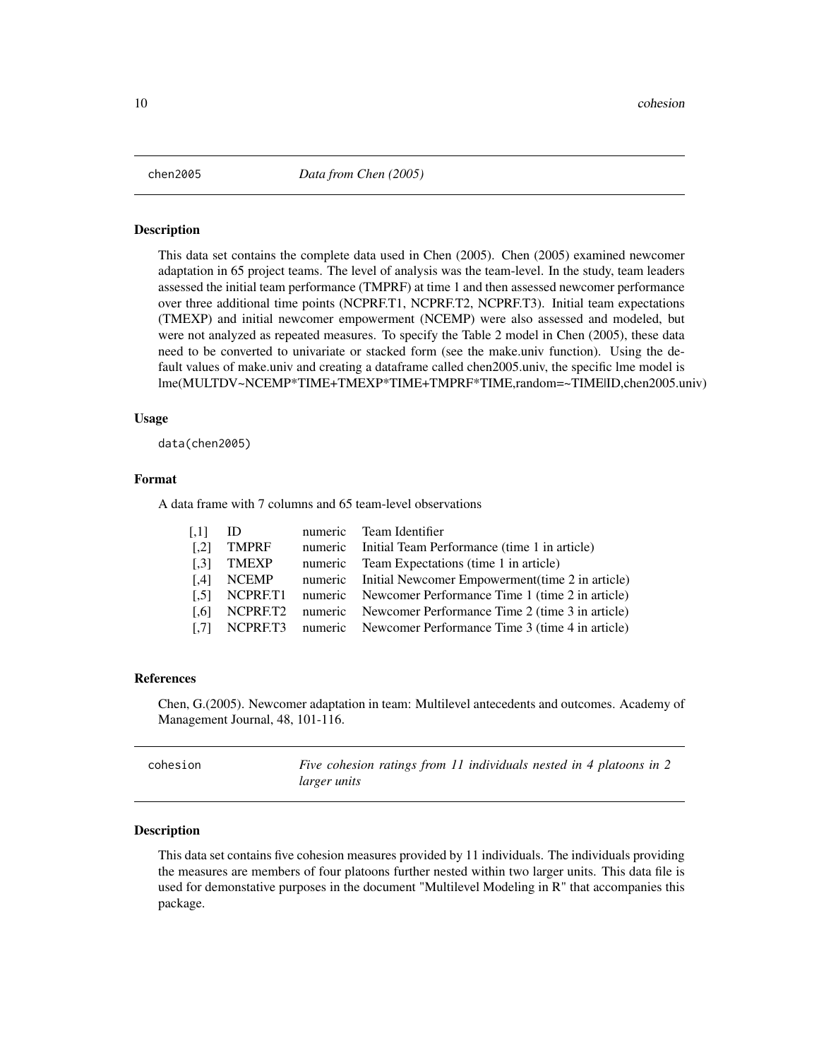## chen2005 *Data from Chen (2005)*

### Description

This data set contains the complete data used in Chen (2005). Chen (2005) examined newcomer adaptation in 65 project teams. The level of analysis was the team-level. In the study, team leaders assessed the initial team performance (TMPRF) at time 1 and then assessed newcomer performance over three additional time points (NCPRF.T1, NCPRF.T2, NCPRF.T3). Initial team expectations (TMEXP) and initial newcomer empowerment (NCEMP) were also assessed and modeled, but were not analyzed as repeated measures. To specify the Table 2 model in Chen (2005), these data need to be converted to univariate or stacked form (see the make.univ function). Using the default values of make.univ and creating a dataframe called chen2005.univ, the specific lme model is lme(MULTDV~NCEMP*TIME+TMEXP*TIME+TMPRF*TIME,random=~TIME|ID,chen2005.univ)

### Usage

```
data(chen2005)
```

### Format

A data frame with 7 columns and 65 team-level observations

| | | | |
|---|---|---|---|
| [,1] | ID | numeric | Team Identifier |
| [,2] | TMPRF | numeric | Initial Team Performance (time 1 in article) |
| [,3] | TMEXP | numeric | Team Expectations (time 1 in article) |
| [,4] | NCEMP | numeric | Initial Newcomer Empowerment(time 2 in article) |
| [,5] | NCPRF.T1 | numeric | Newcomer Performance Time 1 (time 2 in article) |
| [,6] | NCPRF.T2 | numeric | Newcomer Performance Time 2 (time 3 in article) |
| [,7] | NCPRF.T3 | numeric | Newcomer Performance Time 3 (time 4 in article) |

### References

Chen, G.(2005). Newcomer adaptation in team: Multilevel antecedents and outcomes. Academy of Management Journal, 48, 101-116.

## cohesion *Five cohesion ratings from 11 individuals nested in 4 platoons in 2 larger units*

### Description

This data set contains five cohesion measures provided by 11 individuals. The individuals providing the measures are members of four platoons further nested within two larger units. This data file is used for demonstative purposes in the document "Multilevel Modeling in R" that accompanies this package.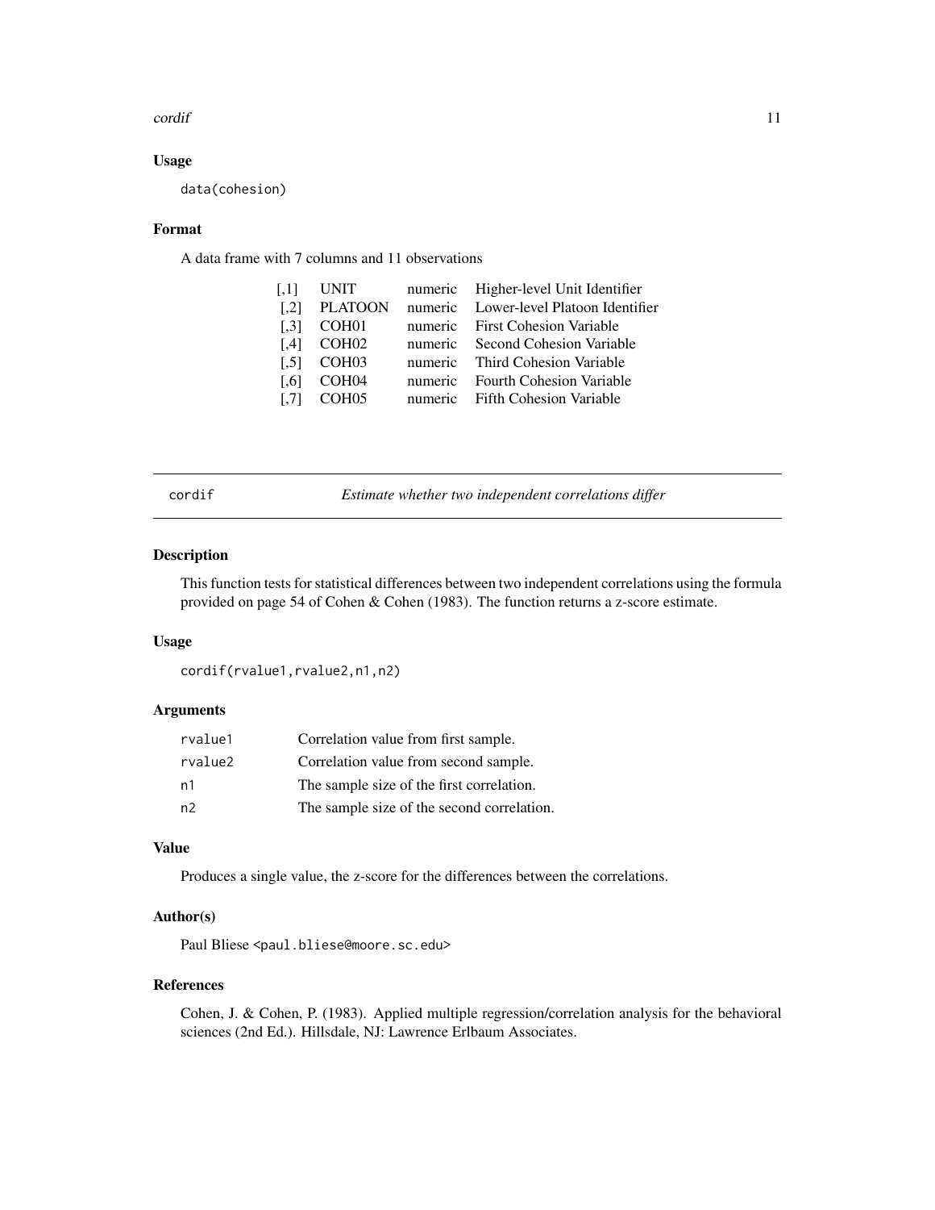### Usage

```
data(cohesion)
```

### Format

A data frame with 7 columns and 11 observations

| | | | |
|---|---|---|---|
| [,1] | UNIT | numeric | Higher-level Unit Identifier |
| [,2] | PLATOON | numeric | Lower-level Platoon Identifier |
| [,3] | COH01 | numeric | First Cohesion Variable |
| [,4] | COH02 | numeric | Second Cohesion Variable |
| [,5] | COH03 | numeric | Third Cohesion Variable |
| [,6] | COH04 | numeric | Fourth Cohesion Variable |
| [,7] | COH05 | numeric | Fifth Cohesion Variable |

---

## cordif — *Estimate whether two independent correlations differ*

---

### Description

This function tests for statistical differences between two independent correlations using the formula provided on page 54 of Cohen & Cohen (1983). The function returns a z-score estimate.

### Usage

```
cordif(rvalue1,rvalue2,n1,n2)
```

### Arguments

| | |
|---|---|
| rvalue1 | Correlation value from first sample. |
| rvalue2 | Correlation value from second sample. |
| n1 | The sample size of the first correlation. |
| n2 | The sample size of the second correlation. |

### Value

Produces a single value, the z-score for the differences between the correlations.

### Author(s)

Paul Bliese <paul.bliese@moore.sc.edu>

### References

Cohen, J. & Cohen, P. (1983). Applied multiple regression/correlation analysis for the behavioral sciences (2nd Ed.). Hillsdale, NJ: Lawrence Erlbaum Associates.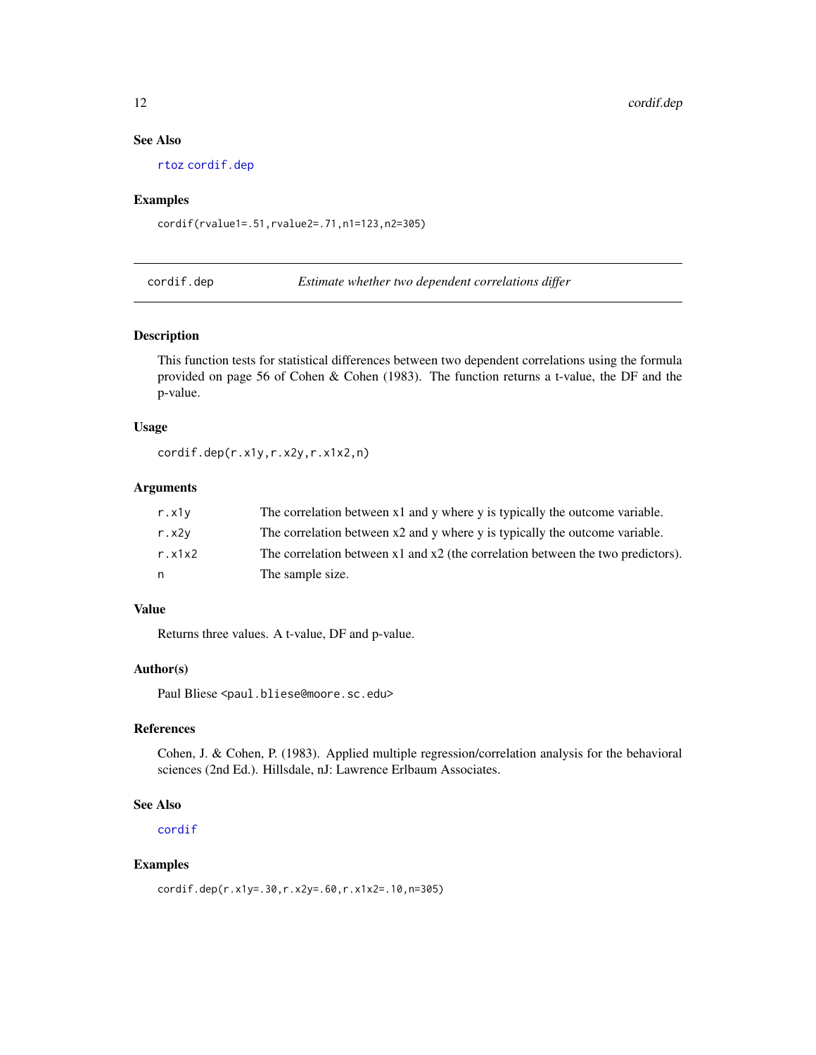### See Also

rtoz cordif.dep

### Examples

```
cordif(rvalue1=.51,rvalue2=.71,n1=123,n2=305)
```

---

## cordif.dep — *Estimate whether two dependent correlations differ*

### Description

This function tests for statistical differences between two dependent correlations using the formula provided on page 56 of Cohen & Cohen (1983). The function returns a t-value, the DF and the p-value.

### Usage

```
cordif.dep(r.x1y,r.x2y,r.x1x2,n)
```

### Arguments

| | |
|---|---|
| r.x1y | The correlation between x1 and y where y is typically the outcome variable. |
| r.x2y | The correlation between x2 and y where y is typically the outcome variable. |
| r.x1x2 | The correlation between x1 and x2 (the correlation between the two predictors). |
| n | The sample size. |

### Value

Returns three values. A t-value, DF and p-value.

### Author(s)

Paul Bliese <paul.bliese@moore.sc.edu>

### References

Cohen, J. & Cohen, P. (1983). Applied multiple regression/correlation analysis for the behavioral sciences (2nd Ed.). Hillsdale, nJ: Lawrence Erlbaum Associates.

### See Also

cordif

### Examples

```
cordif.dep(r.x1y=.30,r.x2y=.60,r.x1x2=.10,n=305)
```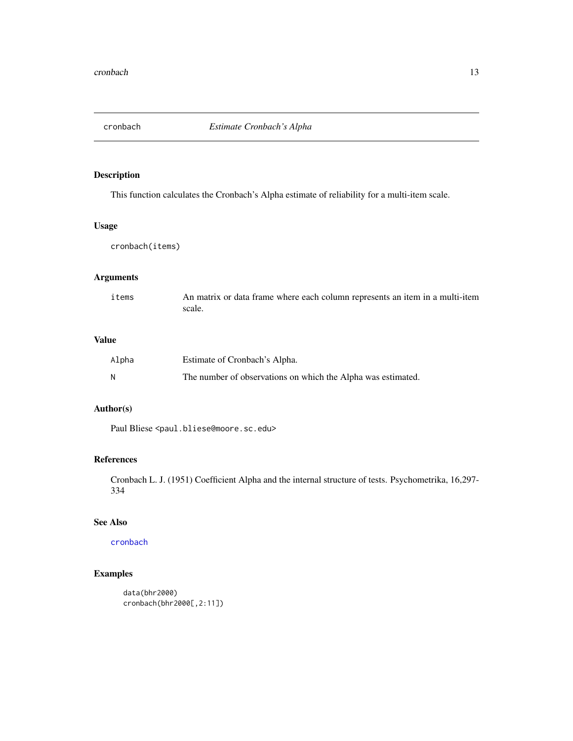## cronbach *Estimate Cronbach's Alpha*

### Description

This function calculates the Cronbach's Alpha estimate of reliability for a multi-item scale.

### Usage

```
cronbach(items)
```

### Arguments

| | |
|---|---|
| `items` | An matrix or data frame where each column represents an item in a multi-item scale. |

### Value

| | |
|---|---|
| `Alpha` | Estimate of Cronbach's Alpha. |
| `N` | The number of observations on which the Alpha was estimated. |

### Author(s)

Paul Bliese <paul.bliese@moore.sc.edu>

### References

Cronbach L. J. (1951) Coefficient Alpha and the internal structure of tests. Psychometrika, 16,297-334

### See Also

`cronbach`

### Examples

```
data(bhr2000)
cronbach(bhr2000[,2:11])
```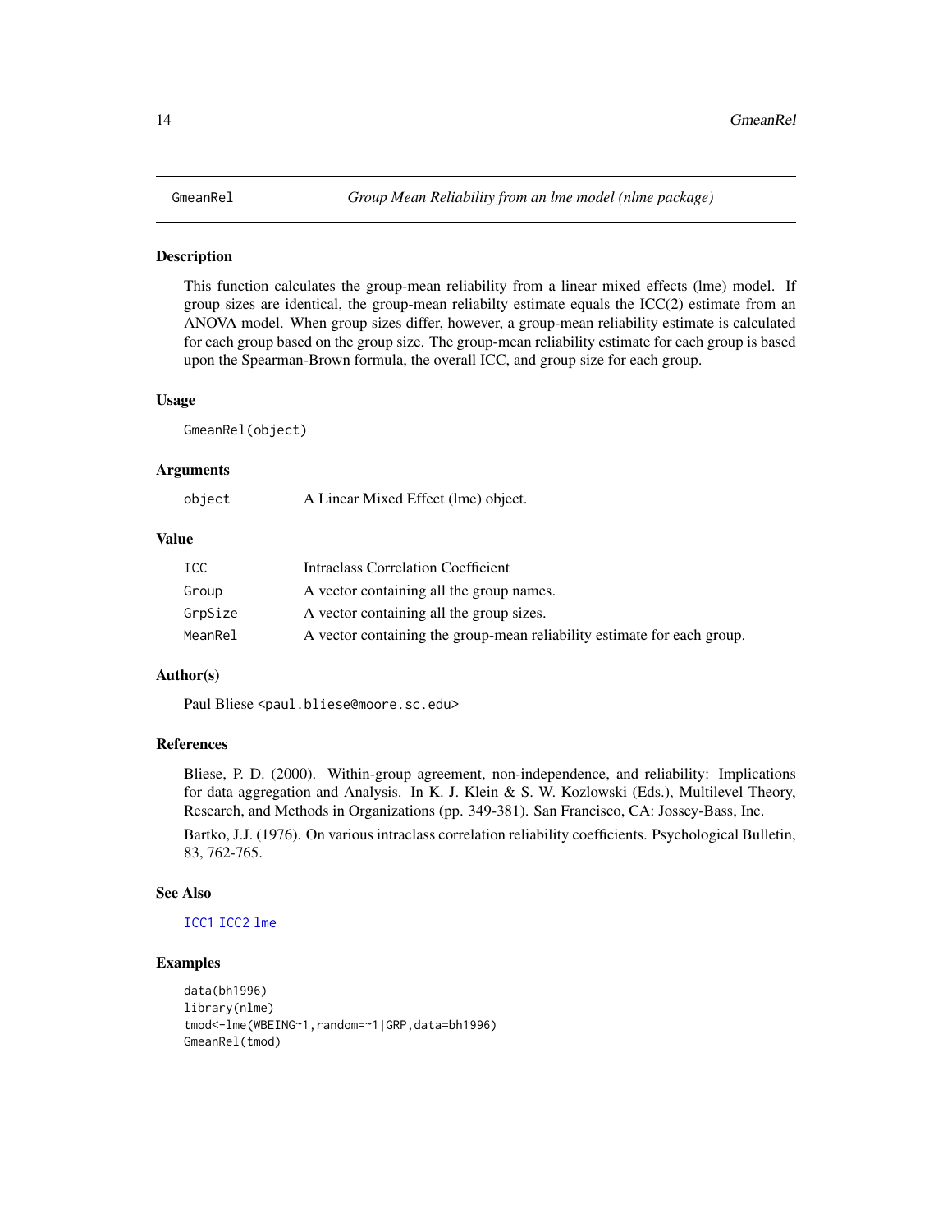## GmeanRel — *Group Mean Reliability from an lme model (nlme package)*

### Description

This function calculates the group-mean reliability from a linear mixed effects (lme) model. If group sizes are identical, the group-mean reliabilty estimate equals the ICC(2) estimate from an ANOVA model. When group sizes differ, however, a group-mean reliability estimate is calculated for each group based on the group size. The group-mean reliability estimate for each group is based upon the Spearman-Brown formula, the overall ICC, and group size for each group.

### Usage

```
GmeanRel(object)
```

### Arguments

| | |
|---|---|
| `object` | A Linear Mixed Effect (lme) object. |

### Value

| | |
|---|---|
| `ICC` | Intraclass Correlation Coefficient |
| `Group` | A vector containing all the group names. |
| `GrpSize` | A vector containing all the group sizes. |
| `MeanRel` | A vector containing the group-mean reliability estimate for each group. |

### Author(s)

Paul Bliese <paul.bliese@moore.sc.edu>

### References

Bliese, P. D. (2000). Within-group agreement, non-independence, and reliability: Implications for data aggregation and Analysis. In K. J. Klein & S. W. Kozlowski (Eds.), Multilevel Theory, Research, and Methods in Organizations (pp. 349-381). San Francisco, CA: Jossey-Bass, Inc.

Bartko, J.J. (1976). On various intraclass correlation reliability coefficients. Psychological Bulletin, 83, 762-765.

### See Also

ICC1 ICC2 lme

### Examples

```
data(bh1996)
library(nlme)
tmod<-lme(WBEING~1,random=~1|GRP,data=bh1996)
GmeanRel(tmod)
```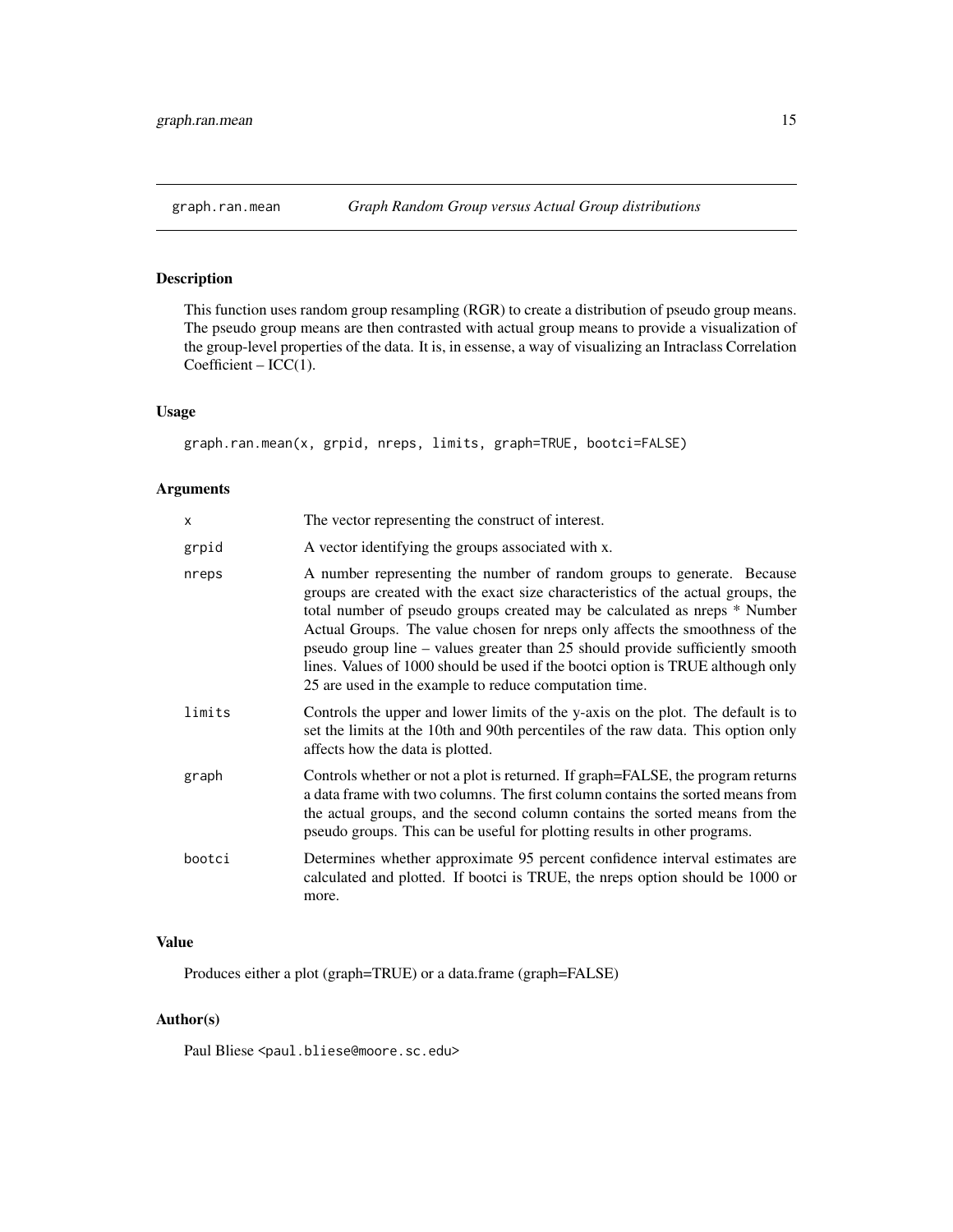## graph.ran.mean &nbsp;&nbsp;&nbsp; *Graph Random Group versus Actual Group distributions*

### Description

This function uses random group resampling (RGR) to create a distribution of pseudo group means. The pseudo group means are then contrasted with actual group means to provide a visualization of the group-level properties of the data. It is, in essense, a way of visualizing an Intraclass Correlation Coefficient – ICC(1).

### Usage

```
graph.ran.mean(x, grpid, nreps, limits, graph=TRUE, bootci=FALSE)
```

### Arguments

| | |
|---|---|
| x | The vector representing the construct of interest. |
| grpid | A vector identifying the groups associated with x. |
| nreps | A number representing the number of random groups to generate. Because groups are created with the exact size characteristics of the actual groups, the total number of pseudo groups created may be calculated as nreps * Number Actual Groups. The value chosen for nreps only affects the smoothness of the pseudo group line – values greater than 25 should provide sufficiently smooth lines. Values of 1000 should be used if the bootci option is TRUE although only 25 are used in the example to reduce computation time. |
| limits | Controls the upper and lower limits of the y-axis on the plot. The default is to set the limits at the 10th and 90th percentiles of the raw data. This option only affects how the data is plotted. |
| graph | Controls whether or not a plot is returned. If graph=FALSE, the program returns a data frame with two columns. The first column contains the sorted means from the actual groups, and the second column contains the sorted means from the pseudo groups. This can be useful for plotting results in other programs. |
| bootci | Determines whether approximate 95 percent confidence interval estimates are calculated and plotted. If bootci is TRUE, the nreps option should be 1000 or more. |

### Value

Produces either a plot (graph=TRUE) or a data.frame (graph=FALSE)

### Author(s)

Paul Bliese <paul.bliese@moore.sc.edu>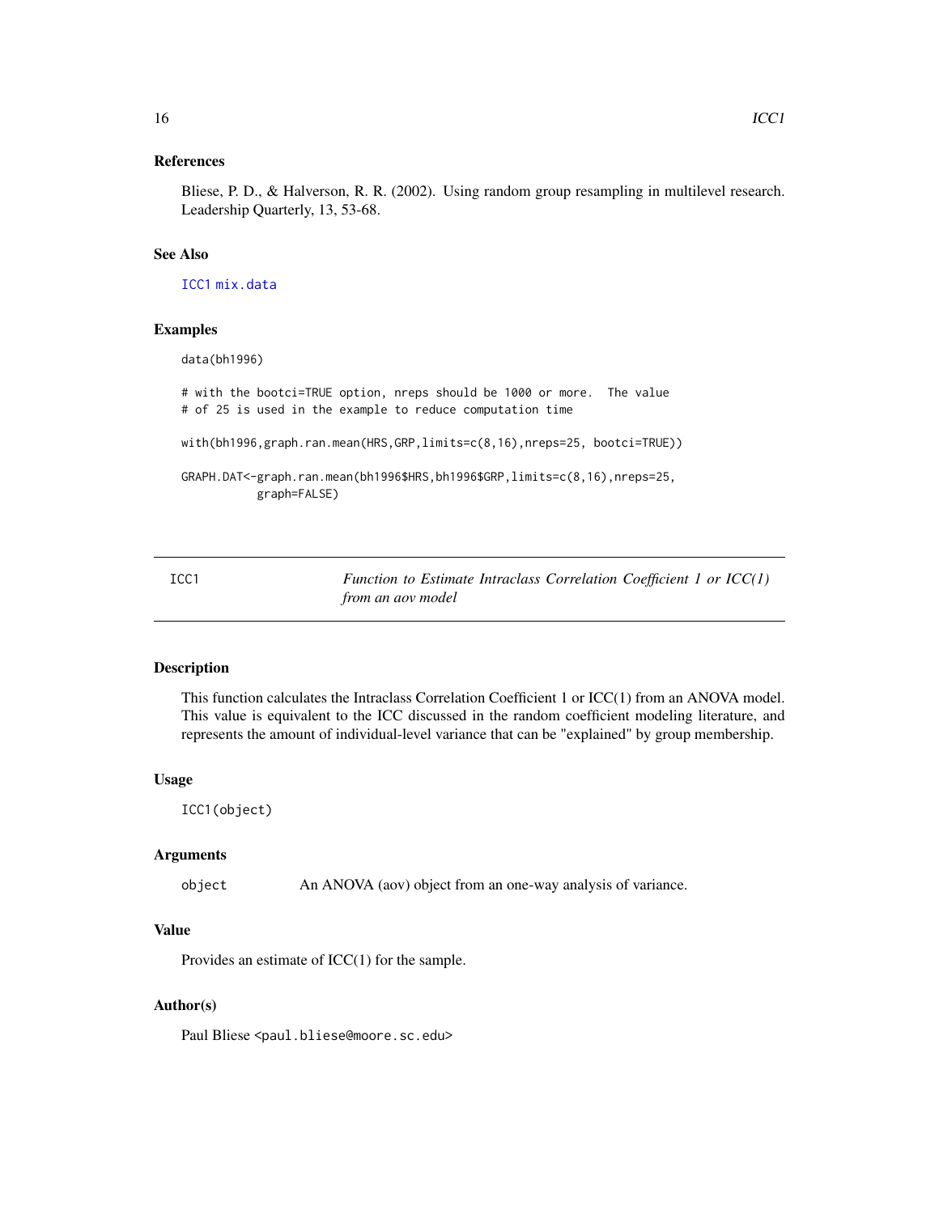### References

Bliese, P. D., & Halverson, R. R. (2002). Using random group resampling in multilevel research. Leadership Quarterly, 13, 53-68.

### See Also

ICC1 mix.data

### Examples

```
data(bh1996)

# with the bootci=TRUE option, nreps should be 1000 or more.  The value
# of 25 is used in the example to reduce computation time

with(bh1996,graph.ran.mean(HRS,GRP,limits=c(8,16),nreps=25, bootci=TRUE))

GRAPH.DAT<-graph.ran.mean(bh1996$HRS,bh1996$GRP,limits=c(8,16),nreps=25,
          graph=FALSE)
```

---

## ICC1 — *Function to Estimate Intraclass Correlation Coefficient 1 or ICC(1) from an aov model*

### Description

This function calculates the Intraclass Correlation Coefficient 1 or ICC(1) from an ANOVA model. This value is equivalent to the ICC discussed in the random coefficient modeling literature, and represents the amount of individual-level variance that can be "explained" by group membership.

### Usage

```
ICC1(object)
```

### Arguments

| | |
|---|---|
| object | An ANOVA (aov) object from an one-way analysis of variance. |

### Value

Provides an estimate of ICC(1) for the sample.

### Author(s)

Paul Bliese <paul.bliese@moore.sc.edu>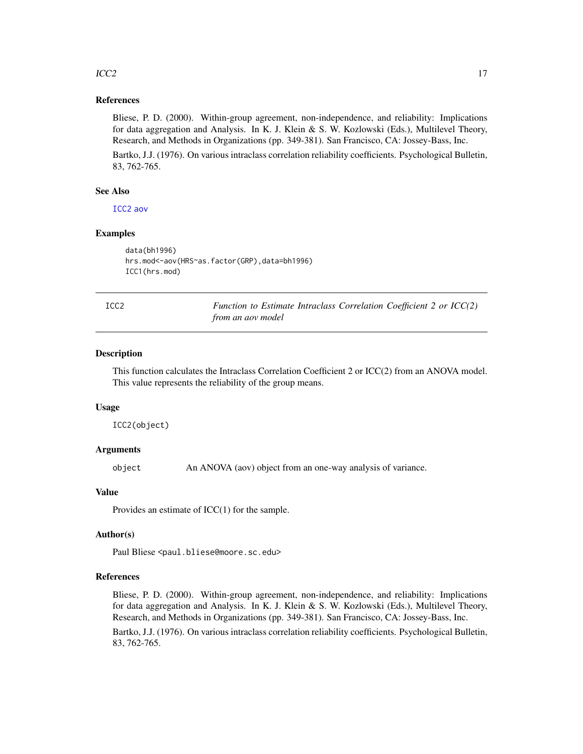### References

Bliese, P. D. (2000). Within-group agreement, non-independence, and reliability: Implications for data aggregation and Analysis. In K. J. Klein & S. W. Kozlowski (Eds.), Multilevel Theory, Research, and Methods in Organizations (pp. 349-381). San Francisco, CA: Jossey-Bass, Inc.

Bartko, J.J. (1976). On various intraclass correlation reliability coefficients. Psychological Bulletin, 83, 762-765.

### See Also

ICC2 aov

### Examples

```
data(bh1996)
hrs.mod<-aov(HRS~as.factor(GRP),data=bh1996)
ICC1(hrs.mod)
```

---

## ICC2 — *Function to Estimate Intraclass Correlation Coefficient 2 or ICC(2) from an aov model*

### Description

This function calculates the Intraclass Correlation Coefficient 2 or ICC(2) from an ANOVA model. This value represents the reliability of the group means.

### Usage

```
ICC2(object)
```

### Arguments

| | |
|---|---|
| object | An ANOVA (aov) object from an one-way analysis of variance. |

### Value

Provides an estimate of ICC(1) for the sample.

### Author(s)

Paul Bliese <paul.bliese@moore.sc.edu>

### References

Bliese, P. D. (2000). Within-group agreement, non-independence, and reliability: Implications for data aggregation and Analysis. In K. J. Klein & S. W. Kozlowski (Eds.), Multilevel Theory, Research, and Methods in Organizations (pp. 349-381). San Francisco, CA: Jossey-Bass, Inc.

Bartko, J.J. (1976). On various intraclass correlation reliability coefficients. Psychological Bulletin, 83, 762-765.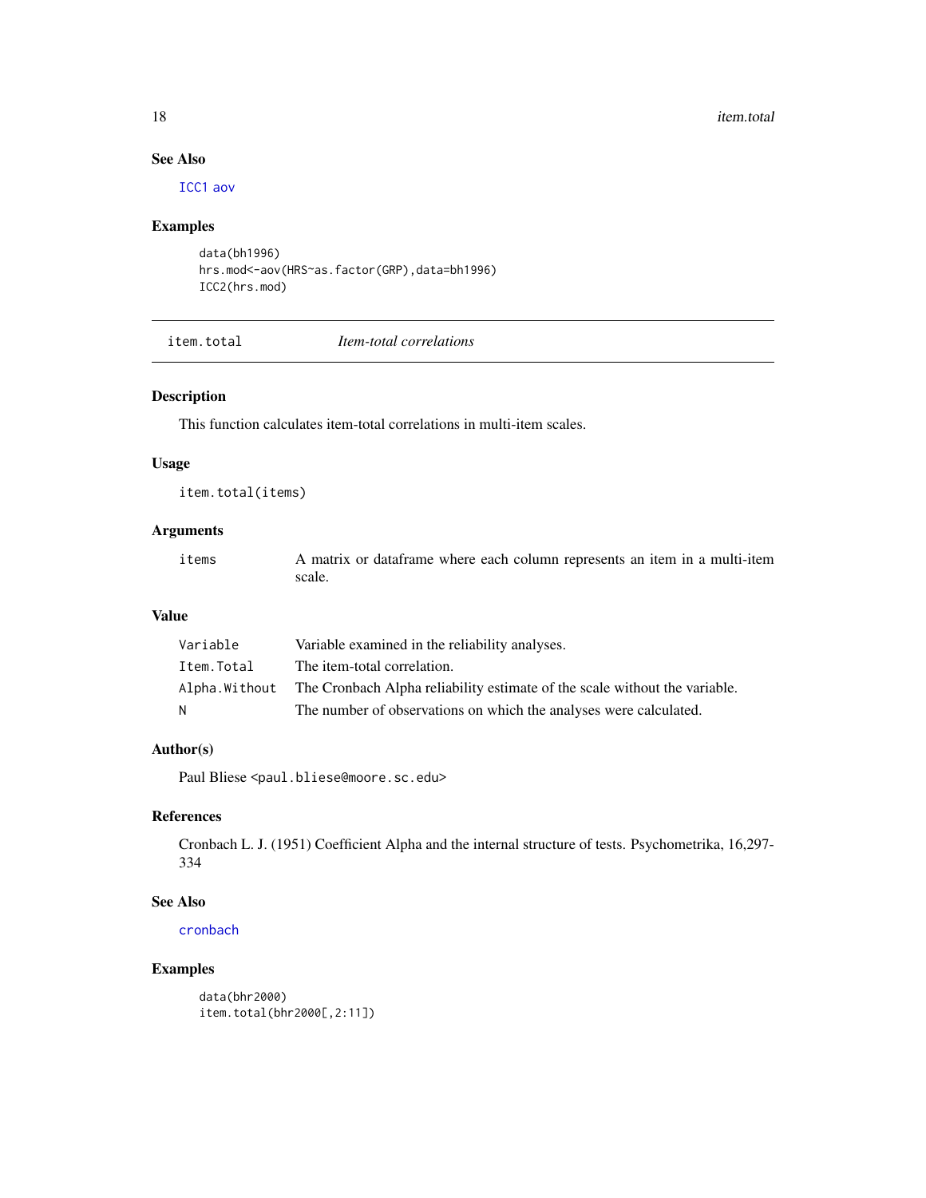### See Also

ICC1 aov

### Examples

```
data(bh1996)
hrs.mod<-aov(HRS~as.factor(GRP),data=bh1996)
ICC2(hrs.mod)
```

---

## item.total — *Item-total correlations*

### Description

This function calculates item-total correlations in multi-item scales.

### Usage

```
item.total(items)
```

### Arguments

| | |
|---|---|
| items | A matrix or dataframe where each column represents an item in a multi-item scale. |

### Value

| | |
|---|---|
| Variable | Variable examined in the reliability analyses. |
| Item.Total | The item-total correlation. |
| Alpha.Without | The Cronbach Alpha reliability estimate of the scale without the variable. |
| N | The number of observations on which the analyses were calculated. |

### Author(s)

Paul Bliese <paul.bliese@moore.sc.edu>

### References

Cronbach L. J. (1951) Coefficient Alpha and the internal structure of tests. Psychometrika, 16,297-334

### See Also

cronbach

### Examples

```
data(bhr2000)
item.total(bhr2000[,2:11])
```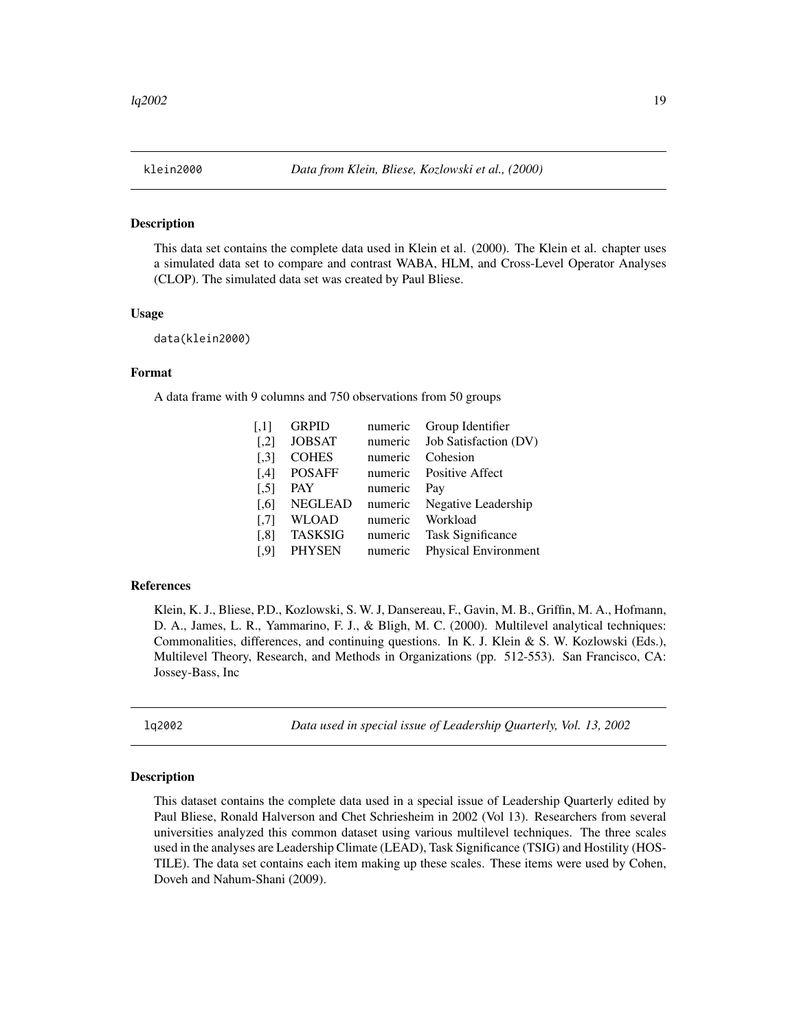## klein2000 *Data from Klein, Bliese, Kozlowski et al., (2000)*

### Description

This data set contains the complete data used in Klein et al. (2000). The Klein et al. chapter uses a simulated data set to compare and contrast WABA, HLM, and Cross-Level Operator Analyses (CLOP). The simulated data set was created by Paul Bliese.

### Usage

```
data(klein2000)
```

### Format

A data frame with 9 columns and 750 observations from 50 groups

| | | | |
|---|---|---|---|
| [,1] | GRPID | numeric | Group Identifier |
| [,2] | JOBSAT | numeric | Job Satisfaction (DV) |
| [,3] | COHES | numeric | Cohesion |
| [,4] | POSAFF | numeric | Positive Affect |
| [,5] | PAY | numeric | Pay |
| [,6] | NEGLEAD | numeric | Negative Leadership |
| [,7] | WLOAD | numeric | Workload |
| [,8] | TASKSIG | numeric | Task Significance |
| [,9] | PHYSEN | numeric | Physical Environment |

### References

Klein, K. J., Bliese, P.D., Kozlowski, S. W. J, Dansereau, F., Gavin, M. B., Griffin, M. A., Hofmann, D. A., James, L. R., Yammarino, F. J., & Bligh, M. C. (2000). Multilevel analytical techniques: Commonalities, differences, and continuing questions. In K. J. Klein & S. W. Kozlowski (Eds.), Multilevel Theory, Research, and Methods in Organizations (pp. 512-553). San Francisco, CA: Jossey-Bass, Inc

## lq2002 *Data used in special issue of Leadership Quarterly, Vol. 13, 2002*

### Description

This dataset contains the complete data used in a special issue of Leadership Quarterly edited by Paul Bliese, Ronald Halverson and Chet Schriesheim in 2002 (Vol 13). Researchers from several universities analyzed this common dataset using various multilevel techniques. The three scales used in the analyses are Leadership Climate (LEAD), Task Significance (TSIG) and Hostility (HOSTILE). The data set contains each item making up these scales. These items were used by Cohen, Doveh and Nahum-Shani (2009).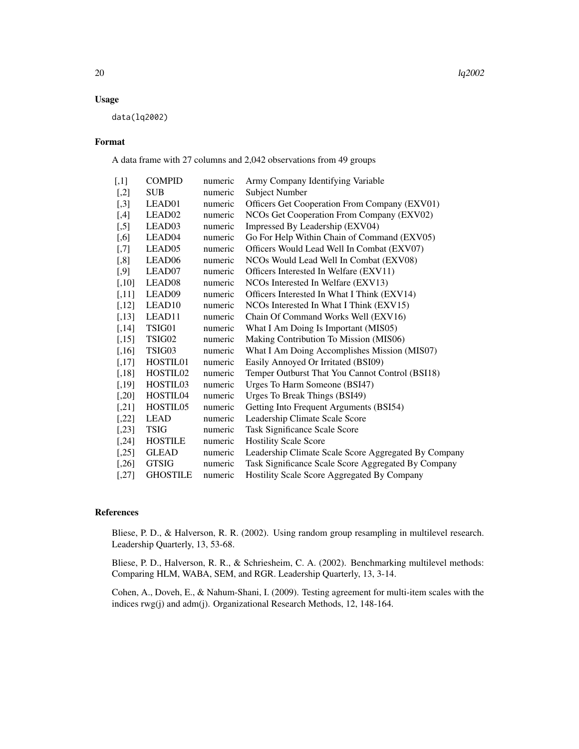### Usage

```
data(lq2002)
```

### Format

A data frame with 27 columns and 2,042 observations from 49 groups

| | | | |
|---|---|---|---|
| [,1] | COMPID | numeric | Army Company Identifying Variable |
| [,2] | SUB | numeric | Subject Number |
| [,3] | LEAD01 | numeric | Officers Get Cooperation From Company (EXV01) |
| [,4] | LEAD02 | numeric | NCOs Get Cooperation From Company (EXV02) |
| [,5] | LEAD03 | numeric | Impressed By Leadership (EXV04) |
| [,6] | LEAD04 | numeric | Go For Help Within Chain of Command (EXV05) |
| [,7] | LEAD05 | numeric | Officers Would Lead Well In Combat (EXV07) |
| [,8] | LEAD06 | numeric | NCOs Would Lead Well In Combat (EXV08) |
| [,9] | LEAD07 | numeric | Officers Interested In Welfare (EXV11) |
| [,10] | LEAD08 | numeric | NCOs Interested In Welfare (EXV13) |
| [,11] | LEAD09 | numeric | Officers Interested In What I Think (EXV14) |
| [,12] | LEAD10 | numeric | NCOs Interested In What I Think (EXV15) |
| [,13] | LEAD11 | numeric | Chain Of Command Works Well (EXV16) |
| [,14] | TSIG01 | numeric | What I Am Doing Is Important (MIS05) |
| [,15] | TSIG02 | numeric | Making Contribution To Mission (MIS06) |
| [,16] | TSIG03 | numeric | What I Am Doing Accomplishes Mission (MIS07) |
| [,17] | HOSTIL01 | numeric | Easily Annoyed Or Irritated (BSI09) |
| [,18] | HOSTIL02 | numeric | Temper Outburst That You Cannot Control (BSI18) |
| [,19] | HOSTIL03 | numeric | Urges To Harm Someone (BSI47) |
| [,20] | HOSTIL04 | numeric | Urges To Break Things (BSI49) |
| [,21] | HOSTIL05 | numeric | Getting Into Frequent Arguments (BSI54) |
| [,22] | LEAD | numeric | Leadership Climate Scale Score |
| [,23] | TSIG | numeric | Task Significance Scale Score |
| [,24] | HOSTILE | numeric | Hostility Scale Score |
| [,25] | GLEAD | numeric | Leadership Climate Scale Score Aggregated By Company |
| [,26] | GTSIG | numeric | Task Significance Scale Score Aggregated By Company |
| [,27] | GHOSTILE | numeric | Hostility Scale Score Aggregated By Company |

### References

Bliese, P. D., & Halverson, R. R. (2002). Using random group resampling in multilevel research. Leadership Quarterly, 13, 53-68.

Bliese, P. D., Halverson, R. R., & Schriesheim, C. A. (2002). Benchmarking multilevel methods: Comparing HLM, WABA, SEM, and RGR. Leadership Quarterly, 13, 3-14.

Cohen, A., Doveh, E., & Nahum-Shani, I. (2009). Testing agreement for multi-item scales with the indices rwg(j) and adm(j). Organizational Research Methods, 12, 148-164.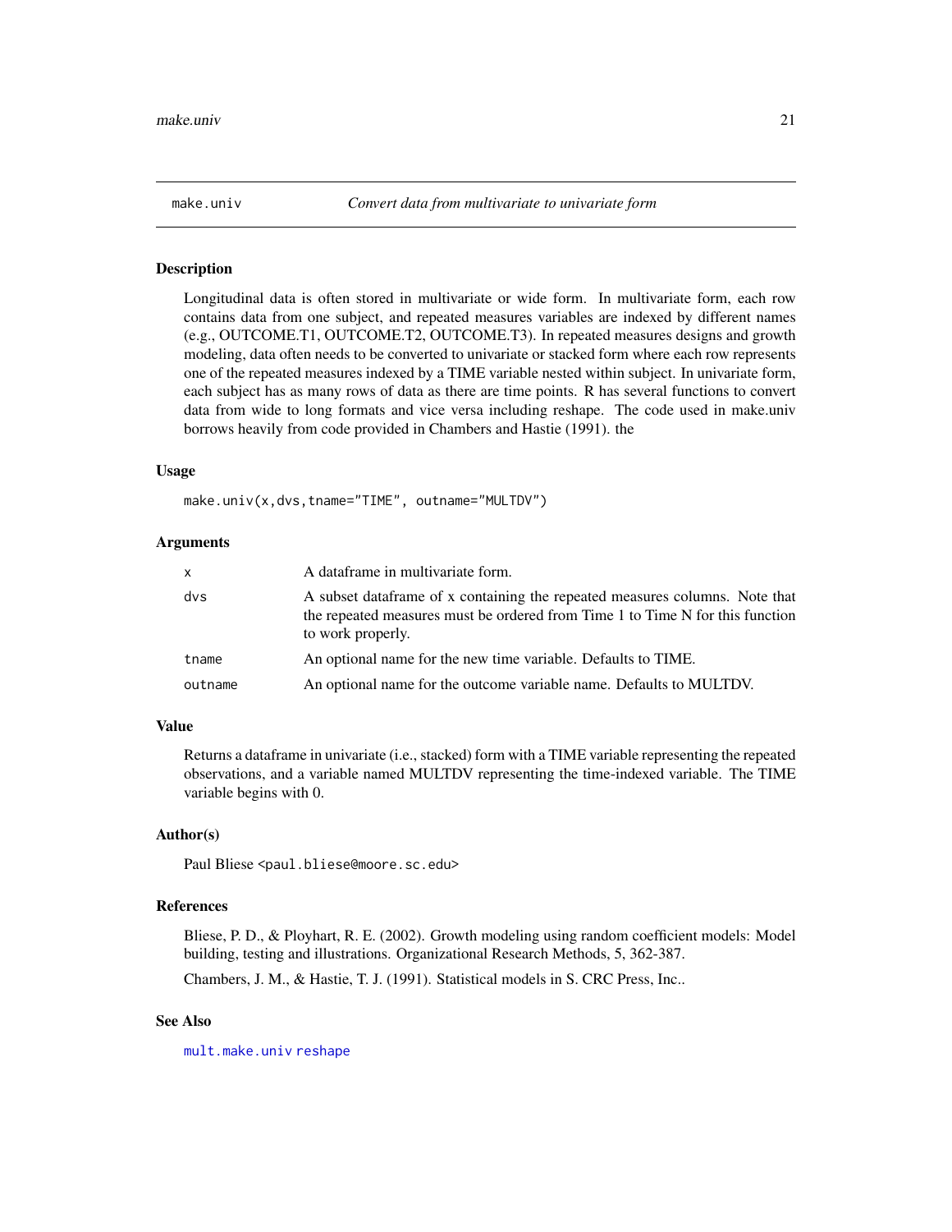## make.univ &nbsp;&nbsp;&nbsp; *Convert data from multivariate to univariate form*

### Description

Longitudinal data is often stored in multivariate or wide form. In multivariate form, each row contains data from one subject, and repeated measures variables are indexed by different names (e.g., OUTCOME.T1, OUTCOME.T2, OUTCOME.T3). In repeated measures designs and growth modeling, data often needs to be converted to univariate or stacked form where each row represents one of the repeated measures indexed by a TIME variable nested within subject. In univariate form, each subject has as many rows of data as there are time points. R has several functions to convert data from wide to long formats and vice versa including reshape. The code used in make.univ borrows heavily from code provided in Chambers and Hastie (1991). the

### Usage

```
make.univ(x,dvs,tname="TIME", outname="MULTDV")
```

### Arguments

| | |
|---|---|
| `x` | A dataframe in multivariate form. |
| `dvs` | A subset dataframe of x containing the repeated measures columns. Note that the repeated measures must be ordered from Time 1 to Time N for this function to work properly. |
| `tname` | An optional name for the new time variable. Defaults to TIME. |
| `outname` | An optional name for the outcome variable name. Defaults to MULTDV. |

### Value

Returns a dataframe in univariate (i.e., stacked) form with a TIME variable representing the repeated observations, and a variable named MULTDV representing the time-indexed variable. The TIME variable begins with 0.

### Author(s)

Paul Bliese <paul.bliese@moore.sc.edu>

### References

Bliese, P. D., & Ployhart, R. E. (2002). Growth modeling using random coefficient models: Model building, testing and illustrations. Organizational Research Methods, 5, 362-387.

Chambers, J. M., & Hastie, T. J. (1991). Statistical models in S. CRC Press, Inc..

### See Also

`mult.make.univ` `reshape`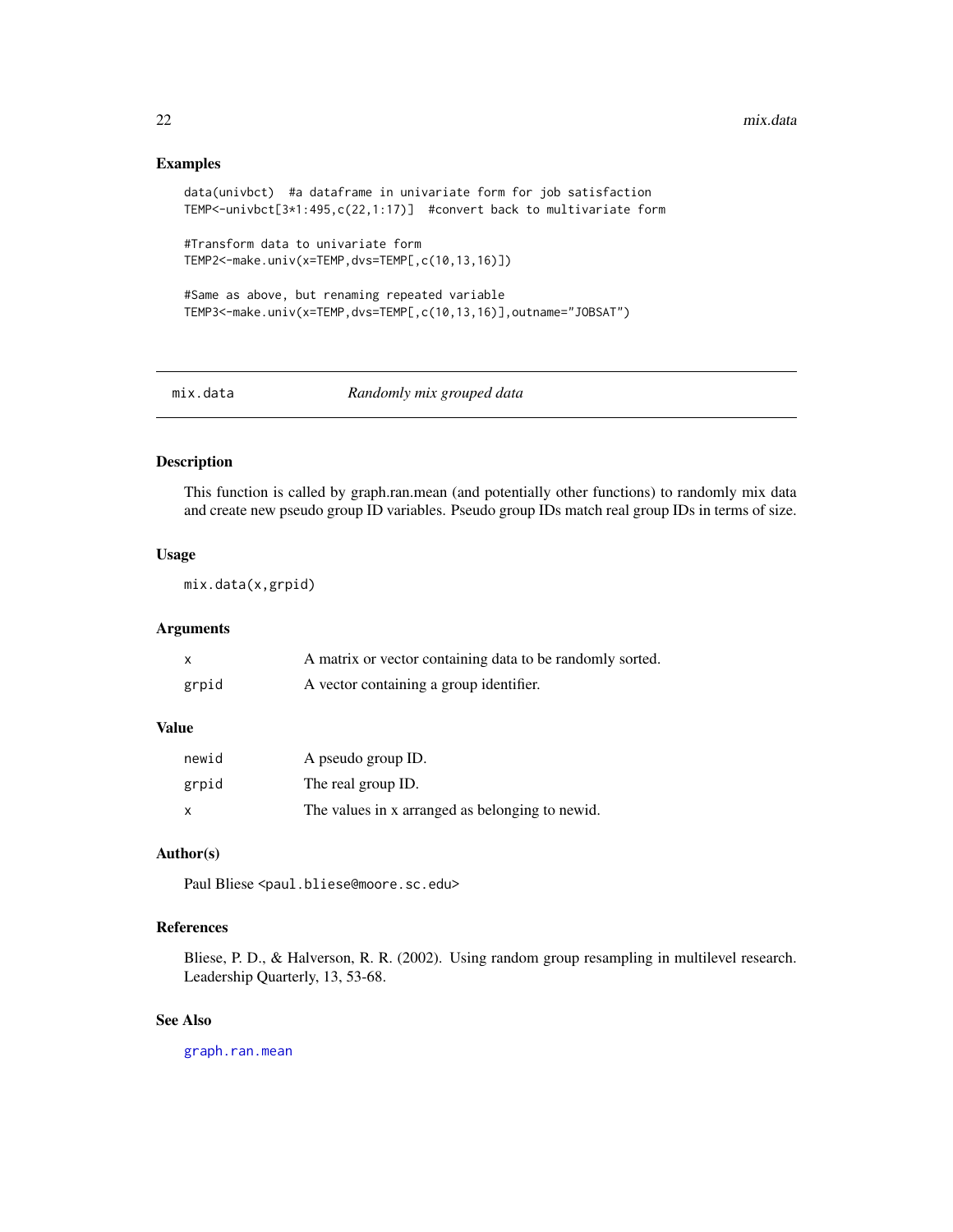### Examples

```
data(univbct)  #a dataframe in univariate form for job satisfaction
TEMP<-univbct[3*1:495,c(22,1:17)]  #convert back to multivariate form

#Transform data to univariate form
TEMP2<-make.univ(x=TEMP,dvs=TEMP[,c(10,13,16)])

#Same as above, but renaming repeated variable
TEMP3<-make.univ(x=TEMP,dvs=TEMP[,c(10,13,16)],outname="JOBSAT")
```

## mix.data *Randomly mix grouped data*

### Description

This function is called by graph.ran.mean (and potentially other functions) to randomly mix data and create new pseudo group ID variables. Pseudo group IDs match real group IDs in terms of size.

### Usage

```
mix.data(x,grpid)
```

### Arguments

| | |
|---|---|
| x | A matrix or vector containing data to be randomly sorted. |
| grpid | A vector containing a group identifier. |

### Value

| | |
|---|---|
| newid | A pseudo group ID. |
| grpid | The real group ID. |
| x | The values in x arranged as belonging to newid. |

### Author(s)

Paul Bliese <paul.bliese@moore.sc.edu>

### References

Bliese, P. D., & Halverson, R. R. (2002). Using random group resampling in multilevel research. Leadership Quarterly, 13, 53-68.

### See Also

graph.ran.mean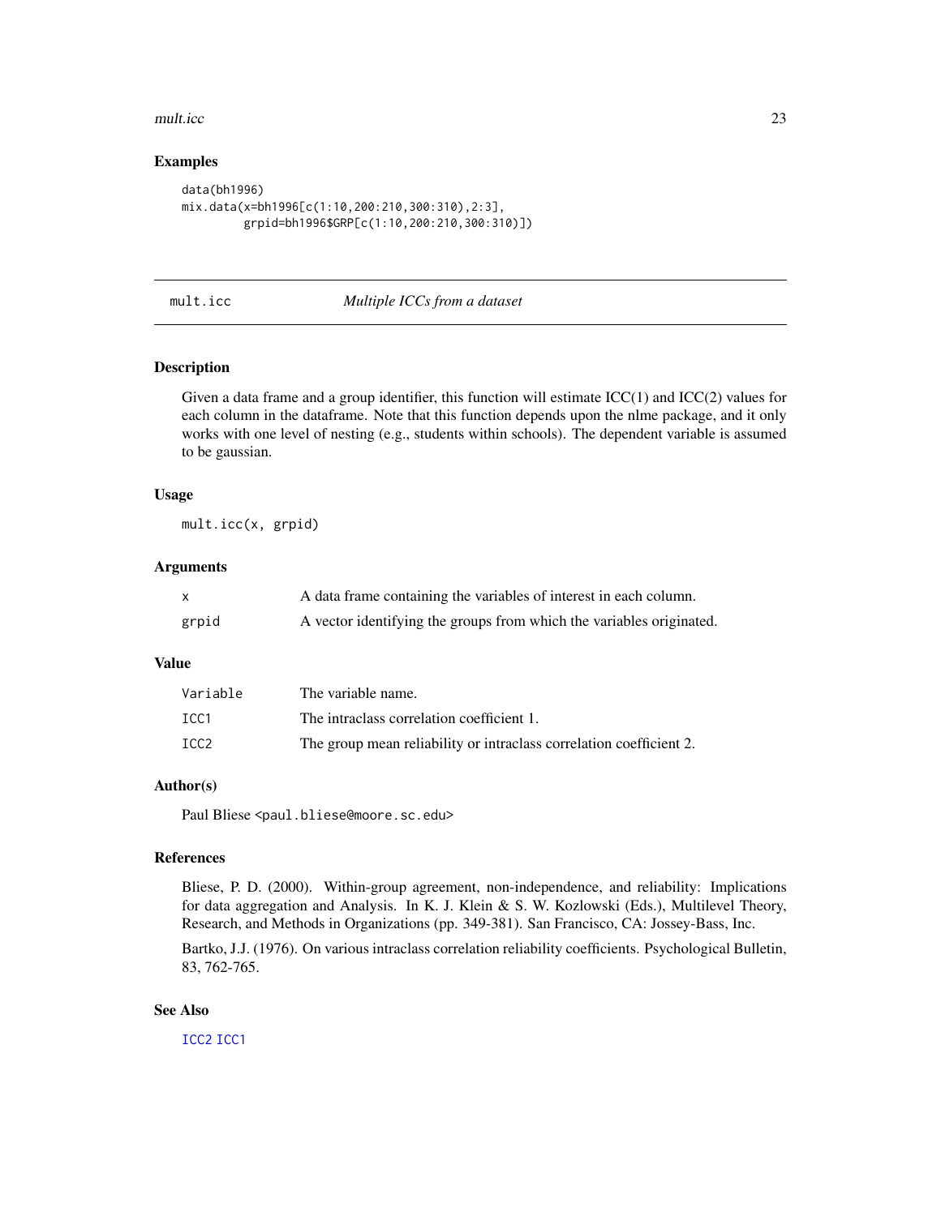## Examples

```
data(bh1996)
mix.data(x=bh1996[c(1:10,200:210,300:310),2:3],
         grpid=bh1996$GRP[c(1:10,200:210,300:310)])
```

---

## mult.icc *Multiple ICCs from a dataset*

---

### Description

Given a data frame and a group identifier, this function will estimate ICC(1) and ICC(2) values for each column in the dataframe. Note that this function depends upon the nlme package, and it only works with one level of nesting (e.g., students within schools). The dependent variable is assumed to be gaussian.

### Usage

```
mult.icc(x, grpid)
```

### Arguments

| | |
|---|---|
| `x` | A data frame containing the variables of interest in each column. |
| `grpid` | A vector identifying the groups from which the variables originated. |

### Value

| | |
|---|---|
| `Variable` | The variable name. |
| `ICC1` | The intraclass correlation coefficient 1. |
| `ICC2` | The group mean reliability or intraclass correlation coefficient 2. |

### Author(s)

Paul Bliese <paul.bliese@moore.sc.edu>

### References

Bliese, P. D. (2000). Within-group agreement, non-independence, and reliability: Implications for data aggregation and Analysis. In K. J. Klein & S. W. Kozlowski (Eds.), Multilevel Theory, Research, and Methods in Organizations (pp. 349-381). San Francisco, CA: Jossey-Bass, Inc.

Bartko, J.J. (1976). On various intraclass correlation reliability coefficients. Psychological Bulletin, 83, 762-765.

### See Also

`ICC2` `ICC1`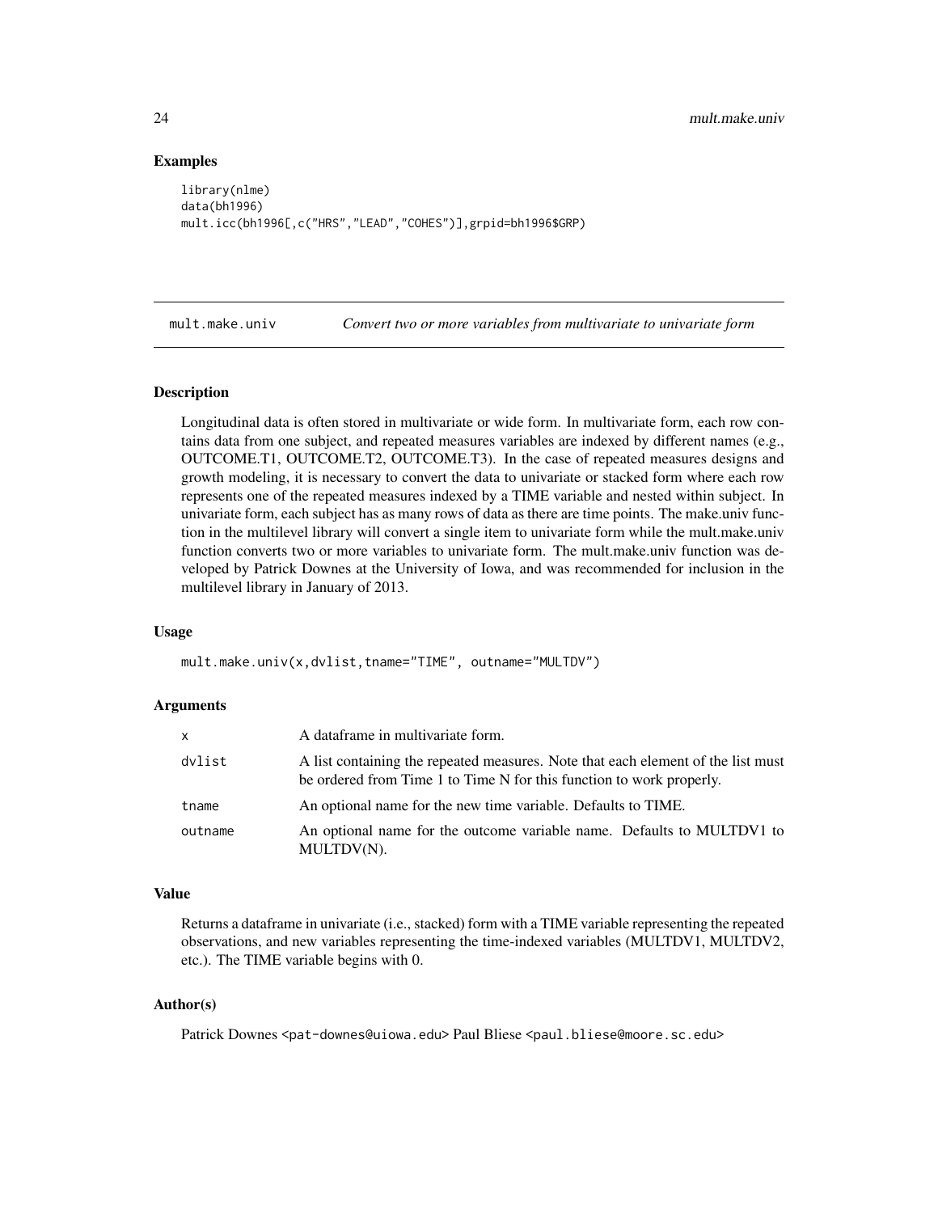### Examples

```
library(nlme)
data(bh1996)
mult.icc(bh1996[,c("HRS","LEAD","COHES")],grpid=bh1996$GRP)
```

## mult.make.univ — *Convert two or more variables from multivariate to univariate form*

### Description

Longitudinal data is often stored in multivariate or wide form. In multivariate form, each row contains data from one subject, and repeated measures variables are indexed by different names (e.g., OUTCOME.T1, OUTCOME.T2, OUTCOME.T3). In the case of repeated measures designs and growth modeling, it is necessary to convert the data to univariate or stacked form where each row represents one of the repeated measures indexed by a TIME variable and nested within subject. In univariate form, each subject has as many rows of data as there are time points. The make.univ function in the multilevel library will convert a single item to univariate form while the mult.make.univ function converts two or more variables to univariate form. The mult.make.univ function was developed by Patrick Downes at the University of Iowa, and was recommended for inclusion in the multilevel library in January of 2013.

### Usage

```
mult.make.univ(x,dvlist,tname="TIME", outname="MULTDV")
```

### Arguments

| | |
|---|---|
| x | A dataframe in multivariate form. |
| dvlist | A list containing the repeated measures. Note that each element of the list must be ordered from Time 1 to Time N for this function to work properly. |
| tname | An optional name for the new time variable. Defaults to TIME. |
| outname | An optional name for the outcome variable name. Defaults to MULTDV1 to MULTDV(N). |

### Value

Returns a dataframe in univariate (i.e., stacked) form with a TIME variable representing the repeated observations, and new variables representing the time-indexed variables (MULTDV1, MULTDV2, etc.). The TIME variable begins with 0.

### Author(s)

Patrick Downes <pat-downes@uiowa.edu> Paul Bliese <paul.bliese@moore.sc.edu>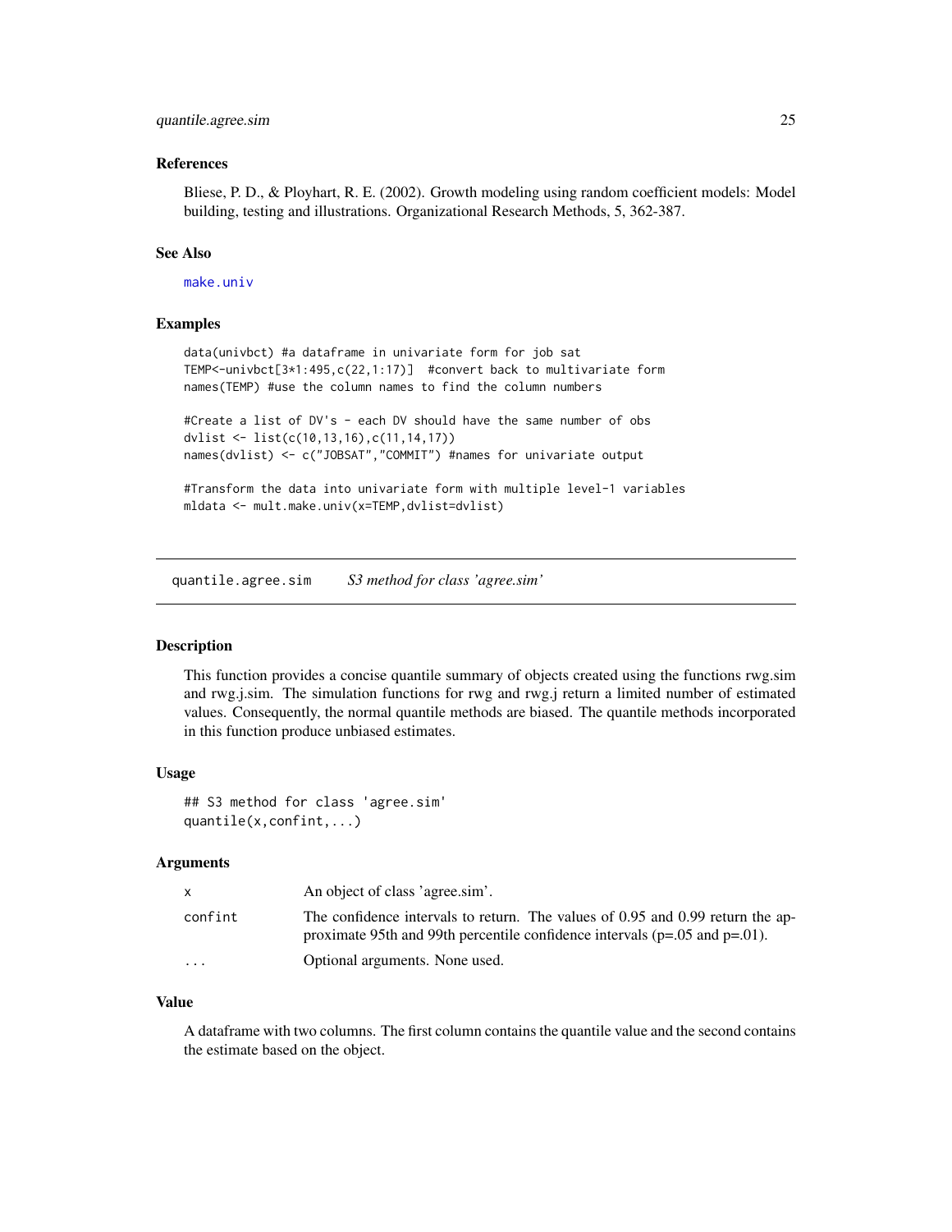### References

Bliese, P. D., & Ployhart, R. E. (2002). Growth modeling using random coefficient models: Model building, testing and illustrations. Organizational Research Methods, 5, 362-387.

### See Also

make.univ

### Examples

```
data(univbct) #a dataframe in univariate form for job sat
TEMP<-univbct[3*1:495,c(22,1:17)]  #convert back to multivariate form
names(TEMP) #use the column names to find the column numbers

#Create a list of DV's - each DV should have the same number of obs
dvlist <- list(c(10,13,16),c(11,14,17))
names(dvlist) <- c("JOBSAT","COMMIT") #names for univariate output

#Transform the data into univariate form with multiple level-1 variables
mldata <- mult.make.univ(x=TEMP,dvlist=dvlist)
```

---

## quantile.agree.sim    *S3 method for class 'agree.sim'*

---

### Description

This function provides a concise quantile summary of objects created using the functions rwg.sim and rwg.j.sim. The simulation functions for rwg and rwg.j return a limited number of estimated values. Consequently, the normal quantile methods are biased. The quantile methods incorporated in this function produce unbiased estimates.

### Usage

```
## S3 method for class 'agree.sim'
quantile(x,confint,...)
```

### Arguments

| | |
|---|---|
| x | An object of class 'agree.sim'. |
| confint | The confidence intervals to return. The values of 0.95 and 0.99 return the approximate 95th and 99th percentile confidence intervals (p=.05 and p=.01). |
| ... | Optional arguments. None used. |

### Value

A dataframe with two columns. The first column contains the quantile value and the second contains the estimate based on the object.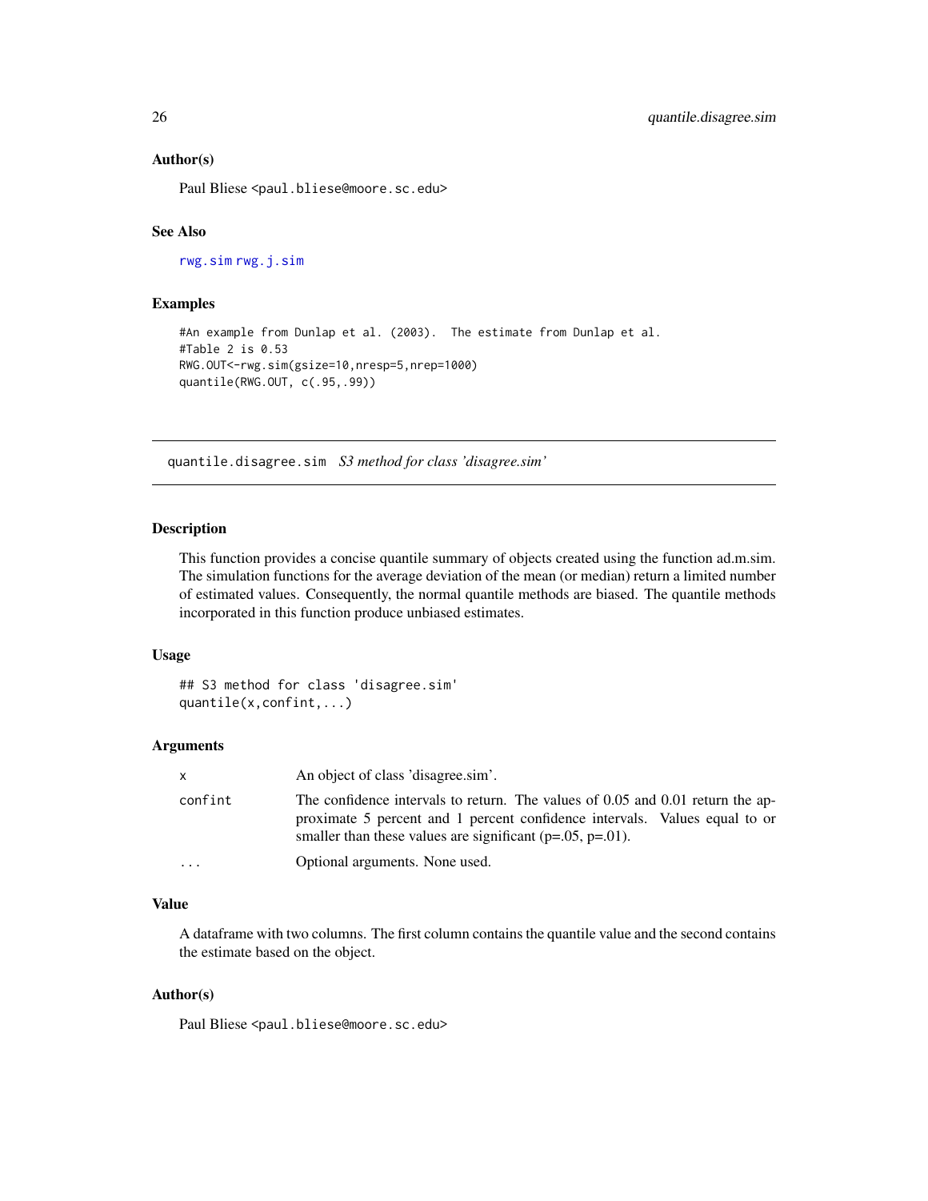### Author(s)

Paul Bliese <paul.bliese@moore.sc.edu>

### See Also

rwg.sim rwg.j.sim

### Examples

```
#An example from Dunlap et al. (2003).  The estimate from Dunlap et al.
#Table 2 is 0.53
RWG.OUT<-rwg.sim(gsize=10,nresp=5,nrep=1000)
quantile(RWG.OUT, c(.95,.99))
```

---

## quantile.disagree.sim    *S3 method for class 'disagree.sim'*

---

### Description

This function provides a concise quantile summary of objects created using the function ad.m.sim. The simulation functions for the average deviation of the mean (or median) return a limited number of estimated values. Consequently, the normal quantile methods are biased. The quantile methods incorporated in this function produce unbiased estimates.

### Usage

```
## S3 method for class 'disagree.sim'
quantile(x,confint,...)
```

### Arguments

| | |
|---|---|
| x | An object of class 'disagree.sim'. |
| confint | The confidence intervals to return. The values of 0.05 and 0.01 return the approximate 5 percent and 1 percent confidence intervals. Values equal to or smaller than these values are significant (p=.05, p=.01). |
| ... | Optional arguments. None used. |

### Value

A dataframe with two columns. The first column contains the quantile value and the second contains the estimate based on the object.

### Author(s)

Paul Bliese <paul.bliese@moore.sc.edu>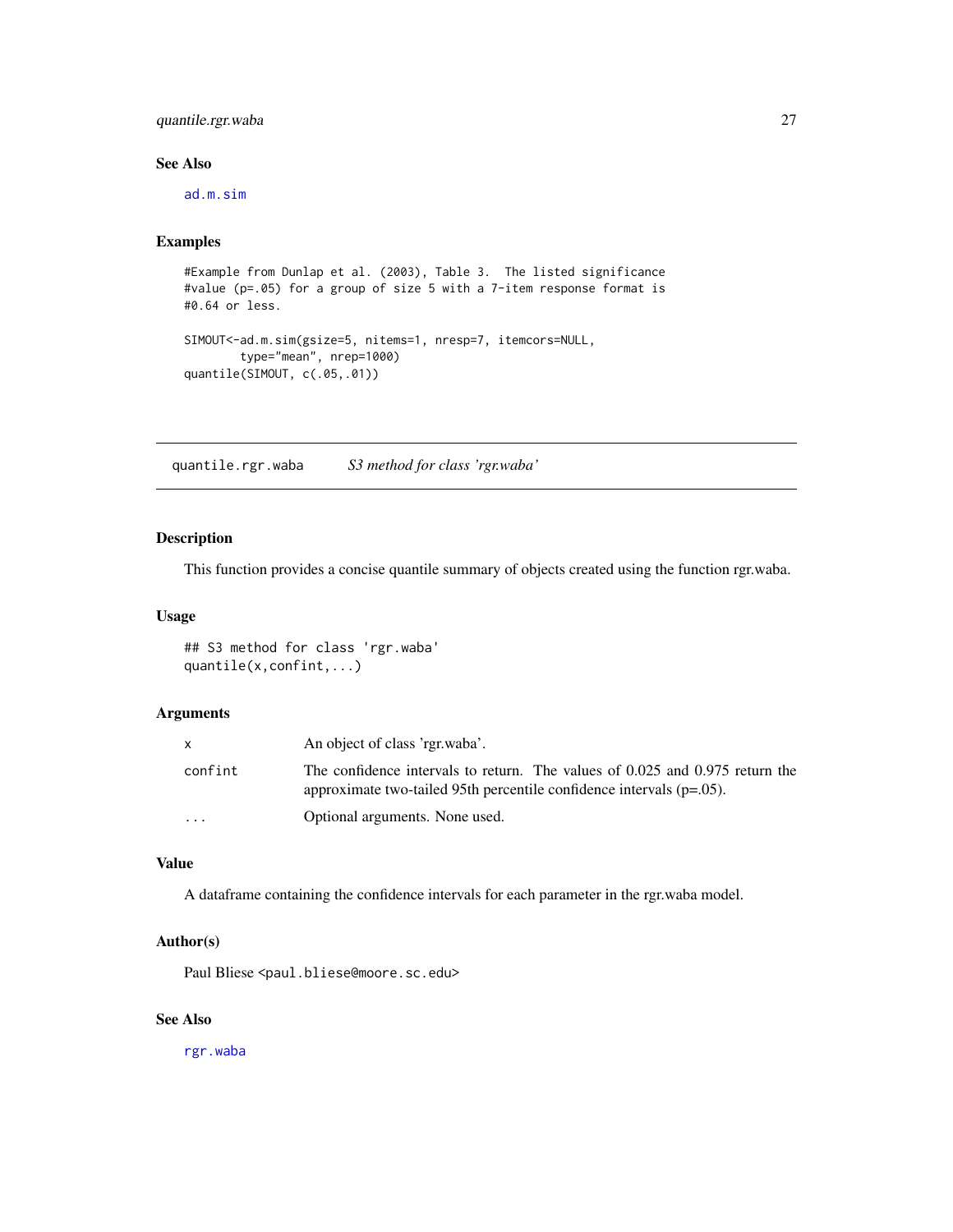## See Also

ad.m.sim

## Examples

```
#Example from Dunlap et al. (2003), Table 3.  The listed significance
#value (p=.05) for a group of size 5 with a 7-item response format is
#0.64 or less.

SIMOUT<-ad.m.sim(gsize=5, nitems=1, nresp=7, itemcors=NULL,
        type="mean", nrep=1000)
quantile(SIMOUT, c(.05,.01))
```

---

# quantile.rgr.waba    *S3 method for class 'rgr.waba'*

---

## Description

This function provides a concise quantile summary of objects created using the function rgr.waba.

## Usage

```
## S3 method for class 'rgr.waba'
quantile(x,confint,...)
```

## Arguments

| | |
|---|---|
| x | An object of class 'rgr.waba'. |
| confint | The confidence intervals to return. The values of 0.025 and 0.975 return the approximate two-tailed 95th percentile confidence intervals (p=.05). |
| ... | Optional arguments. None used. |

## Value

A dataframe containing the confidence intervals for each parameter in the rgr.waba model.

## Author(s)

Paul Bliese <paul.bliese@moore.sc.edu>

## See Also

rgr.waba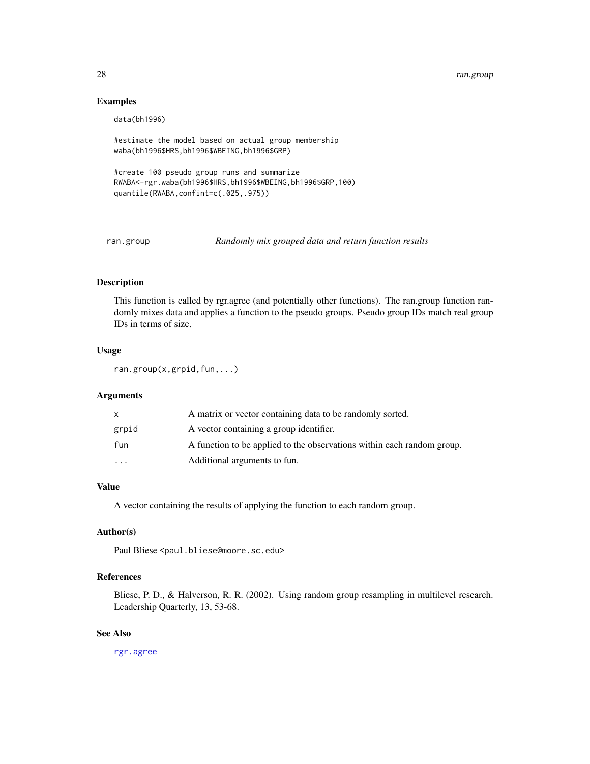## Examples

```
data(bh1996)

#estimate the model based on actual group membership
waba(bh1996$HRS,bh1996$WBEING,bh1996$GRP)

#create 100 pseudo group runs and summarize
RWABA<-rgr.waba(bh1996$HRS,bh1996$WBEING,bh1996$GRP,100)
quantile(RWABA,confint=c(.025,.975))
```

---

# ran.group — *Randomly mix grouped data and return function results*

## Description

This function is called by rgr.agree (and potentially other functions). The ran.group function randomly mixes data and applies a function to the pseudo groups. Pseudo group IDs match real group IDs in terms of size.

## Usage

```
ran.group(x,grpid,fun,...)
```

## Arguments

| | |
|---|---|
| x | A matrix or vector containing data to be randomly sorted. |
| grpid | A vector containing a group identifier. |
| fun | A function to be applied to the observations within each random group. |
| ... | Additional arguments to fun. |

## Value

A vector containing the results of applying the function to each random group.

## Author(s)

Paul Bliese <paul.bliese@moore.sc.edu>

## References

Bliese, P. D., & Halverson, R. R. (2002). Using random group resampling in multilevel research. Leadership Quarterly, 13, 53-68.

## See Also

rgr.agree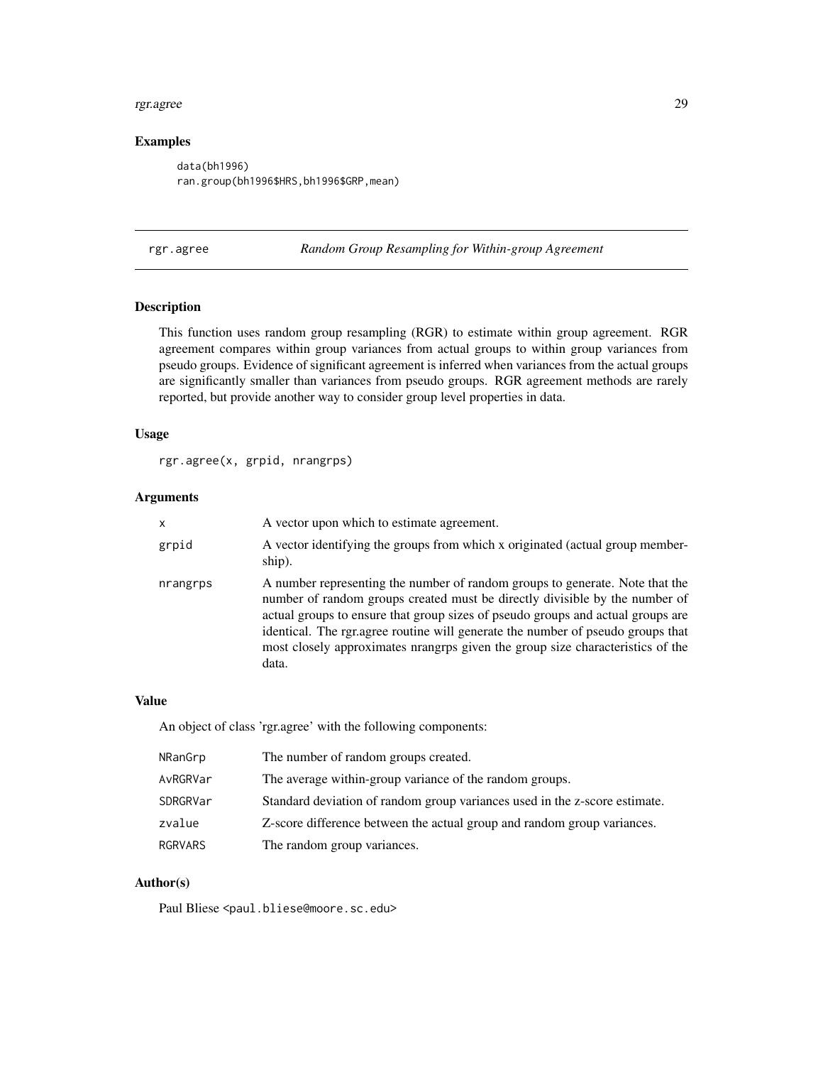## Examples

```
data(bh1996)
ran.group(bh1996$HRS,bh1996$GRP,mean)
```

---

# rgr.agree — *Random Group Resampling for Within-group Agreement*

---

## Description

This function uses random group resampling (RGR) to estimate within group agreement. RGR agreement compares within group variances from actual groups to within group variances from pseudo groups. Evidence of significant agreement is inferred when variances from the actual groups are significantly smaller than variances from pseudo groups. RGR agreement methods are rarely reported, but provide another way to consider group level properties in data.

## Usage

```
rgr.agree(x, grpid, nrangrps)
```

## Arguments

| | |
|---|---|
| `x` | A vector upon which to estimate agreement. |
| `grpid` | A vector identifying the groups from which x originated (actual group membership). |
| `nrangrps` | A number representing the number of random groups to generate. Note that the number of random groups created must be directly divisible by the number of actual groups to ensure that group sizes of pseudo groups and actual groups are identical. The rgr.agree routine will generate the number of pseudo groups that most closely approximates nrangrps given the group size characteristics of the data. |

## Value

An object of class 'rgr.agree' with the following components:

| | |
|---|---|
| `NRanGrp` | The number of random groups created. |
| `AvRGRVar` | The average within-group variance of the random groups. |
| `SDRGRVar` | Standard deviation of random group variances used in the z-score estimate. |
| `zvalue` | Z-score difference between the actual group and random group variances. |
| `RGRVARS` | The random group variances. |

## Author(s)

Paul Bliese <paul.bliese@moore.sc.edu>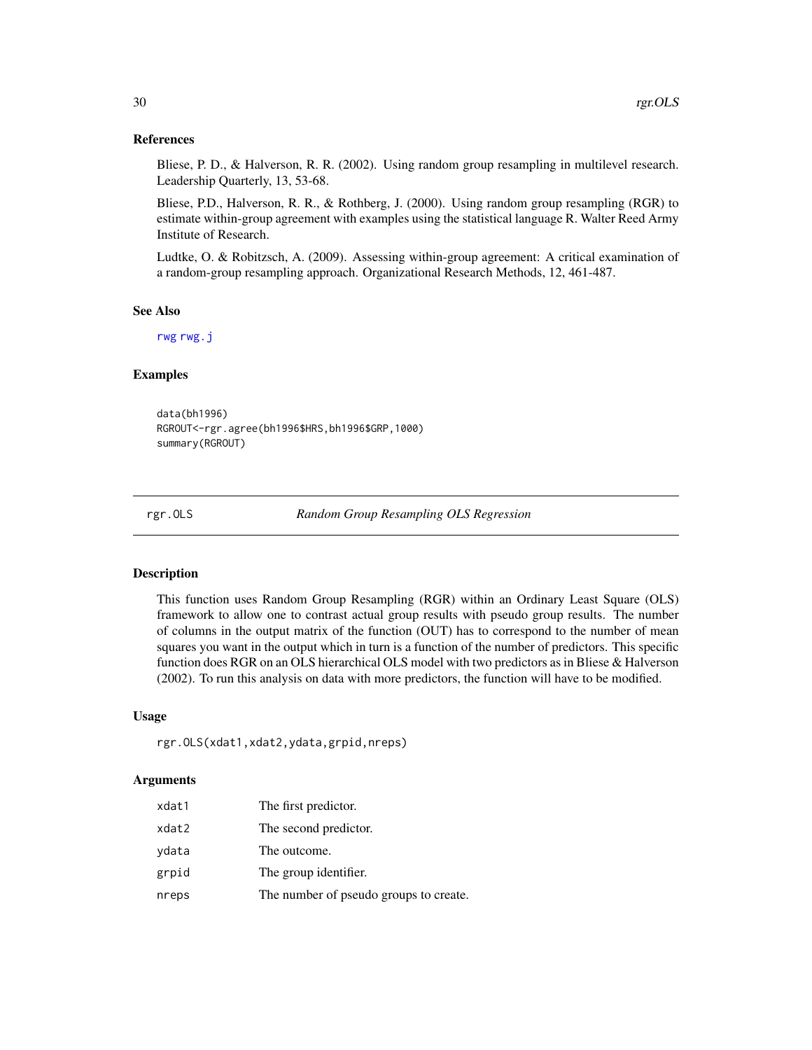### References

Bliese, P. D., & Halverson, R. R. (2002). Using random group resampling in multilevel research. Leadership Quarterly, 13, 53-68.

Bliese, P.D., Halverson, R. R., & Rothberg, J. (2000). Using random group resampling (RGR) to estimate within-group agreement with examples using the statistical language R. Walter Reed Army Institute of Research.

Ludtke, O. & Robitzsch, A. (2009). Assessing within-group agreement: A critical examination of a random-group resampling approach. Organizational Research Methods, 12, 461-487.

### See Also

rwg rwg.j

### Examples

```
data(bh1996)
RGROUT<-rgr.agree(bh1996$HRS,bh1996$GRP,1000)
summary(RGROUT)
```

---

## rgr.OLS — *Random Group Resampling OLS Regression*

### Description

This function uses Random Group Resampling (RGR) within an Ordinary Least Square (OLS) framework to allow one to contrast actual group results with pseudo group results. The number of columns in the output matrix of the function (OUT) has to correspond to the number of mean squares you want in the output which in turn is a function of the number of predictors. This specific function does RGR on an OLS hierarchical OLS model with two predictors as in Bliese & Halverson (2002). To run this analysis on data with more predictors, the function will have to be modified.

### Usage

```
rgr.OLS(xdat1,xdat2,ydata,grpid,nreps)
```

### Arguments

| | |
|---|---|
| xdat1 | The first predictor. |
| xdat2 | The second predictor. |
| ydata | The outcome. |
| grpid | The group identifier. |
| nreps | The number of pseudo groups to create. |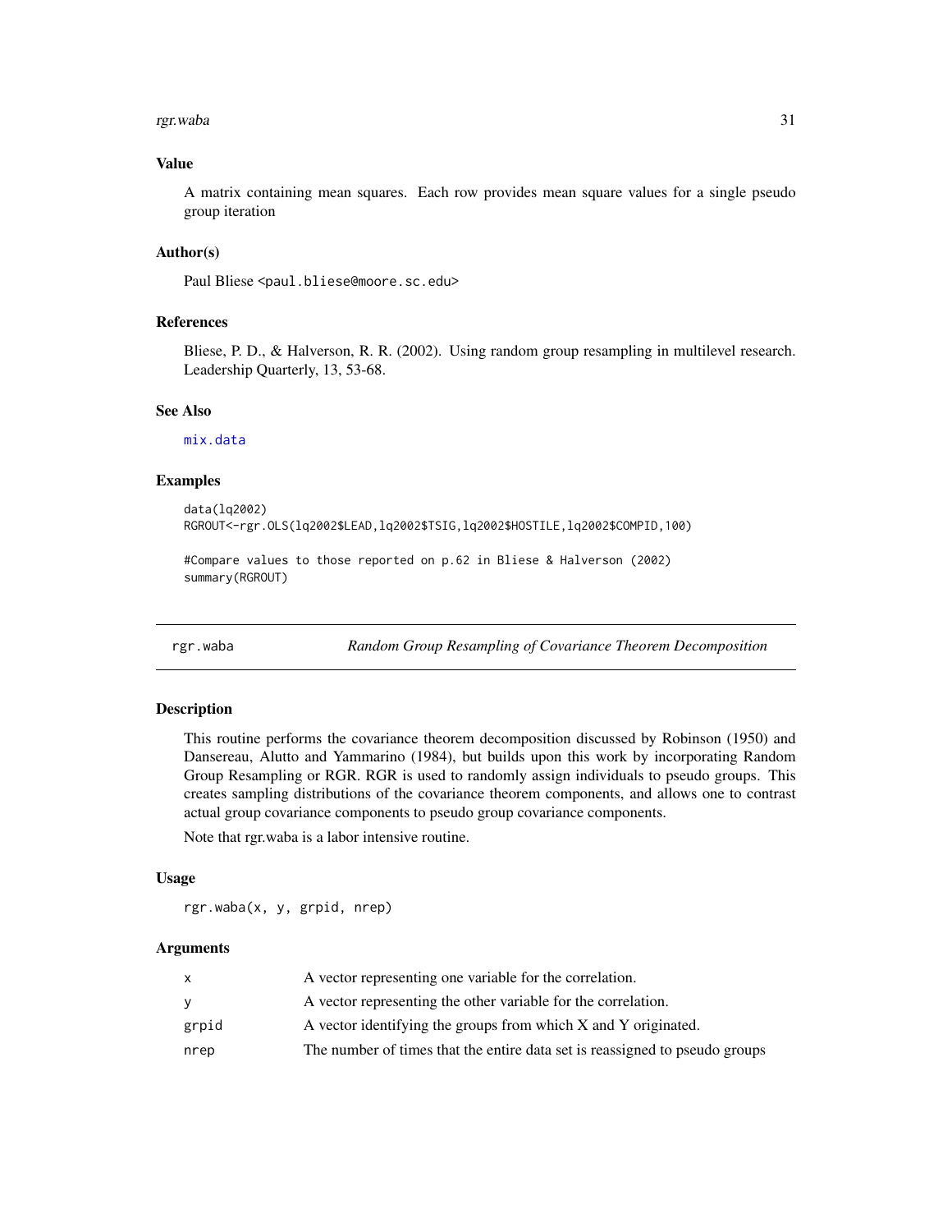### Value

A matrix containing mean squares. Each row provides mean square values for a single pseudo group iteration

### Author(s)

Paul Bliese <paul.bliese@moore.sc.edu>

### References

Bliese, P. D., & Halverson, R. R. (2002). Using random group resampling in multilevel research. Leadership Quarterly, 13, 53-68.

### See Also

mix.data

### Examples

```
data(lq2002)
RGROUT<-rgr.OLS(lq2002$LEAD,lq2002$TSIG,lq2002$HOSTILE,lq2002$COMPID,100)

#Compare values to those reported on p.62 in Bliese & Halverson (2002)
summary(RGROUT)
```

---

## rgr.waba *Random Group Resampling of Covariance Theorem Decomposition*

---

### Description

This routine performs the covariance theorem decomposition discussed by Robinson (1950) and Dansereau, Alutto and Yammarino (1984), but builds upon this work by incorporating Random Group Resampling or RGR. RGR is used to randomly assign individuals to pseudo groups. This creates sampling distributions of the covariance theorem components, and allows one to contrast actual group covariance components to pseudo group covariance components.

Note that rgr.waba is a labor intensive routine.

### Usage

```
rgr.waba(x, y, grpid, nrep)
```

### Arguments

| | |
|---|---|
| x | A vector representing one variable for the correlation. |
| y | A vector representing the other variable for the correlation. |
| grpid | A vector identifying the groups from which X and Y originated. |
| nrep | The number of times that the entire data set is reassigned to pseudo groups |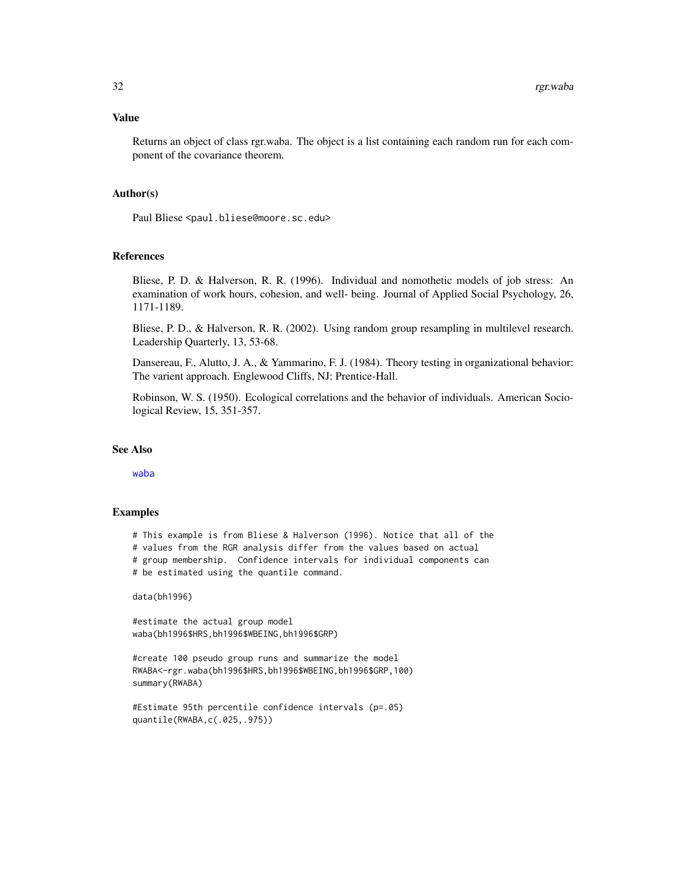## Value

Returns an object of class rgr.waba. The object is a list containing each random run for each component of the covariance theorem.

## Author(s)

Paul Bliese <paul.bliese@moore.sc.edu>

## References

Bliese, P. D. & Halverson, R. R. (1996). Individual and nomothetic models of job stress: An examination of work hours, cohesion, and well- being. Journal of Applied Social Psychology, 26, 1171-1189.

Bliese, P. D., & Halverson, R. R. (2002). Using random group resampling in multilevel research. Leadership Quarterly, 13, 53-68.

Dansereau, F., Alutto, J. A., & Yammarino, F. J. (1984). Theory testing in organizational behavior: The varient approach. Englewood Cliffs, NJ: Prentice-Hall.

Robinson, W. S. (1950). Ecological correlations and the behavior of individuals. American Sociological Review, 15, 351-357.

## See Also

waba

## Examples

```
# This example is from Bliese & Halverson (1996). Notice that all of the
# values from the RGR analysis differ from the values based on actual
# group membership.  Confidence intervals for individual components can
# be estimated using the quantile command.

data(bh1996)

#estimate the actual group model
waba(bh1996$HRS,bh1996$WBEING,bh1996$GRP)

#create 100 pseudo group runs and summarize the model
RWABA<-rgr.waba(bh1996$HRS,bh1996$WBEING,bh1996$GRP,100)
summary(RWABA)

#Estimate 95th percentile confidence intervals (p=.05)
quantile(RWABA,c(.025,.975))
```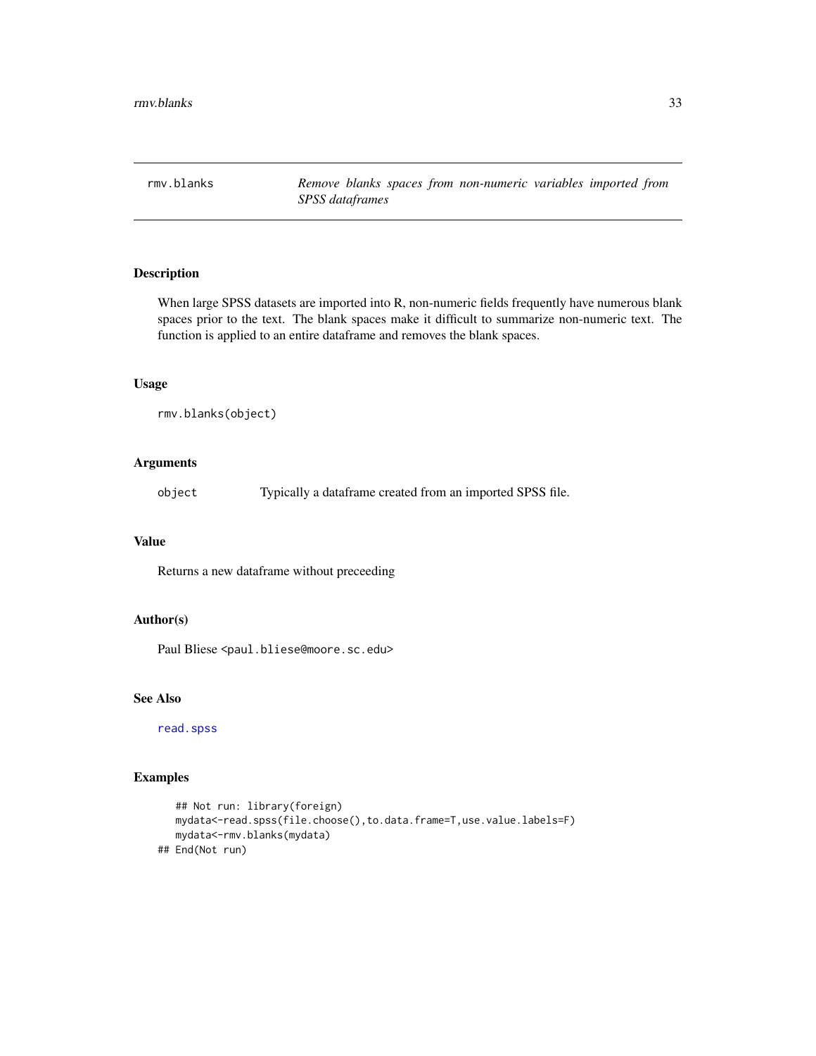# rmv.blanks

*Remove blanks spaces from non-numeric variables imported from SPSS dataframes*

## Description

When large SPSS datasets are imported into R, non-numeric fields frequently have numerous blank spaces prior to the text. The blank spaces make it difficult to summarize non-numeric text. The function is applied to an entire dataframe and removes the blank spaces.

## Usage

```
rmv.blanks(object)
```

## Arguments

| | |
|---|---|
| `object` | Typically a dataframe created from an imported SPSS file. |

## Value

Returns a new dataframe without preceeding

## Author(s)

Paul Bliese <paul.bliese@moore.sc.edu>

## See Also

`read.spss`

## Examples

```
   ## Not run: library(foreign)
   mydata<-read.spss(file.choose(),to.data.frame=T,use.value.labels=F)
   mydata<-rmv.blanks(mydata)
## End(Not run)
```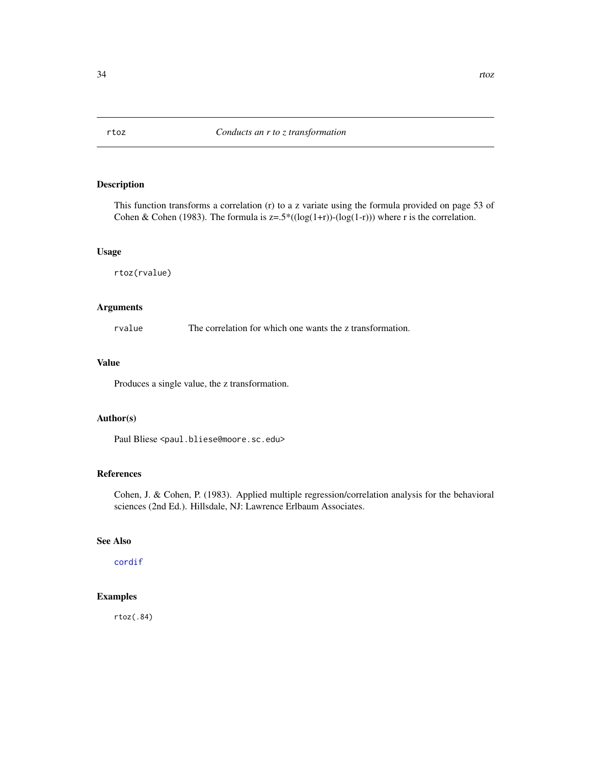# rtoz *Conducts an r to z transformation*

## Description

This function transforms a correlation (r) to a z variate using the formula provided on page 53 of Cohen & Cohen (1983). The formula is z=.5*((log(1+r))-(log(1-r))) where r is the correlation.

## Usage

```
rtoz(rvalue)
```

## Arguments

| | |
|---|---|
| `rvalue` | The correlation for which one wants the z transformation. |

## Value

Produces a single value, the z transformation.

## Author(s)

Paul Bliese <paul.bliese@moore.sc.edu>

## References

Cohen, J. & Cohen, P. (1983). Applied multiple regression/correlation analysis for the behavioral sciences (2nd Ed.). Hillsdale, NJ: Lawrence Erlbaum Associates.

## See Also

`cordif`

## Examples

```
rtoz(.84)
```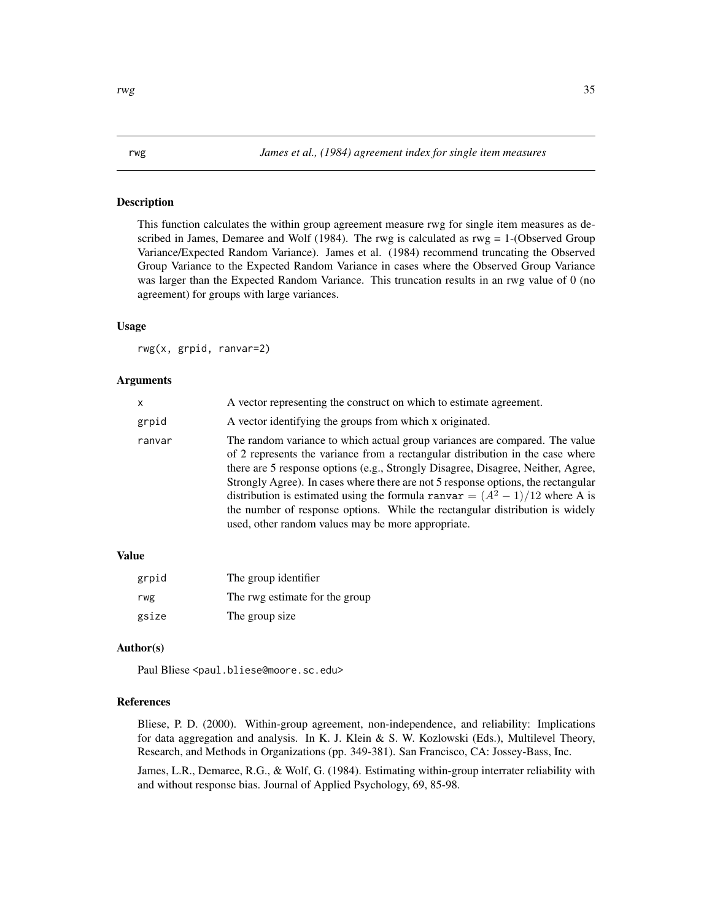## rwg — *James et al., (1984) agreement index for single item measures*

### Description

This function calculates the within group agreement measure rwg for single item measures as described in James, Demaree and Wolf (1984). The rwg is calculated as rwg = 1-(Observed Group Variance/Expected Random Variance). James et al. (1984) recommend truncating the Observed Group Variance to the Expected Random Variance in cases where the Observed Group Variance was larger than the Expected Random Variance. This truncation results in an rwg value of 0 (no agreement) for groups with large variances.

### Usage

```
rwg(x, grpid, ranvar=2)
```

### Arguments

| | |
|---|---|
| x | A vector representing the construct on which to estimate agreement. |
| grpid | A vector identifying the groups from which x originated. |
| ranvar | The random variance to which actual group variances are compared. The value of 2 represents the variance from a rectangular distribution in the case where there are 5 response options (e.g., Strongly Disagree, Disagree, Neither, Agree, Strongly Agree). In cases where there are not 5 response options, the rectangular distribution is estimated using the formula `ranvar` $= (A^2 - 1)/12$ where A is the number of response options. While the rectangular distribution is widely used, other random values may be more appropriate. |

### Value

| | |
|---|---|
| grpid | The group identifier |
| rwg | The rwg estimate for the group |
| gsize | The group size |

### Author(s)

Paul Bliese <paul.bliese@moore.sc.edu>

### References

Bliese, P. D. (2000). Within-group agreement, non-independence, and reliability: Implications for data aggregation and analysis. In K. J. Klein & S. W. Kozlowski (Eds.), Multilevel Theory, Research, and Methods in Organizations (pp. 349-381). San Francisco, CA: Jossey-Bass, Inc.

James, L.R., Demaree, R.G., & Wolf, G. (1984). Estimating within-group interrater reliability with and without response bias. Journal of Applied Psychology, 69, 85-98.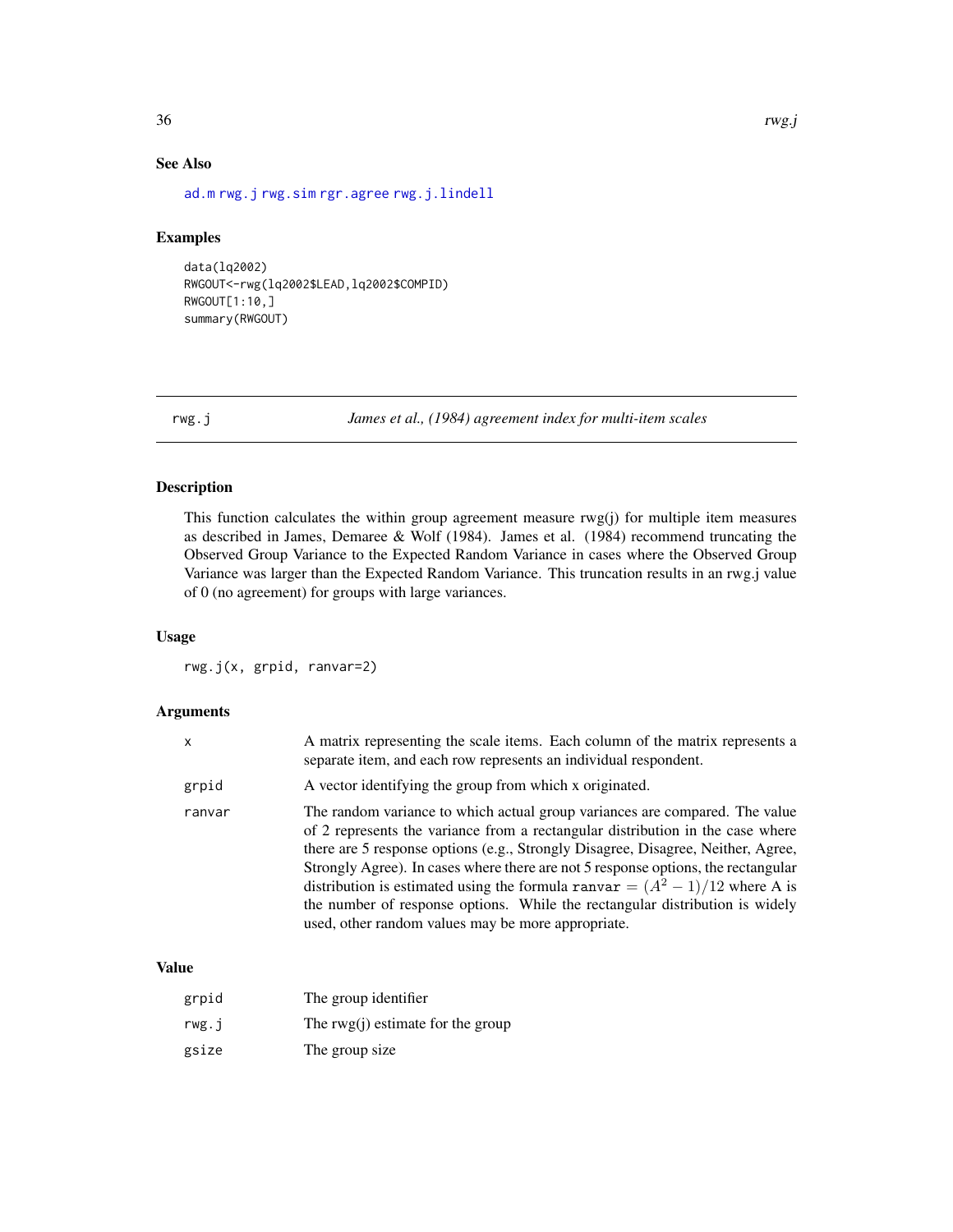## See Also

ad.m rwg.j rwg.sim rgr.agree rwg.j.lindell

## Examples

```
data(lq2002)
RWGOUT<-rwg(lq2002$LEAD,lq2002$COMPID)
RWGOUT[1:10,]
summary(RWGOUT)
```

---

# rwg.j — *James et al., (1984) agreement index for multi-item scales*

## Description

This function calculates the within group agreement measure rwg(j) for multiple item measures as described in James, Demaree & Wolf (1984). James et al. (1984) recommend truncating the Observed Group Variance to the Expected Random Variance in cases where the Observed Group Variance was larger than the Expected Random Variance. This truncation results in an rwg.j value of 0 (no agreement) for groups with large variances.

## Usage

```
rwg.j(x, grpid, ranvar=2)
```

## Arguments

| | |
|---|---|
| x | A matrix representing the scale items. Each column of the matrix represents a separate item, and each row represents an individual respondent. |
| grpid | A vector identifying the group from which x originated. |
| ranvar | The random variance to which actual group variances are compared. The value of 2 represents the variance from a rectangular distribution in the case where there are 5 response options (e.g., Strongly Disagree, Disagree, Neither, Agree, Strongly Agree). In cases where there are not 5 response options, the rectangular distribution is estimated using the formula $\texttt{ranvar} = (A^2 - 1)/12$ where A is the number of response options. While the rectangular distribution is widely used, other random values may be more appropriate. |

## Value

| | |
|---|---|
| grpid | The group identifier |
| rwg.j | The rwg(j) estimate for the group |
| gsize | The group size |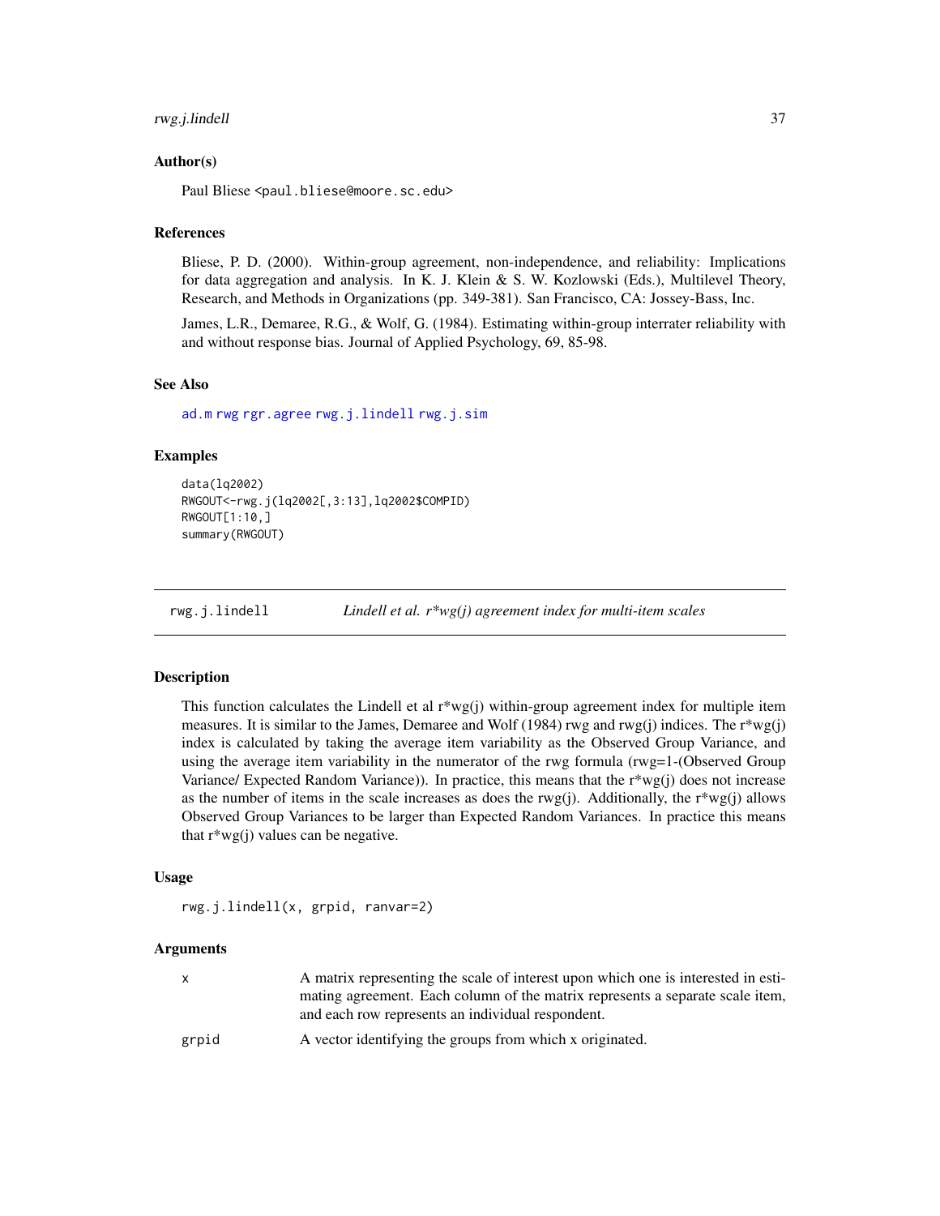### Author(s)

Paul Bliese <paul.bliese@moore.sc.edu>

### References

Bliese, P. D. (2000). Within-group agreement, non-independence, and reliability: Implications for data aggregation and analysis. In K. J. Klein & S. W. Kozlowski (Eds.), Multilevel Theory, Research, and Methods in Organizations (pp. 349-381). San Francisco, CA: Jossey-Bass, Inc.

James, L.R., Demaree, R.G., & Wolf, G. (1984). Estimating within-group interrater reliability with and without response bias. Journal of Applied Psychology, 69, 85-98.

### See Also

ad.m rwg rgr.agree rwg.j.lindell rwg.j.sim

### Examples

```
data(lq2002)
RWGOUT<-rwg.j(lq2002[,3:13],lq2002$COMPID)
RWGOUT[1:10,]
summary(RWGOUT)
```

---

## rwg.j.lindell — *Lindell et al. r*wg(j) agreement index for multi-item scales*

### Description

This function calculates the Lindell et al r*wg(j) within-group agreement index for multiple item measures. It is similar to the James, Demaree and Wolf (1984) rwg and rwg(j) indices. The r*wg(j) index is calculated by taking the average item variability as the Observed Group Variance, and using the average item variability in the numerator of the rwg formula (rwg=1-(Observed Group Variance/ Expected Random Variance)). In practice, this means that the r*wg(j) does not increase as the number of items in the scale increases as does the rwg(j). Additionally, the r*wg(j) allows Observed Group Variances to be larger than Expected Random Variances. In practice this means that r*wg(j) values can be negative.

### Usage

```
rwg.j.lindell(x, grpid, ranvar=2)
```

### Arguments

| | |
|---|---|
| x | A matrix representing the scale of interest upon which one is interested in estimating agreement. Each column of the matrix represents a separate scale item, and each row represents an individual respondent. |
| grpid | A vector identifying the groups from which x originated. |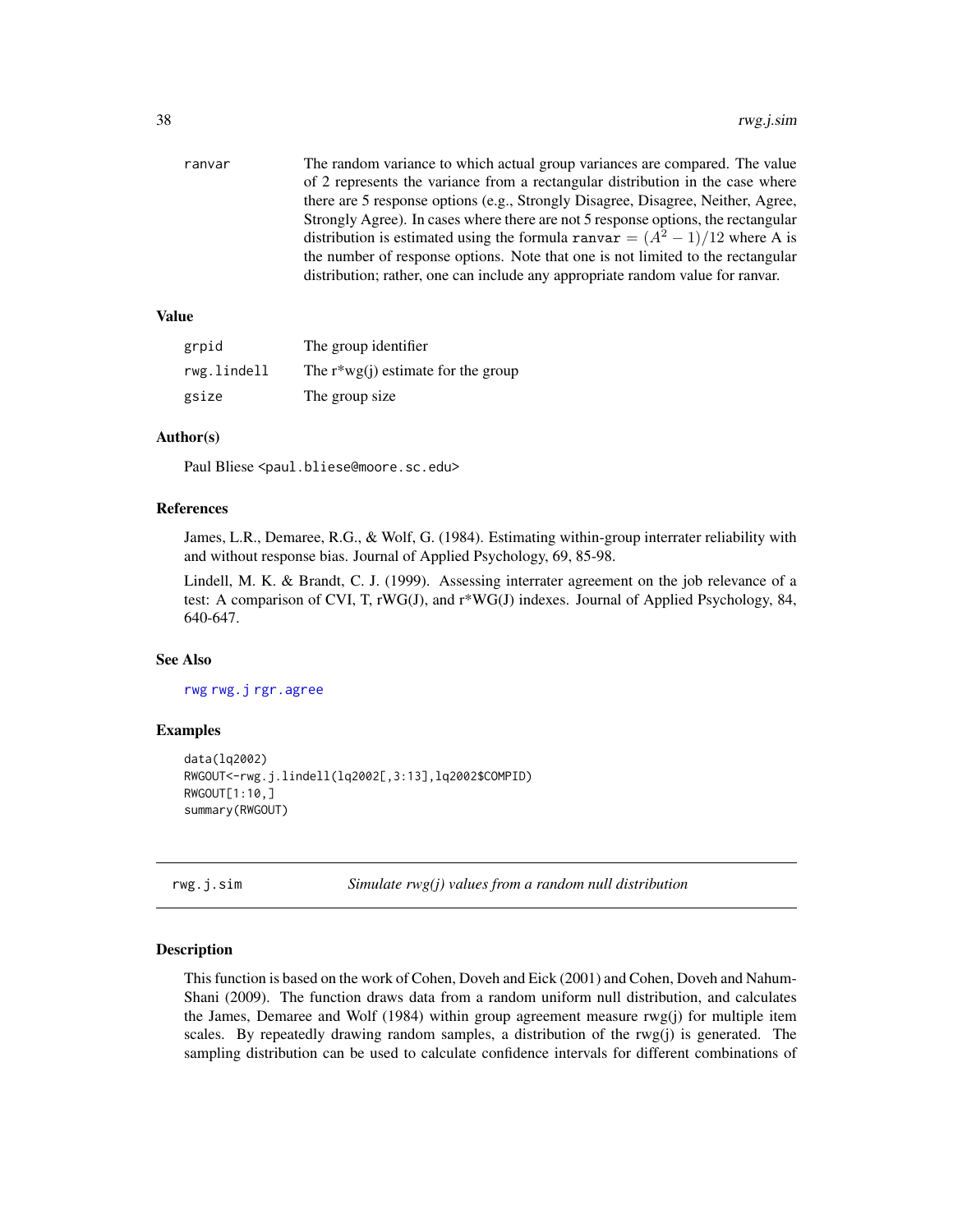| | |
|---|---|
| ranvar | The random variance to which actual group variances are compared. The value of 2 represents the variance from a rectangular distribution in the case where there are 5 response options (e.g., Strongly Disagree, Disagree, Neither, Agree, Strongly Agree). In cases where there are not 5 response options, the rectangular distribution is estimated using the formula $\texttt{ranvar} = (A^2 - 1)/12$ where A is the number of response options. Note that one is not limited to the rectangular distribution; rather, one can include any appropriate random value for ranvar. |

### Value

| | |
|---|---|
| grpid | The group identifier |
| rwg.lindell | The r*wg(j) estimate for the group |
| gsize | The group size |

### Author(s)

Paul Bliese <paul.bliese@moore.sc.edu>

### References

James, L.R., Demaree, R.G., & Wolf, G. (1984). Estimating within-group interrater reliability with and without response bias. Journal of Applied Psychology, 69, 85-98.

Lindell, M. K. & Brandt, C. J. (1999). Assessing interrater agreement on the job relevance of a test: A comparison of CVI, T, rWG(J), and r*WG(J) indexes. Journal of Applied Psychology, 84, 640-647.

### See Also

rwg rwg.j rgr.agree

### Examples

```
data(lq2002)
RWGOUT<-rwg.j.lindell(lq2002[,3:13],lq2002$COMPID)
RWGOUT[1:10,]
summary(RWGOUT)
```

---

## rwg.j.sim — *Simulate rwg(j) values from a random null distribution*

### Description

This function is based on the work of Cohen, Doveh and Eick (2001) and Cohen, Doveh and Nahum-Shani (2009). The function draws data from a random uniform null distribution, and calculates the James, Demaree and Wolf (1984) within group agreement measure rwg(j) for multiple item scales. By repeatedly drawing random samples, a distribution of the rwg(j) is generated. The sampling distribution can be used to calculate confidence intervals for different combinations of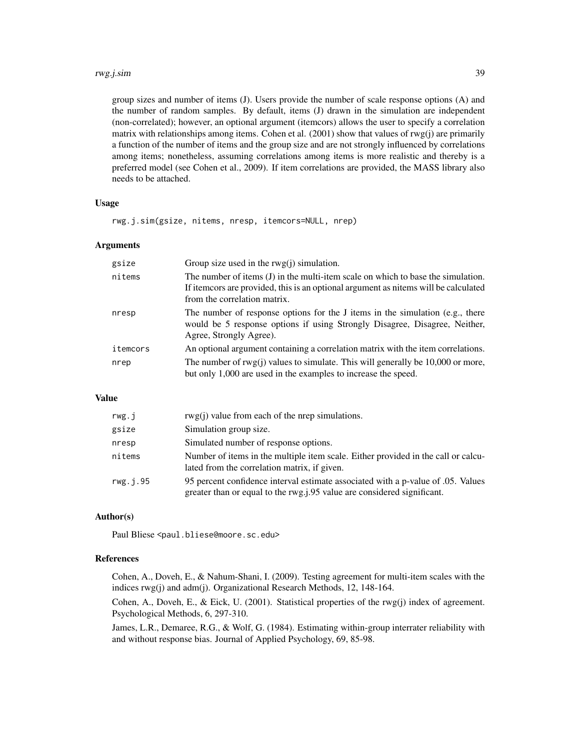group sizes and number of items (J). Users provide the number of scale response options (A) and the number of random samples. By default, items (J) drawn in the simulation are independent (non-correlated); however, an optional argument (itemcors) allows the user to specify a correlation matrix with relationships among items. Cohen et al. (2001) show that values of rwg(j) are primarily a function of the number of items and the group size and are not strongly influenced by correlations among items; nonetheless, assuming correlations among items is more realistic and thereby is a preferred model (see Cohen et al., 2009). If item correlations are provided, the MASS library also needs to be attached.

### Usage

```
rwg.j.sim(gsize, nitems, nresp, itemcors=NULL, nrep)
```

### Arguments

| | |
|---|---|
| `gsize` | Group size used in the rwg(j) simulation. |
| `nitems` | The number of items (J) in the multi-item scale on which to base the simulation. If itemcors are provided, this is an optional argument as nitems will be calculated from the correlation matrix. |
| `nresp` | The number of response options for the J items in the simulation (e.g., there would be 5 response options if using Strongly Disagree, Disagree, Neither, Agree, Strongly Agree). |
| `itemcors` | An optional argument containing a correlation matrix with the item correlations. |
| `nrep` | The number of rwg(j) values to simulate. This will generally be 10,000 or more, but only 1,000 are used in the examples to increase the speed. |

### Value

| | |
|---|---|
| `rwg.j` | rwg(j) value from each of the nrep simulations. |
| `gsize` | Simulation group size. |
| `nresp` | Simulated number of response options. |
| `nitems` | Number of items in the multiple item scale. Either provided in the call or calculated from the correlation matrix, if given. |
| `rwg.j.95` | 95 percent confidence interval estimate associated with a p-value of .05. Values greater than or equal to the rwg.j.95 value are considered significant. |

### Author(s)

Paul Bliese <paul.bliese@moore.sc.edu>

### References

Cohen, A., Doveh, E., & Nahum-Shani, I. (2009). Testing agreement for multi-item scales with the indices rwg(j) and adm(j). Organizational Research Methods, 12, 148-164.

Cohen, A., Doveh, E., & Eick, U. (2001). Statistical properties of the rwg(j) index of agreement. Psychological Methods, 6, 297-310.

James, L.R., Demaree, R.G., & Wolf, G. (1984). Estimating within-group interrater reliability with and without response bias. Journal of Applied Psychology, 69, 85-98.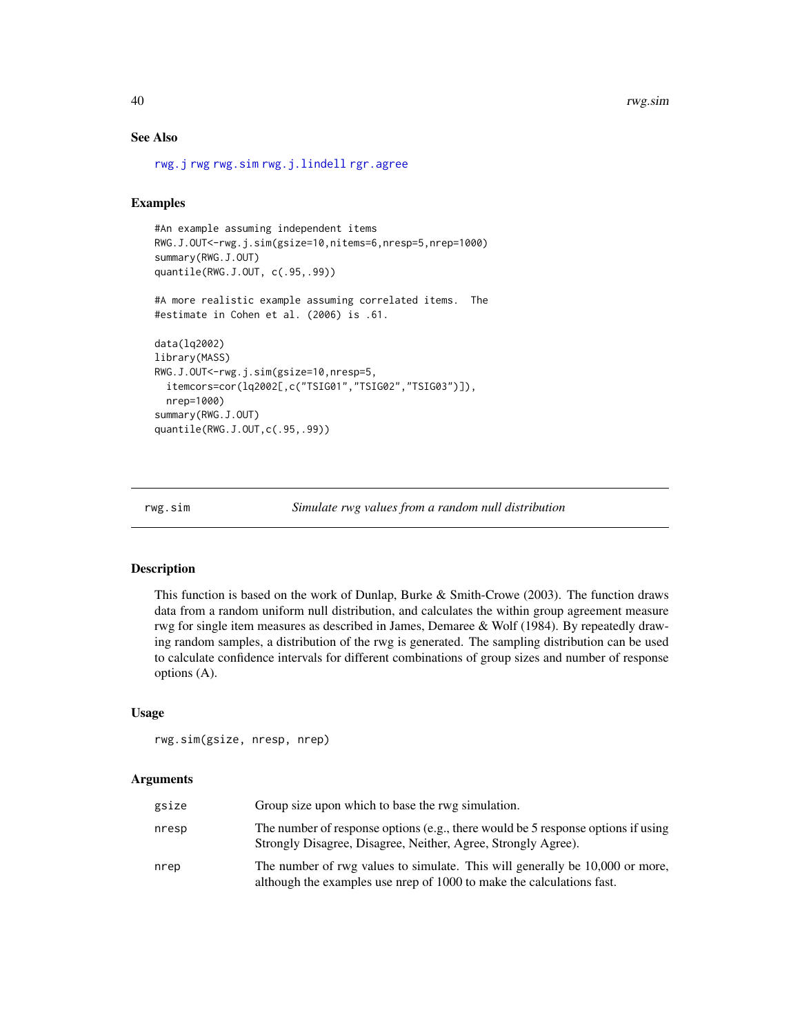## See Also

rwg.j rwg rwg.sim rwg.j.lindell rgr.agree

## Examples

```
#An example assuming independent items
RWG.J.OUT<-rwg.j.sim(gsize=10,nitems=6,nresp=5,nrep=1000)
summary(RWG.J.OUT)
quantile(RWG.J.OUT, c(.95,.99))

#A more realistic example assuming correlated items.  The
#estimate in Cohen et al. (2006) is .61.

data(lq2002)
library(MASS)
RWG.J.OUT<-rwg.j.sim(gsize=10,nresp=5,
  itemcors=cor(lq2002[,c("TSIG01","TSIG02","TSIG03")]),
  nrep=1000)
summary(RWG.J.OUT)
quantile(RWG.J.OUT,c(.95,.99))
```

---

# rwg.sim — *Simulate rwg values from a random null distribution*

## Description

This function is based on the work of Dunlap, Burke & Smith-Crowe (2003). The function draws data from a random uniform null distribution, and calculates the within group agreement measure rwg for single item measures as described in James, Demaree & Wolf (1984). By repeatedly drawing random samples, a distribution of the rwg is generated. The sampling distribution can be used to calculate confidence intervals for different combinations of group sizes and number of response options (A).

## Usage

```
rwg.sim(gsize, nresp, nrep)
```

## Arguments

| | |
|---|---|
| gsize | Group size upon which to base the rwg simulation. |
| nresp | The number of response options (e.g., there would be 5 response options if using Strongly Disagree, Disagree, Neither, Agree, Strongly Agree). |
| nrep | The number of rwg values to simulate. This will generally be 10,000 or more, although the examples use nrep of 1000 to make the calculations fast. |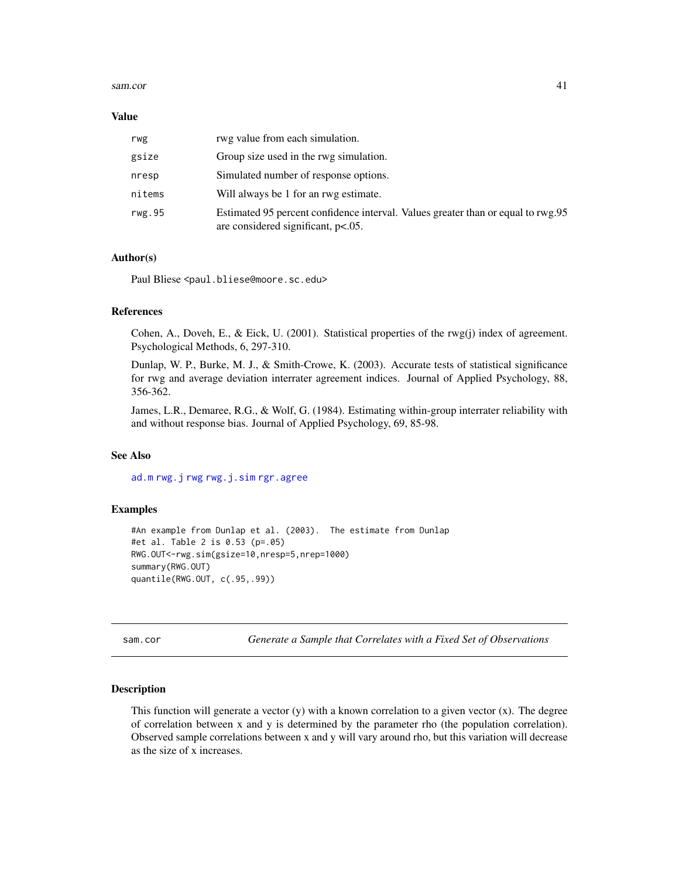### Value

| | |
|---|---|
| rwg | rwg value from each simulation. |
| gsize | Group size used in the rwg simulation. |
| nresp | Simulated number of response options. |
| nitems | Will always be 1 for an rwg estimate. |
| rwg.95 | Estimated 95 percent confidence interval. Values greater than or equal to rwg.95 are considered significant, p<.05. |

### Author(s)

Paul Bliese <paul.bliese@moore.sc.edu>

### References

Cohen, A., Doveh, E., & Eick, U. (2001). Statistical properties of the rwg(j) index of agreement. Psychological Methods, 6, 297-310.

Dunlap, W. P., Burke, M. J., & Smith-Crowe, K. (2003). Accurate tests of statistical significance for rwg and average deviation interrater agreement indices. Journal of Applied Psychology, 88, 356-362.

James, L.R., Demaree, R.G., & Wolf, G. (1984). Estimating within-group interrater reliability with and without response bias. Journal of Applied Psychology, 69, 85-98.

### See Also

ad.m rwg.j rwg rwg.j.sim rgr.agree

### Examples

```
#An example from Dunlap et al. (2003).  The estimate from Dunlap
#et al. Table 2 is 0.53 (p=.05)
RWG.OUT<-rwg.sim(gsize=10,nresp=5,nrep=1000)
summary(RWG.OUT)
quantile(RWG.OUT, c(.95,.99))
```

---

## sam.cor — *Generate a Sample that Correlates with a Fixed Set of Observations*

### Description

This function will generate a vector (y) with a known correlation to a given vector (x). The degree of correlation between x and y is determined by the parameter rho (the population correlation). Observed sample correlations between x and y will vary around rho, but this variation will decrease as the size of x increases.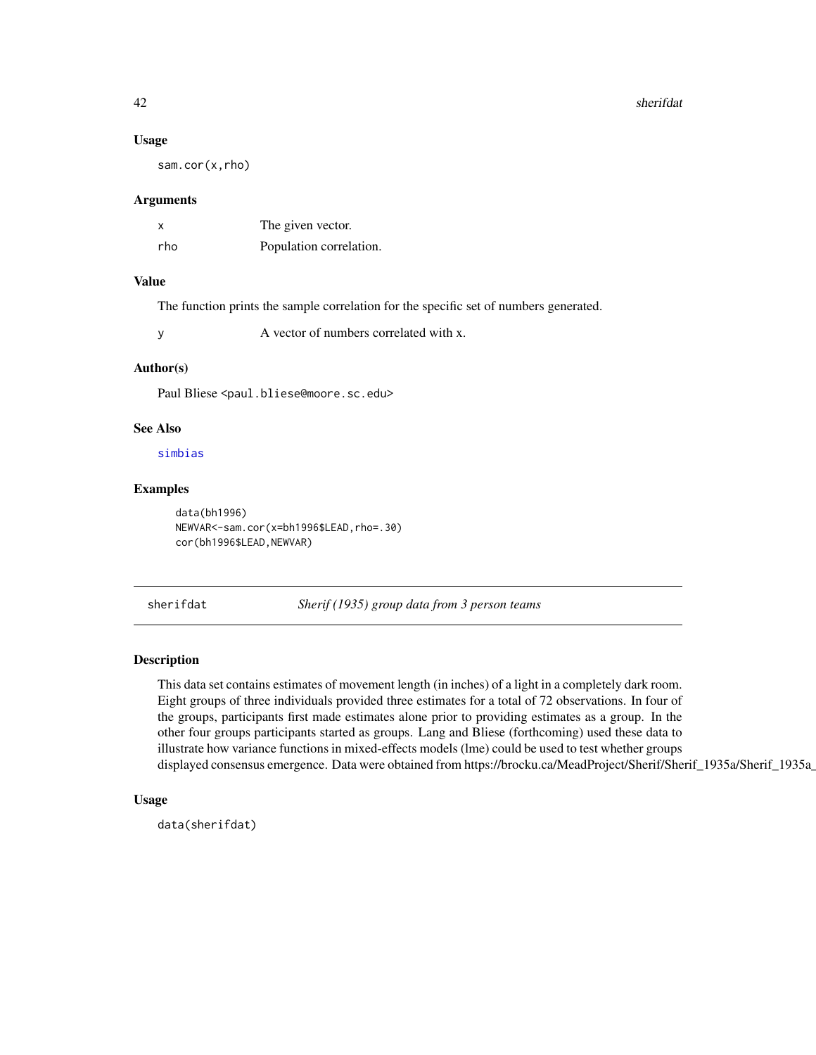### Usage

```
sam.cor(x,rho)
```

### Arguments

| | |
|---|---|
| x | The given vector. |
| rho | Population correlation. |

### Value

The function prints the sample correlation for the specific set of numbers generated.

| | |
|---|---|
| y | A vector of numbers correlated with x. |

### Author(s)

Paul Bliese <paul.bliese@moore.sc.edu>

### See Also

simbias

### Examples

```
data(bh1996)
NEWVAR<-sam.cor(x=bh1996$LEAD,rho=.30)
cor(bh1996$LEAD,NEWVAR)
```

---

## sherifdat — *Sherif (1935) group data from 3 person teams*

### Description

This data set contains estimates of movement length (in inches) of a light in a completely dark room. Eight groups of three individuals provided three estimates for a total of 72 observations. In four of the groups, participants first made estimates alone prior to providing estimates as a group. In the other four groups participants started as groups. Lang and Bliese (forthcoming) used these data to illustrate how variance functions in mixed-effects models (lme) could be used to test whether groups displayed consensus emergence. Data were obtained from https://brocku.ca/MeadProject/Sherif/Sherif_1935a/Sherif_1935a_

### Usage

```
data(sherifdat)
```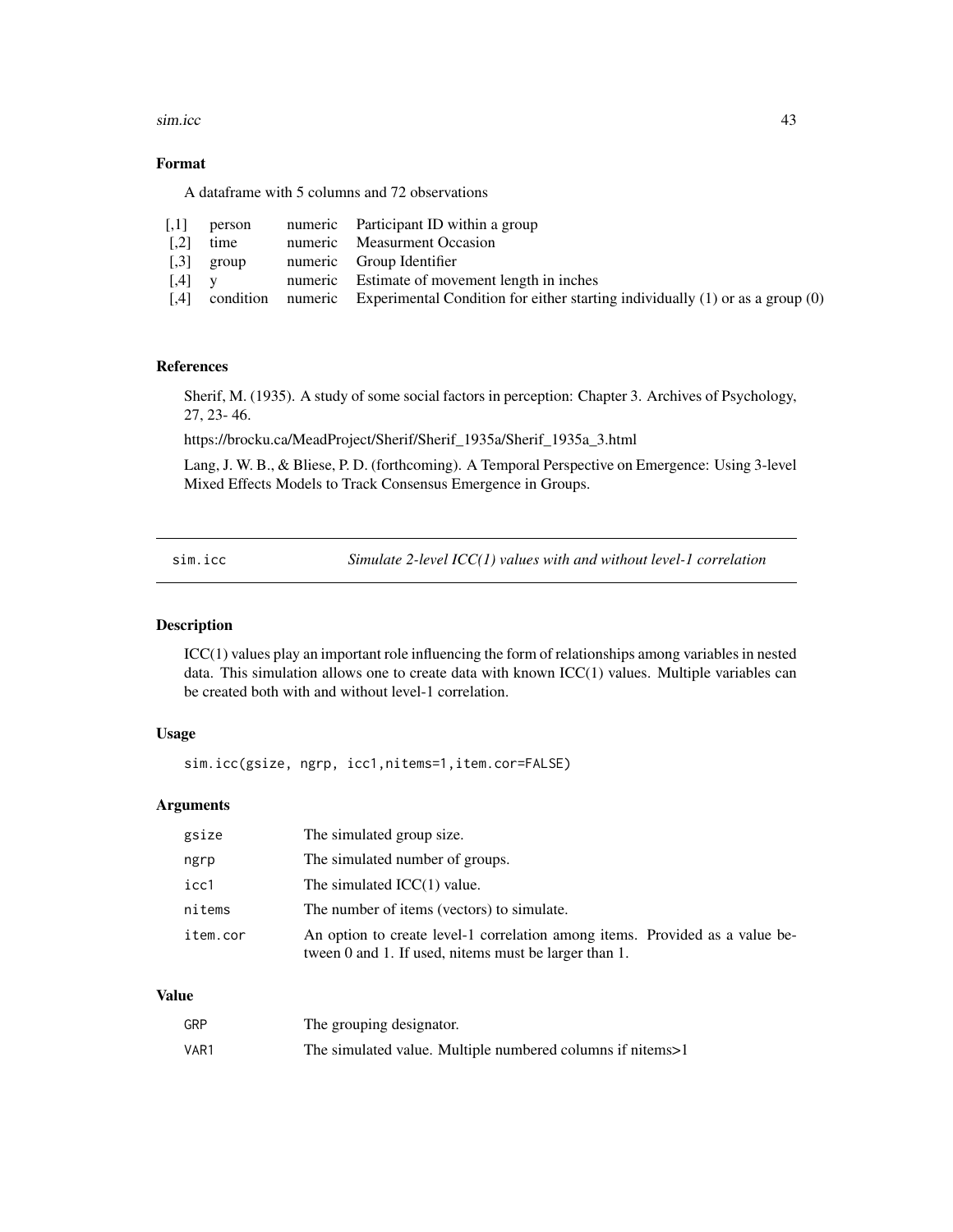### Format

A dataframe with 5 columns and 72 observations

| | | | |
|---|---|---|---|
| [,1] | person | numeric | Participant ID within a group |
| [,2] | time | numeric | Measurment Occasion |
| [,3] | group | numeric | Group Identifier |
| [,4] | y | numeric | Estimate of movement length in inches |
| [,4] | condition | numeric | Experimental Condition for either starting individually (1) or as a group (0) |

### References

Sherif, M. (1935). A study of some social factors in perception: Chapter 3. Archives of Psychology, 27, 23- 46.

https://brocku.ca/MeadProject/Sherif/Sherif_1935a/Sherif_1935a_3.html

Lang, J. W. B., & Bliese, P. D. (forthcoming). A Temporal Perspective on Emergence: Using 3-level Mixed Effects Models to Track Consensus Emergence in Groups.

## sim.icc — *Simulate 2-level ICC(1) values with and without level-1 correlation*

### Description

ICC(1) values play an important role influencing the form of relationships among variables in nested data. This simulation allows one to create data with known ICC(1) values. Multiple variables can be created both with and without level-1 correlation.

### Usage

```
sim.icc(gsize, ngrp, icc1,nitems=1,item.cor=FALSE)
```

### Arguments

| | |
|---|---|
| `gsize` | The simulated group size. |
| `ngrp` | The simulated number of groups. |
| `icc1` | The simulated ICC(1) value. |
| `nitems` | The number of items (vectors) to simulate. |
| `item.cor` | An option to create level-1 correlation among items. Provided as a value between 0 and 1. If used, nitems must be larger than 1. |

### Value

| | |
|---|---|
| `GRP` | The grouping designator. |
| `VAR1` | The simulated value. Multiple numbered columns if nitems>1 |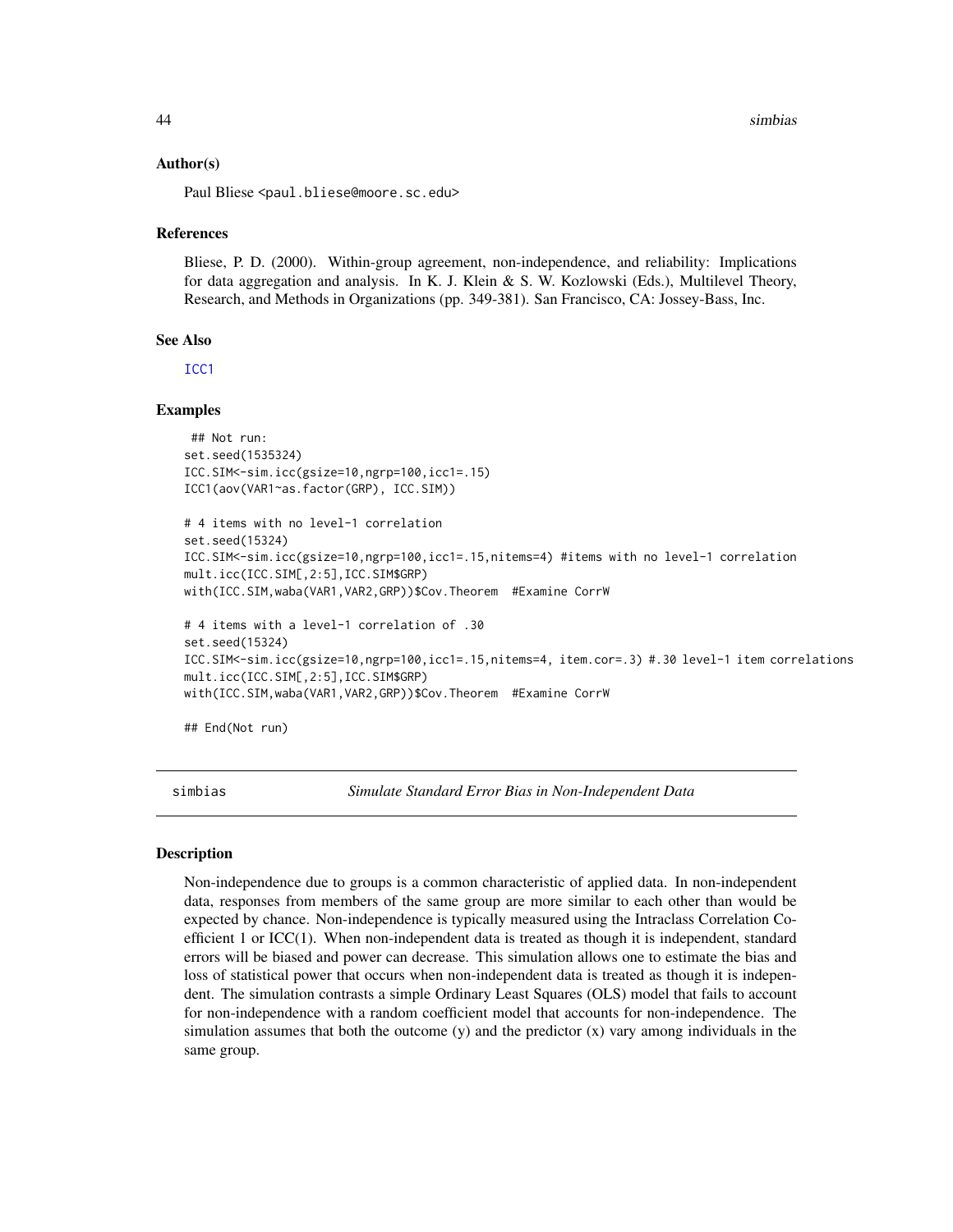### Author(s)

Paul Bliese <paul.bliese@moore.sc.edu>

### References

Bliese, P. D. (2000). Within-group agreement, non-independence, and reliability: Implications for data aggregation and analysis. In K. J. Klein & S. W. Kozlowski (Eds.), Multilevel Theory, Research, and Methods in Organizations (pp. 349-381). San Francisco, CA: Jossey-Bass, Inc.

### See Also

ICC1

### Examples

```
 ## Not run:
set.seed(1535324)
ICC.SIM<-sim.icc(gsize=10,ngrp=100,icc1=.15)
ICC1(aov(VAR1~as.factor(GRP), ICC.SIM))

# 4 items with no level-1 correlation
set.seed(15324)
ICC.SIM<-sim.icc(gsize=10,ngrp=100,icc1=.15,nitems=4) #items with no level-1 correlation
mult.icc(ICC.SIM[,2:5],ICC.SIM$GRP)
with(ICC.SIM,waba(VAR1,VAR2,GRP))$Cov.Theorem  #Examine CorrW

# 4 items with a level-1 correlation of .30
set.seed(15324)
ICC.SIM<-sim.icc(gsize=10,ngrp=100,icc1=.15,nitems=4, item.cor=.3) #.30 level-1 item correlations
mult.icc(ICC.SIM[,2:5],ICC.SIM$GRP)
with(ICC.SIM,waba(VAR1,VAR2,GRP))$Cov.Theorem  #Examine CorrW

## End(Not run)
```

---

## simbias — *Simulate Standard Error Bias in Non-Independent Data*

### Description

Non-independence due to groups is a common characteristic of applied data. In non-independent data, responses from members of the same group are more similar to each other than would be expected by chance. Non-independence is typically measured using the Intraclass Correlation Coefficient 1 or ICC(1). When non-independent data is treated as though it is independent, standard errors will be biased and power can decrease. This simulation allows one to estimate the bias and loss of statistical power that occurs when non-independent data is treated as though it is independent. The simulation contrasts a simple Ordinary Least Squares (OLS) model that fails to account for non-independence with a random coefficient model that accounts for non-independence. The simulation assumes that both the outcome (y) and the predictor (x) vary among individuals in the same group.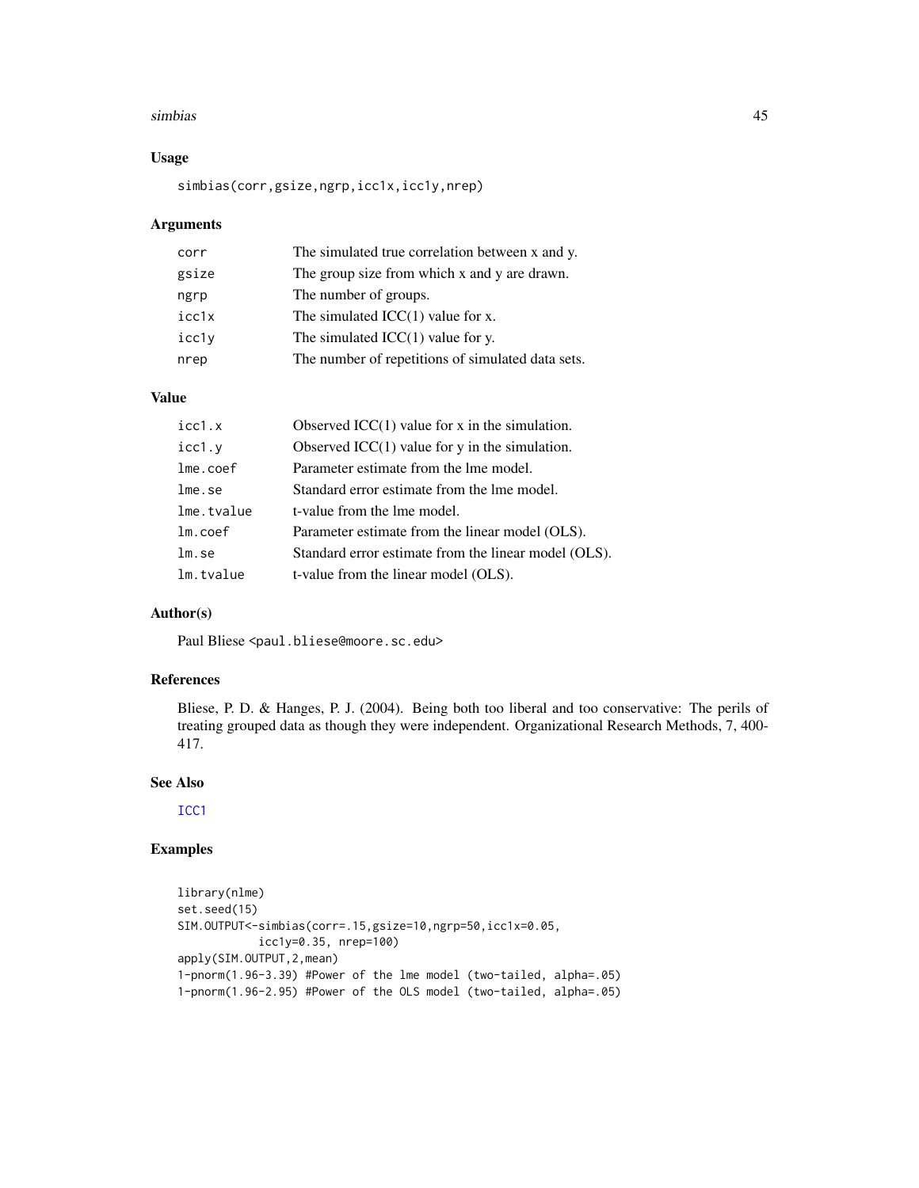## Usage

```
simbias(corr,gsize,ngrp,icc1x,icc1y,nrep)
```

## Arguments

| | |
|---|---|
| corr | The simulated true correlation between x and y. |
| gsize | The group size from which x and y are drawn. |
| ngrp | The number of groups. |
| icc1x | The simulated ICC(1) value for x. |
| icc1y | The simulated ICC(1) value for y. |
| nrep | The number of repetitions of simulated data sets. |

## Value

| | |
|---|---|
| icc1.x | Observed ICC(1) value for x in the simulation. |
| icc1.y | Observed ICC(1) value for y in the simulation. |
| lme.coef | Parameter estimate from the lme model. |
| lme.se | Standard error estimate from the lme model. |
| lme.tvalue | t-value from the lme model. |
| lm.coef | Parameter estimate from the linear model (OLS). |
| lm.se | Standard error estimate from the linear model (OLS). |
| lm.tvalue | t-value from the linear model (OLS). |

## Author(s)

Paul Bliese <paul.bliese@moore.sc.edu>

## References

Bliese, P. D. & Hanges, P. J. (2004). Being both too liberal and too conservative: The perils of treating grouped data as though they were independent. Organizational Research Methods, 7, 400-417.

## See Also

ICC1

## Examples

```
library(nlme)
set.seed(15)
SIM.OUTPUT<-simbias(corr=.15,gsize=10,ngrp=50,icc1x=0.05,
          icc1y=0.35, nrep=100)
apply(SIM.OUTPUT,2,mean)
1-pnorm(1.96-3.39) #Power of the lme model (two-tailed, alpha=.05)
1-pnorm(1.96-2.95) #Power of the OLS model (two-tailed, alpha=.05)
```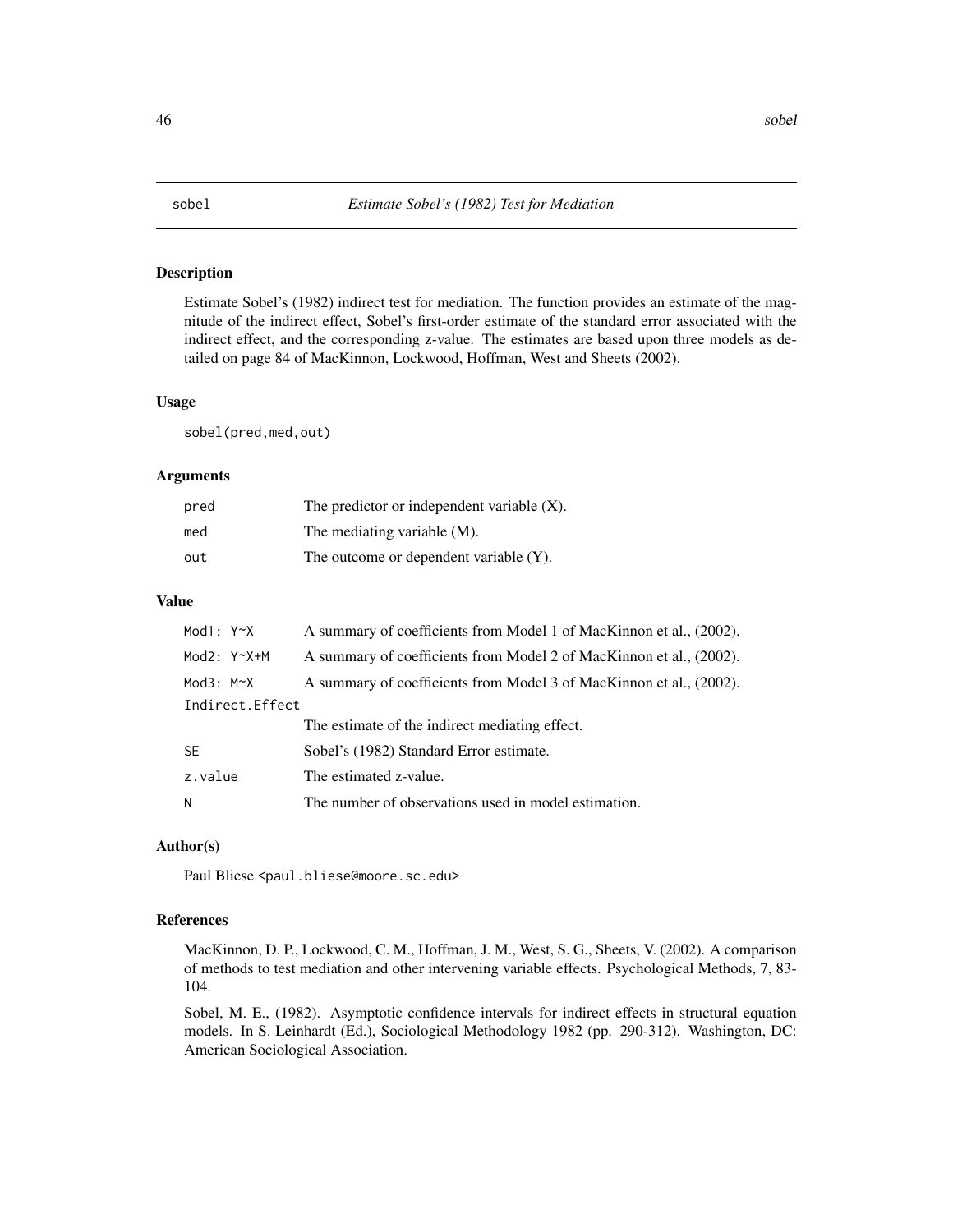# sobel — *Estimate Sobel's (1982) Test for Mediation*

## Description

Estimate Sobel's (1982) indirect test for mediation. The function provides an estimate of the magnitude of the indirect effect, Sobel's first-order estimate of the standard error associated with the indirect effect, and the corresponding z-value. The estimates are based upon three models as detailed on page 84 of MacKinnon, Lockwood, Hoffman, West and Sheets (2002).

## Usage

```
sobel(pred,med,out)
```

## Arguments

| | |
|---|---|
| `pred` | The predictor or independent variable (X). |
| `med` | The mediating variable (M). |
| `out` | The outcome or dependent variable (Y). |

## Value

| | |
|---|---|
| `Mod1: Y~X` | A summary of coefficients from Model 1 of MacKinnon et al., (2002). |
| `Mod2: Y~X+M` | A summary of coefficients from Model 2 of MacKinnon et al., (2002). |
| `Mod3: M~X` | A summary of coefficients from Model 3 of MacKinnon et al., (2002). |
| `Indirect.Effect` | The estimate of the indirect mediating effect. |
| `SE` | Sobel's (1982) Standard Error estimate. |
| `z.value` | The estimated z-value. |
| `N` | The number of observations used in model estimation. |

## Author(s)

Paul Bliese <paul.bliese@moore.sc.edu>

## References

MacKinnon, D. P., Lockwood, C. M., Hoffman, J. M., West, S. G., Sheets, V. (2002). A comparison of methods to test mediation and other intervening variable effects. Psychological Methods, 7, 83-104.

Sobel, M. E., (1982). Asymptotic confidence intervals for indirect effects in structural equation models. In S. Leinhardt (Ed.), Sociological Methodology 1982 (pp. 290-312). Washington, DC: American Sociological Association.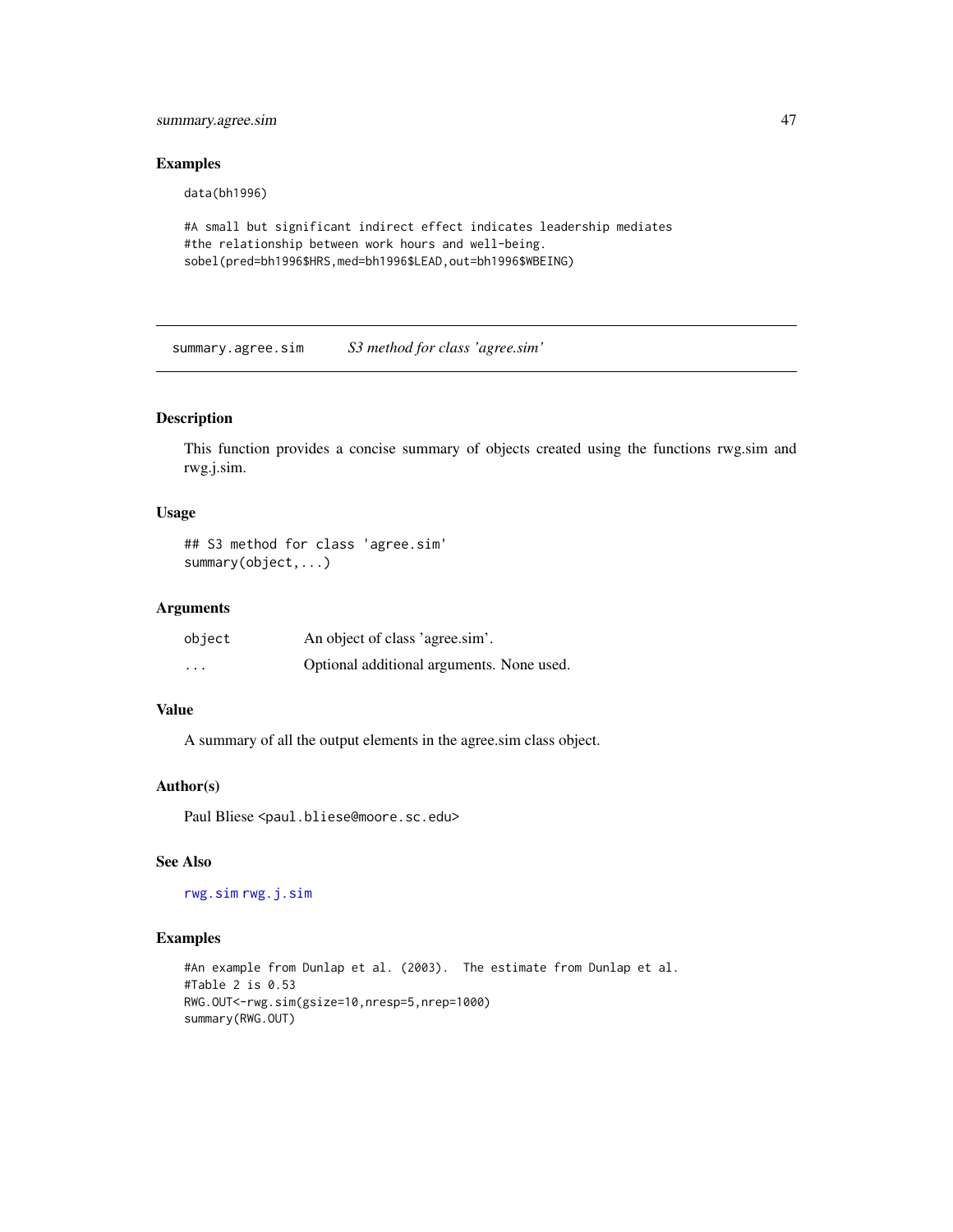### Examples

```
data(bh1996)

#A small but significant indirect effect indicates leadership mediates
#the relationship between work hours and well-being.
sobel(pred=bh1996$HRS,med=bh1996$LEAD,out=bh1996$WBEING)
```

---

## summary.agree.sim    *S3 method for class 'agree.sim'*

### Description

This function provides a concise summary of objects created using the functions rwg.sim and rwg.j.sim.

### Usage

```
## S3 method for class 'agree.sim'
summary(object,...)
```

### Arguments

| | |
|---|---|
| object | An object of class 'agree.sim'. |
| ... | Optional additional arguments. None used. |

### Value

A summary of all the output elements in the agree.sim class object.

### Author(s)

Paul Bliese <paul.bliese@moore.sc.edu>

### See Also

rwg.sim rwg.j.sim

### Examples

```
#An example from Dunlap et al. (2003).  The estimate from Dunlap et al.
#Table 2 is 0.53
RWG.OUT<-rwg.sim(gsize=10,nresp=5,nrep=1000)
summary(RWG.OUT)
```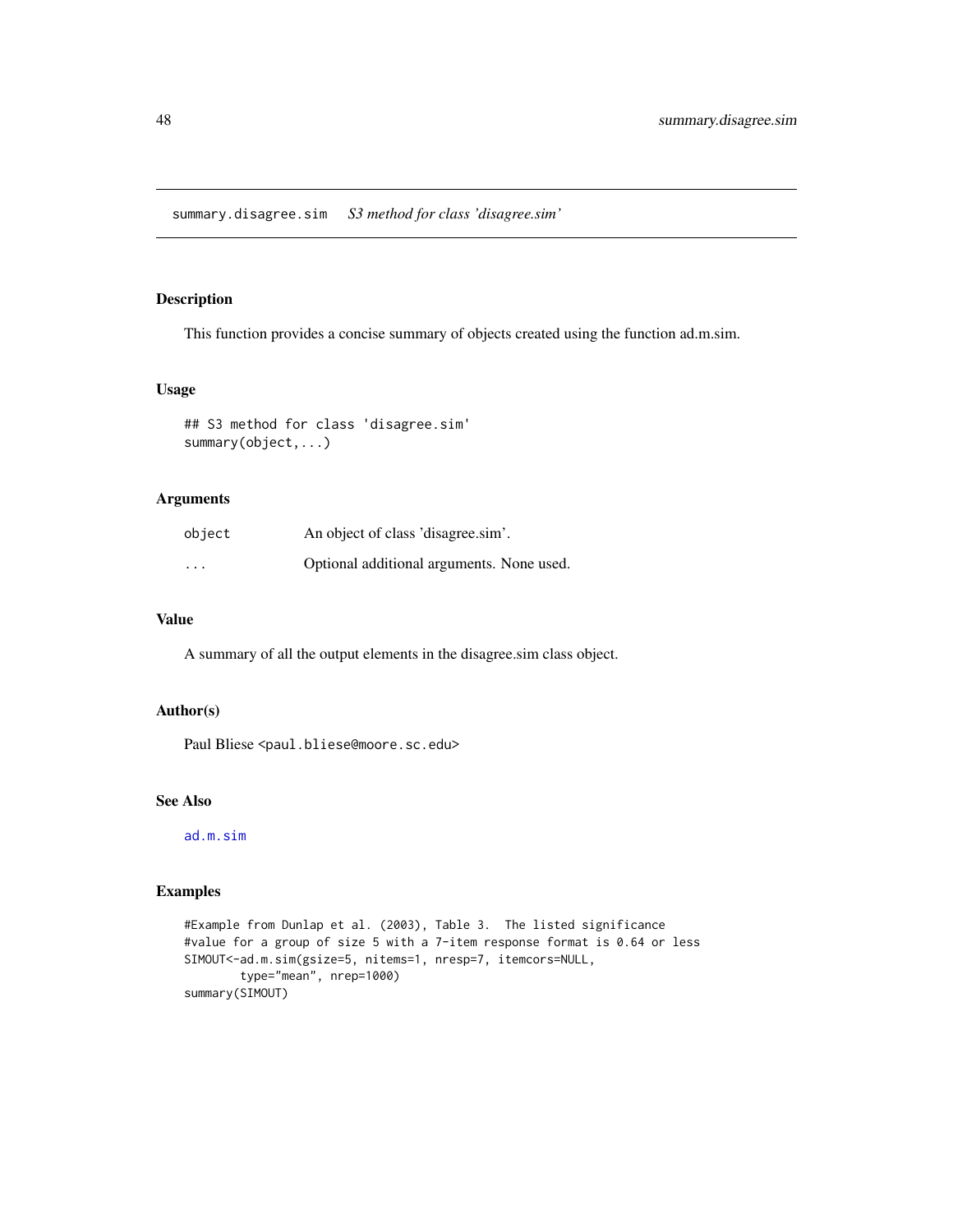## summary.disagree.sim *S3 method for class 'disagree.sim'*

### Description

This function provides a concise summary of objects created using the function ad.m.sim.

### Usage

```
## S3 method for class 'disagree.sim'
summary(object,...)
```

### Arguments

| | |
|---|---|
| object | An object of class 'disagree.sim'. |
| ... | Optional additional arguments. None used. |

### Value

A summary of all the output elements in the disagree.sim class object.

### Author(s)

Paul Bliese <paul.bliese@moore.sc.edu>

### See Also

ad.m.sim

### Examples

```
#Example from Dunlap et al. (2003), Table 3.  The listed significance
#value for a group of size 5 with a 7-item response format is 0.64 or less
SIMOUT<-ad.m.sim(gsize=5, nitems=1, nresp=7, itemcors=NULL,
        type="mean", nrep=1000)
summary(SIMOUT)
```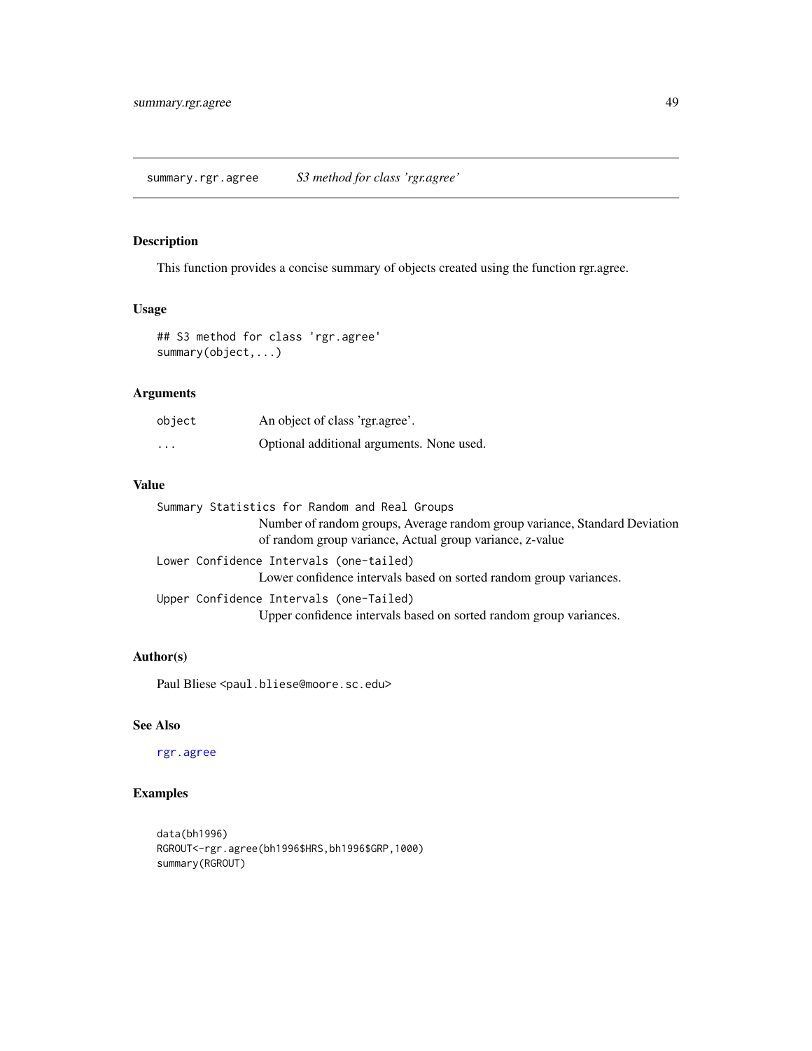## summary.rgr.agree *S3 method for class 'rgr.agree'*

### Description

This function provides a concise summary of objects created using the function rgr.agree.

### Usage

```
## S3 method for class 'rgr.agree'
summary(object,...)
```

### Arguments

| | |
|---|---|
| `object` | An object of class 'rgr.agree'. |
| `...` | Optional additional arguments. None used. |

### Value

`Summary Statistics for Random and Real Groups`
: Number of random groups, Average random group variance, Standard Deviation of random group variance, Actual group variance, z-value

`Lower Confidence Intervals (one-tailed)`
: Lower confidence intervals based on sorted random group variances.

`Upper Confidence Intervals (one-Tailed)`
: Upper confidence intervals based on sorted random group variances.

### Author(s)

Paul Bliese <paul.bliese@moore.sc.edu>

### See Also

`rgr.agree`

### Examples

```
data(bh1996)
RGROUT<-rgr.agree(bh1996$HRS,bh1996$GRP,1000)
summary(RGROUT)
```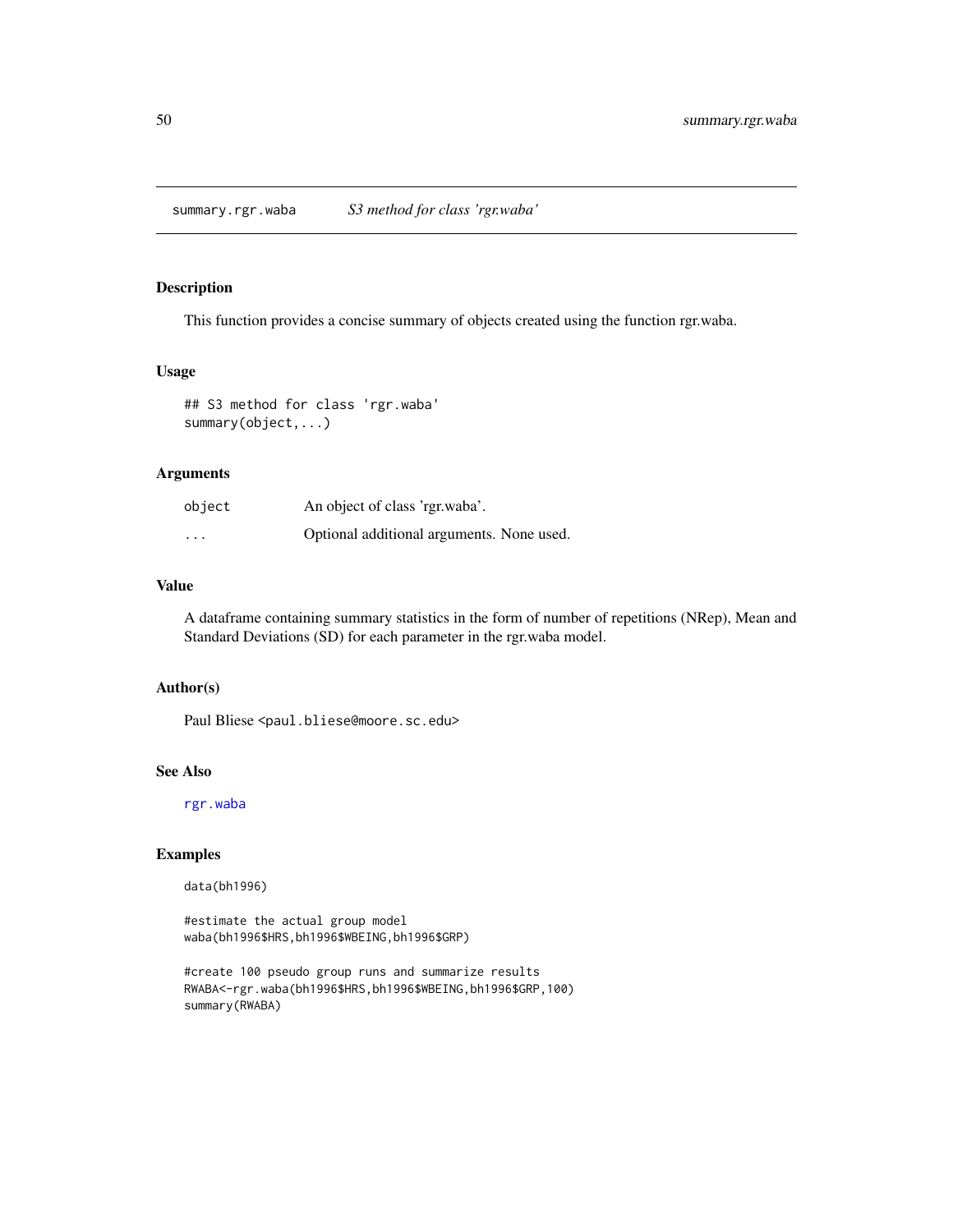summary.rgr.waba *S3 method for class 'rgr.waba'*

## Description

This function provides a concise summary of objects created using the function rgr.waba.

## Usage

```
## S3 method for class 'rgr.waba'
summary(object,...)
```

## Arguments

| | |
|---|---|
| object | An object of class 'rgr.waba'. |
| ... | Optional additional arguments. None used. |

## Value

A dataframe containing summary statistics in the form of number of repetitions (NRep), Mean and Standard Deviations (SD) for each parameter in the rgr.waba model.

## Author(s)

Paul Bliese <paul.bliese@moore.sc.edu>

## See Also

rgr.waba

## Examples

```
data(bh1996)

#estimate the actual group model
waba(bh1996$HRS,bh1996$WBEING,bh1996$GRP)

#create 100 pseudo group runs and summarize results
RWABA<-rgr.waba(bh1996$HRS,bh1996$WBEING,bh1996$GRP,100)
summary(RWABA)
```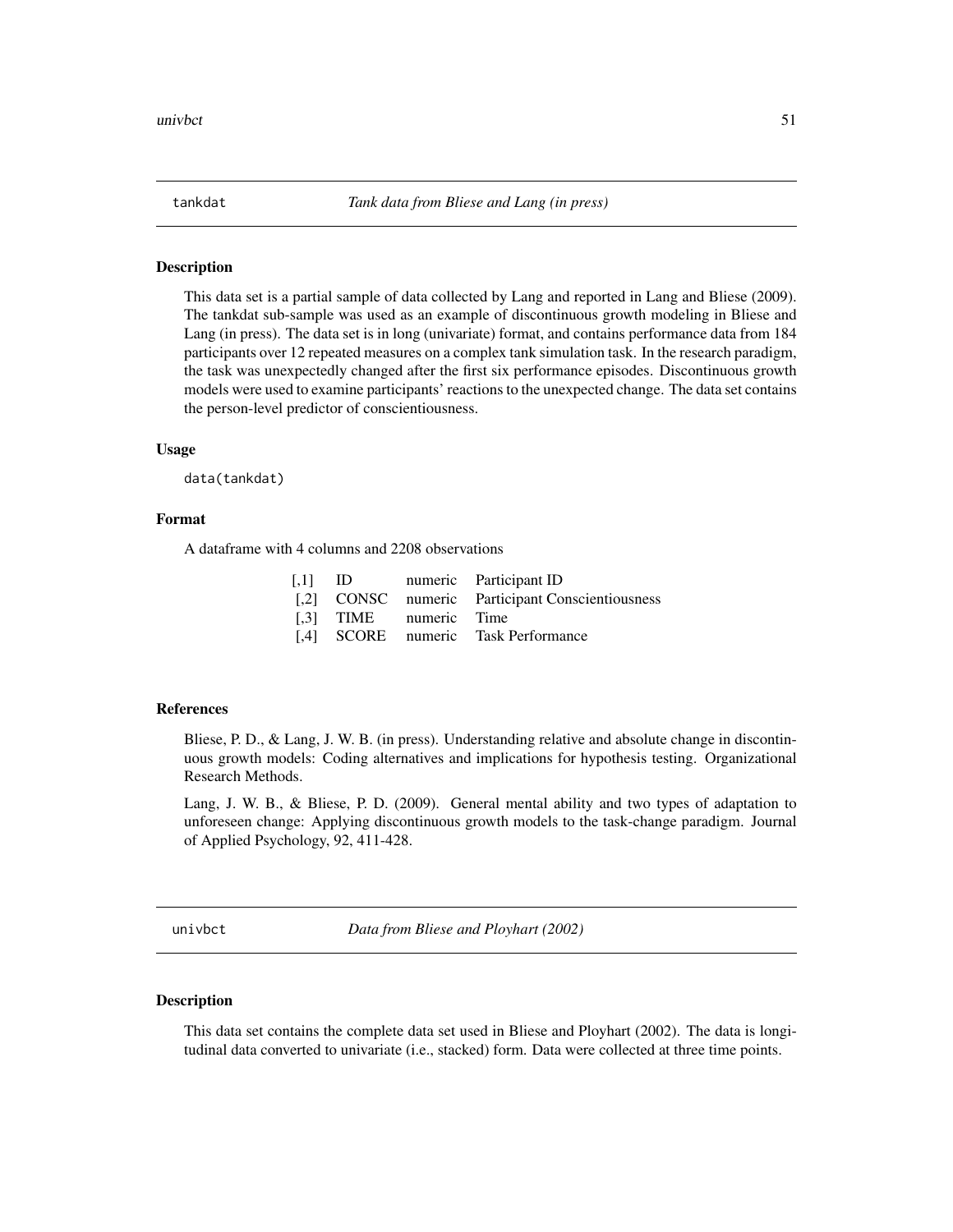## tankdat — *Tank data from Bliese and Lang (in press)*

### Description

This data set is a partial sample of data collected by Lang and reported in Lang and Bliese (2009). The tankdat sub-sample was used as an example of discontinuous growth modeling in Bliese and Lang (in press). The data set is in long (univariate) format, and contains performance data from 184 participants over 12 repeated measures on a complex tank simulation task. In the research paradigm, the task was unexpectedly changed after the first six performance episodes. Discontinuous growth models were used to examine participants' reactions to the unexpected change. The data set contains the person-level predictor of conscientiousness.

### Usage

```
data(tankdat)
```

### Format

A dataframe with 4 columns and 2208 observations

| | | | |
|---|---|---|---|
| [,1] | ID | numeric | Participant ID |
| [,2] | CONSC | numeric | Participant Conscientiousness |
| [,3] | TIME | numeric | Time |
| [,4] | SCORE | numeric | Task Performance |

### References

Bliese, P. D., & Lang, J. W. B. (in press). Understanding relative and absolute change in discontinuous growth models: Coding alternatives and implications for hypothesis testing. Organizational Research Methods.

Lang, J. W. B., & Bliese, P. D. (2009). General mental ability and two types of adaptation to unforeseen change: Applying discontinuous growth models to the task-change paradigm. Journal of Applied Psychology, 92, 411-428.

## univbct — *Data from Bliese and Ployhart (2002)*

### Description

This data set contains the complete data set used in Bliese and Ployhart (2002). The data is longitudinal data converted to univariate (i.e., stacked) form. Data were collected at three time points.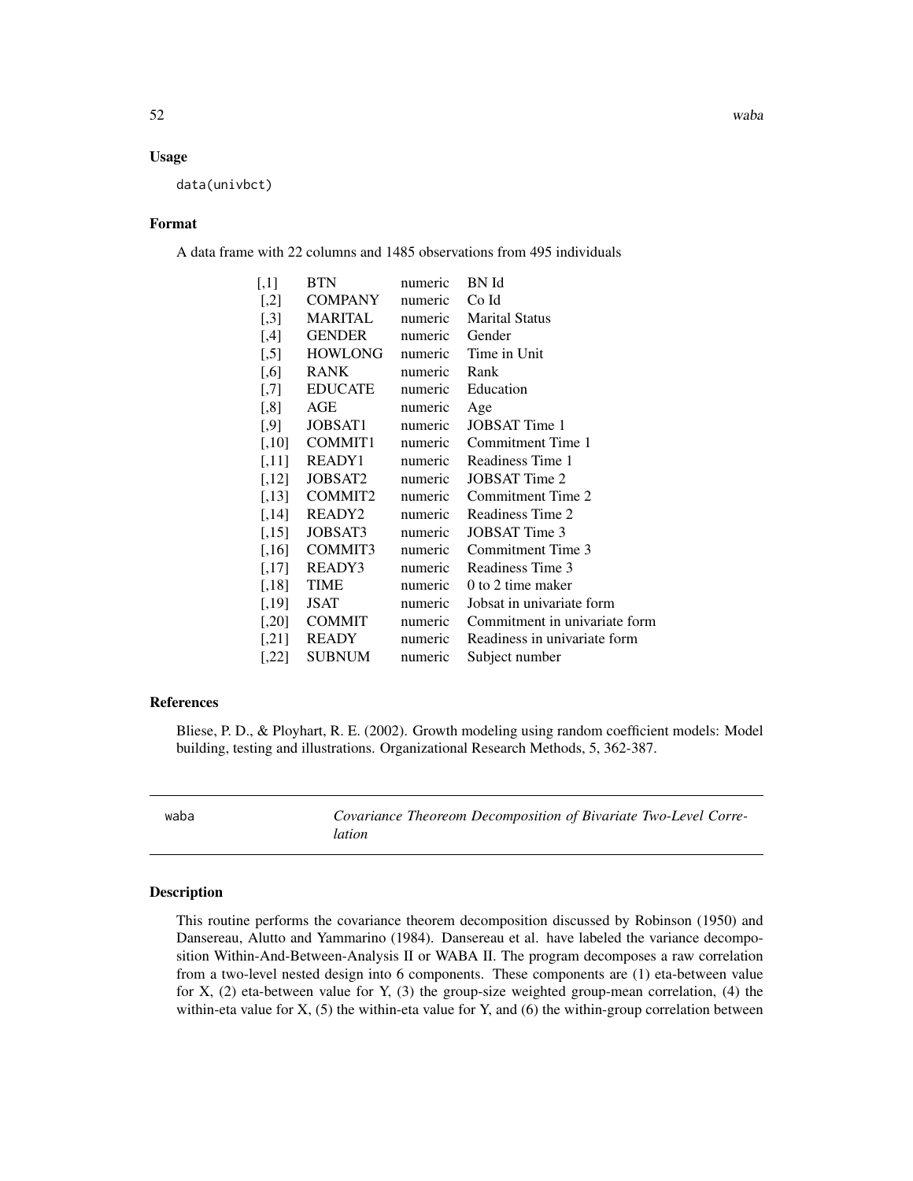### Usage

```
data(univbct)
```

### Format

A data frame with 22 columns and 1485 observations from 495 individuals

| | | | |
|---|---|---|---|
| [,1] | BTN | numeric | BN Id |
| [,2] | COMPANY | numeric | Co Id |
| [,3] | MARITAL | numeric | Marital Status |
| [,4] | GENDER | numeric | Gender |
| [,5] | HOWLONG | numeric | Time in Unit |
| [,6] | RANK | numeric | Rank |
| [,7] | EDUCATE | numeric | Education |
| [,8] | AGE | numeric | Age |
| [,9] | JOBSAT1 | numeric | JOBSAT Time 1 |
| [,10] | COMMIT1 | numeric | Commitment Time 1 |
| [,11] | READY1 | numeric | Readiness Time 1 |
| [,12] | JOBSAT2 | numeric | JOBSAT Time 2 |
| [,13] | COMMIT2 | numeric | Commitment Time 2 |
| [,14] | READY2 | numeric | Readiness Time 2 |
| [,15] | JOBSAT3 | numeric | JOBSAT Time 3 |
| [,16] | COMMIT3 | numeric | Commitment Time 3 |
| [,17] | READY3 | numeric | Readiness Time 3 |
| [,18] | TIME | numeric | 0 to 2 time maker |
| [,19] | JSAT | numeric | Jobsat in univariate form |
| [,20] | COMMIT | numeric | Commitment in univariate form |
| [,21] | READY | numeric | Readiness in univariate form |
| [,22] | SUBNUM | numeric | Subject number |

### References

Bliese, P. D., & Ployhart, R. E. (2002). Growth modeling using random coefficient models: Model building, testing and illustrations. Organizational Research Methods, 5, 362-387.

---

## waba — *Covariance Theoreom Decomposition of Bivariate Two-Level Correlation*

### Description

This routine performs the covariance theorem decomposition discussed by Robinson (1950) and Dansereau, Alutto and Yammarino (1984). Dansereau et al. have labeled the variance decomposition Within-And-Between-Analysis II or WABA II. The program decomposes a raw correlation from a two-level nested design into 6 components. These components are (1) eta-between value for X, (2) eta-between value for Y, (3) the group-size weighted group-mean correlation, (4) the within-eta value for X, (5) the within-eta value for Y, and (6) the within-group correlation between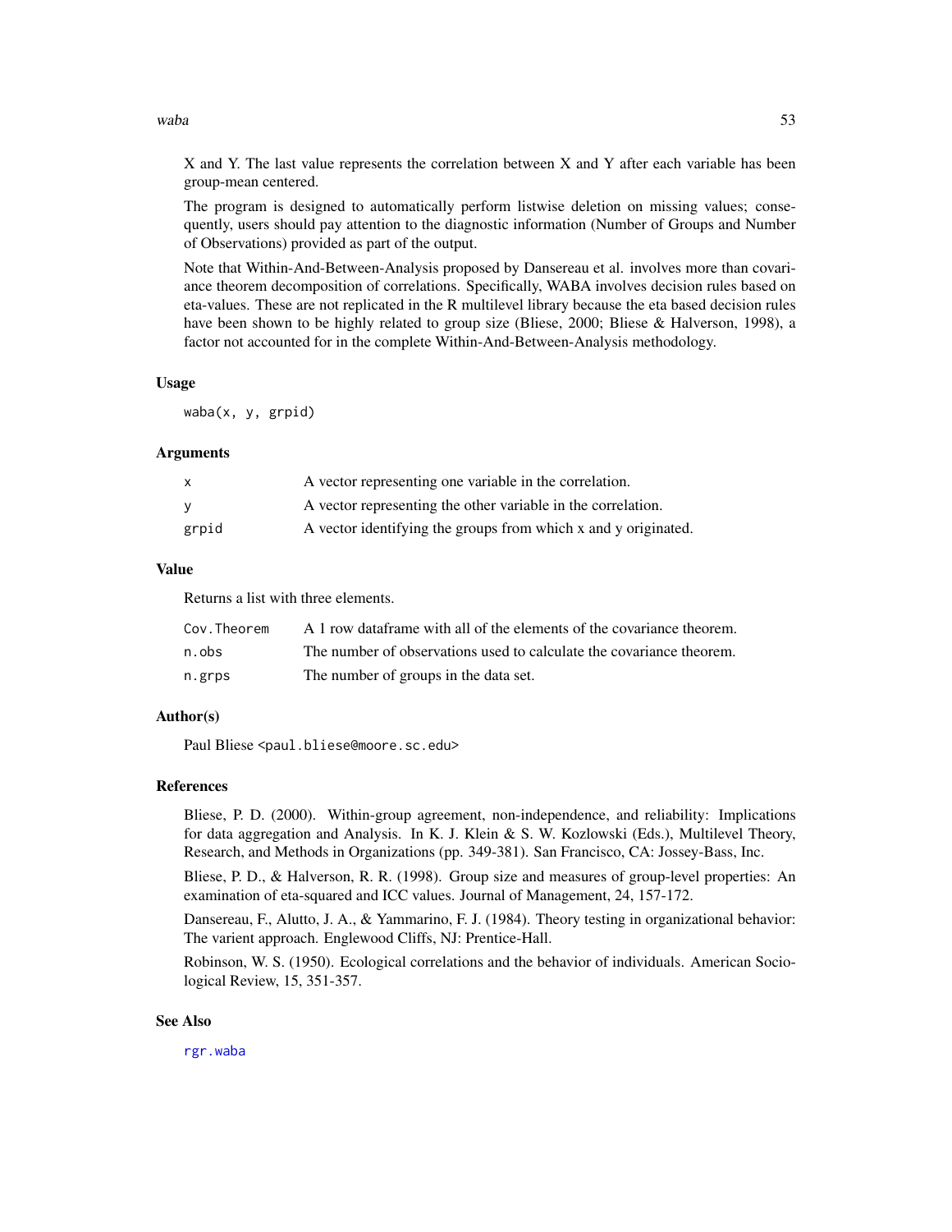X and Y. The last value represents the correlation between X and Y after each variable has been group-mean centered.

The program is designed to automatically perform listwise deletion on missing values; consequently, users should pay attention to the diagnostic information (Number of Groups and Number of Observations) provided as part of the output.

Note that Within-And-Between-Analysis proposed by Dansereau et al. involves more than covariance theorem decomposition of correlations. Specifically, WABA involves decision rules based on eta-values. These are not replicated in the R multilevel library because the eta based decision rules have been shown to be highly related to group size (Bliese, 2000; Bliese & Halverson, 1998), a factor not accounted for in the complete Within-And-Between-Analysis methodology.

### Usage

```
waba(x, y, grpid)
```

### Arguments

| | |
|---|---|
| `x` | A vector representing one variable in the correlation. |
| `y` | A vector representing the other variable in the correlation. |
| `grpid` | A vector identifying the groups from which x and y originated. |

### Value

Returns a list with three elements.

| | |
|---|---|
| `Cov.Theorem` | A 1 row dataframe with all of the elements of the covariance theorem. |
| `n.obs` | The number of observations used to calculate the covariance theorem. |
| `n.grps` | The number of groups in the data set. |

### Author(s)

Paul Bliese <paul.bliese@moore.sc.edu>

### References

Bliese, P. D. (2000). Within-group agreement, non-independence, and reliability: Implications for data aggregation and Analysis. In K. J. Klein & S. W. Kozlowski (Eds.), Multilevel Theory, Research, and Methods in Organizations (pp. 349-381). San Francisco, CA: Jossey-Bass, Inc.

Bliese, P. D., & Halverson, R. R. (1998). Group size and measures of group-level properties: An examination of eta-squared and ICC values. Journal of Management, 24, 157-172.

Dansereau, F., Alutto, J. A., & Yammarino, F. J. (1984). Theory testing in organizational behavior: The varient approach. Englewood Cliffs, NJ: Prentice-Hall.

Robinson, W. S. (1950). Ecological correlations and the behavior of individuals. American Sociological Review, 15, 351-357.

### See Also

`rgr.waba`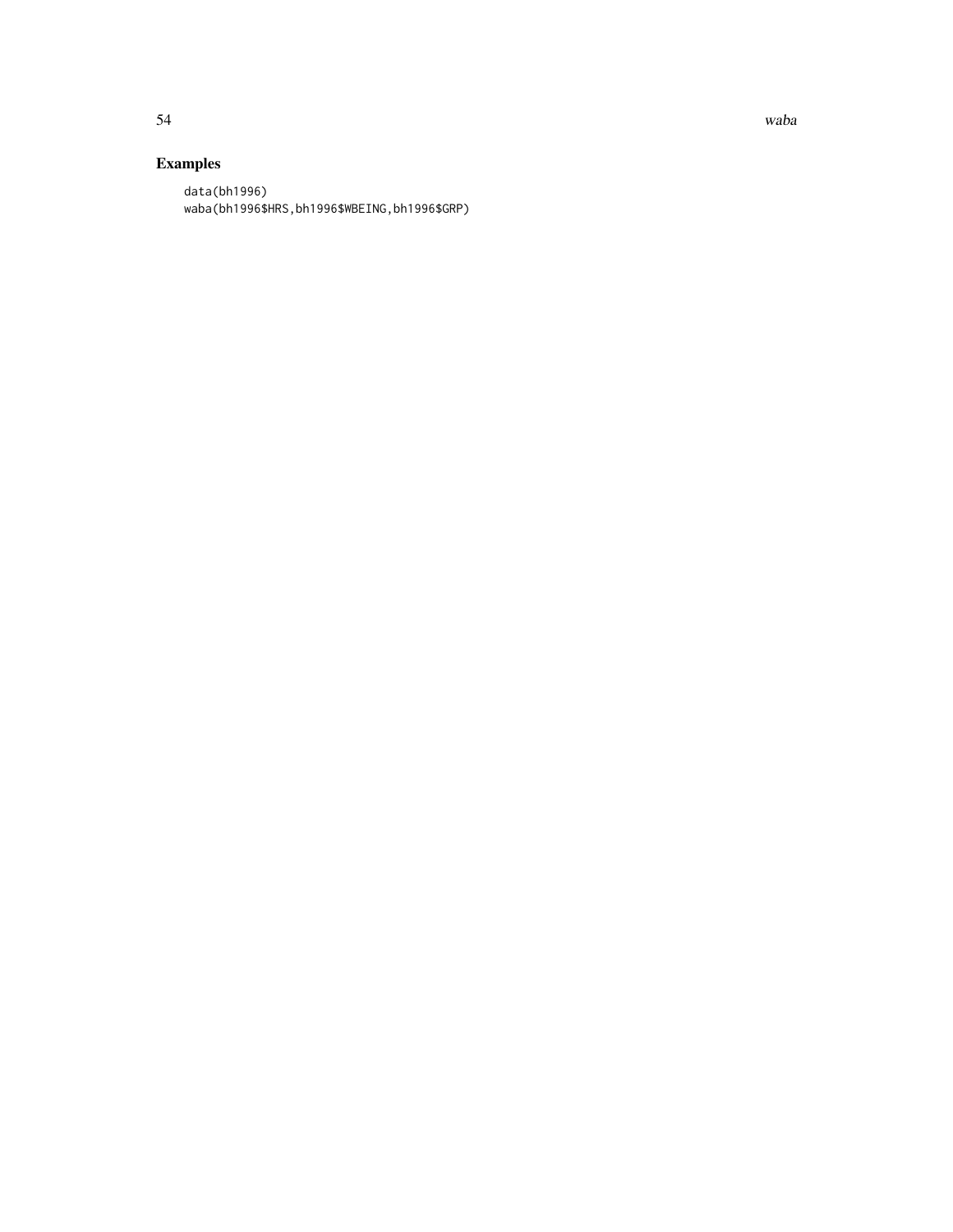## Examples

```
data(bh1996)
waba(bh1996$HRS,bh1996$WBEING,bh1996$GRP)
```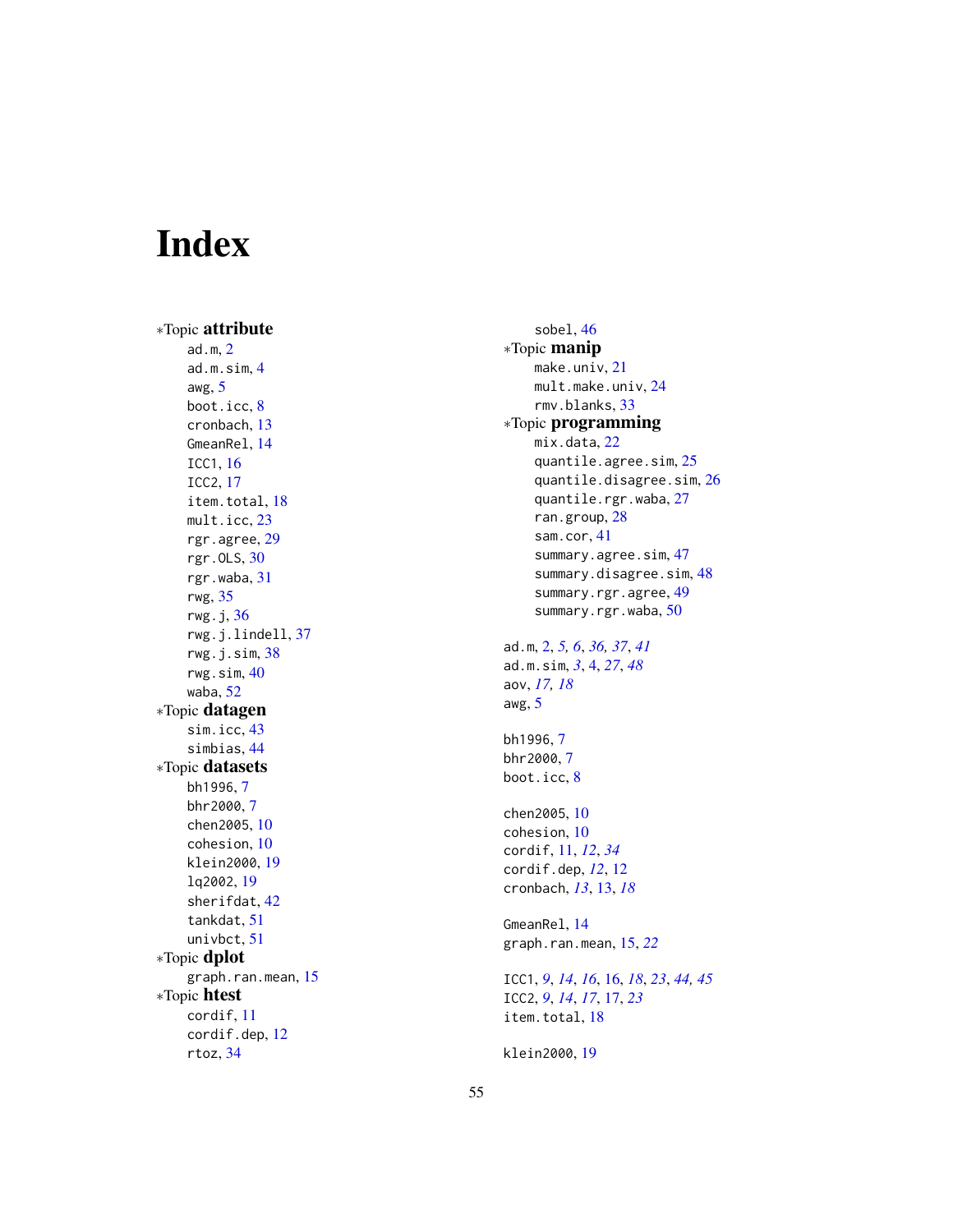# Index

∗Topic **attribute**
- ad.m, 2
- ad.m.sim, 4
- awg, 5
- boot.icc, 8
- cronbach, 13
- GmeanRel, 14
- ICC1, 16
- ICC2, 17
- item.total, 18
- mult.icc, 23
- rgr.agree, 29
- rgr.OLS, 30
- rgr.waba, 31
- rwg, 35
- rwg.j, 36
- rwg.j.lindell, 37
- rwg.j.sim, 38
- rwg.sim, 40
- waba, 52

∗Topic **datagen**
- sim.icc, 43
- simbias, 44

∗Topic **datasets**
- bh1996, 7
- bhr2000, 7
- chen2005, 10
- cohesion, 10
- klein2000, 19
- lq2002, 19
- sherifdat, 42
- tankdat, 51
- univbct, 51

∗Topic **dplot**
- graph.ran.mean, 15

∗Topic **htest**
- cordif, 11
- cordif.dep, 12
- rtoz, 34
- sobel, 46

∗Topic **manip**
- make.univ, 21
- mult.make.univ, 24
- rmv.blanks, 33

∗Topic **programming**
- mix.data, 22
- quantile.agree.sim, 25
- quantile.disagree.sim, 26
- quantile.rgr.waba, 27
- ran.group, 28
- sam.cor, 41
- summary.agree.sim, 47
- summary.disagree.sim, 48
- summary.rgr.agree, 49
- summary.rgr.waba, 50

ad.m, 2, *5*, *6*, *36*, *37*, *41*
ad.m.sim, *3*, 4, *27*, *48*
aov, *17*, *18*
awg, 5

bh1996, 7
bhr2000, 7
boot.icc, 8

chen2005, 10
cohesion, 10
cordif, 11, *12*, *34*
cordif.dep, *12*, 12
cronbach, *13*, 13, *18*

GmeanRel, 14
graph.ran.mean, 15, *22*

ICC1, *9*, *14*, *16*, 16, *18*, *23*, *44*, *45*
ICC2, *9*, *14*, *17*, 17, *23*
item.total, 18

klein2000, 19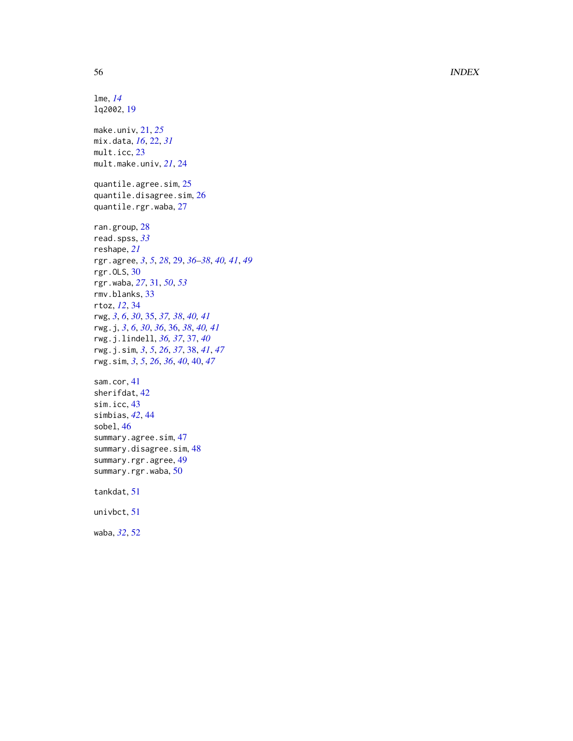lme, *14*
lq2002, 19

make.univ, 21, *25*
mix.data, *16*, 22, *31*
mult.icc, 23
mult.make.univ, *21*, 24

quantile.agree.sim, 25
quantile.disagree.sim, 26
quantile.rgr.waba, 27

ran.group, 28
read.spss, *33*
reshape, *21*
rgr.agree, *3*, *5*, *28*, 29, *36–38*, *40, 41*, *49*
rgr.OLS, 30
rgr.waba, *27*, 31, *50*, *53*
rmv.blanks, 33
rtoz, *12*, 34
rwg, *3*, *6*, *30*, 35, *37, 38*, *40, 41*
rwg.j, *3*, *6*, *30*, *36*, 36, *38*, *40, 41*
rwg.j.lindell, *36, 37*, 37, *40*
rwg.j.sim, *3*, *5*, *26*, *37*, 38, *41*, *47*
rwg.sim, *3*, *5*, *26*, *36*, *40*, 40, *47*

sam.cor, 41
sherifdat, 42
sim.icc, 43
simbias, *42*, 44
sobel, 46
summary.agree.sim, 47
summary.disagree.sim, 48
summary.rgr.agree, 49
summary.rgr.waba, 50

tankdat, 51

univbct, 51

waba, *32*, 52